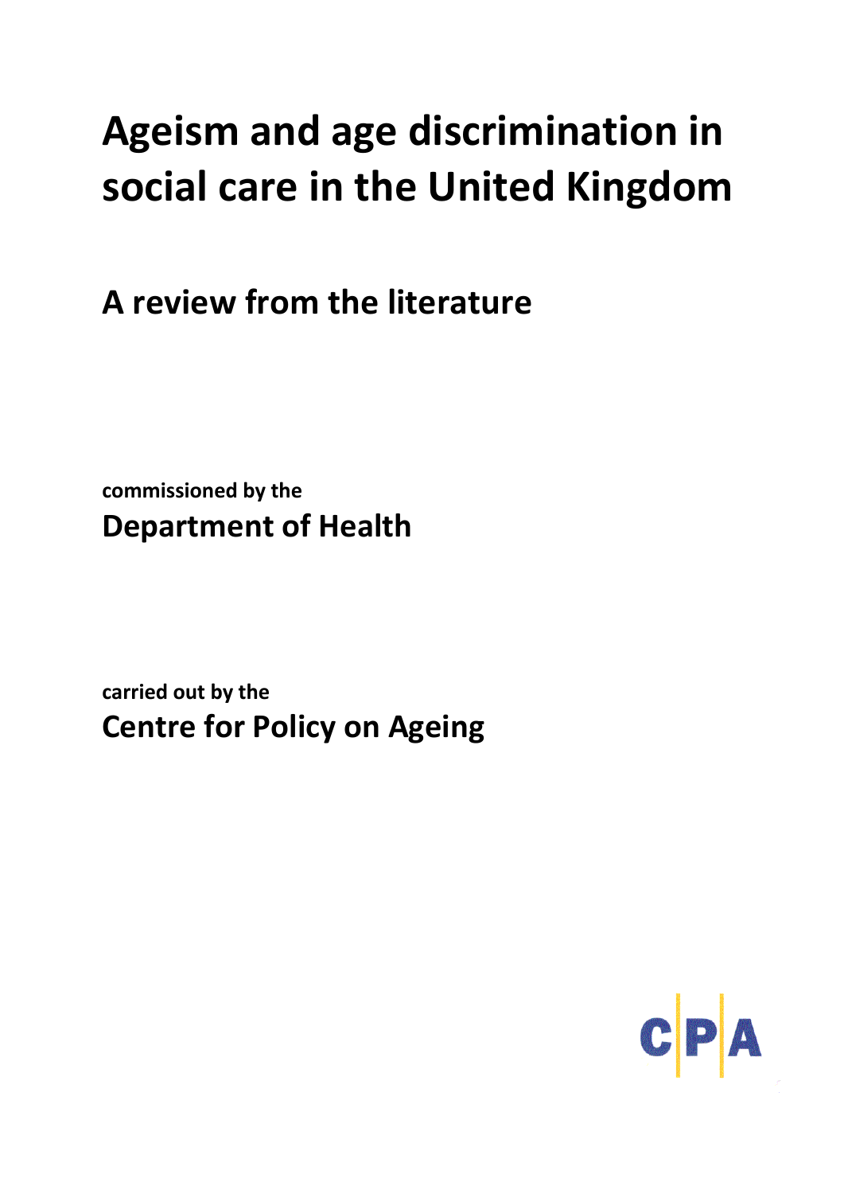# Ageism and age discrimination in social care in the United Kingdom

## A review from the literature

**commissioned by the**
**Department of Health**

**carried out by the**
**Centre for Policy on Ageing**

CPA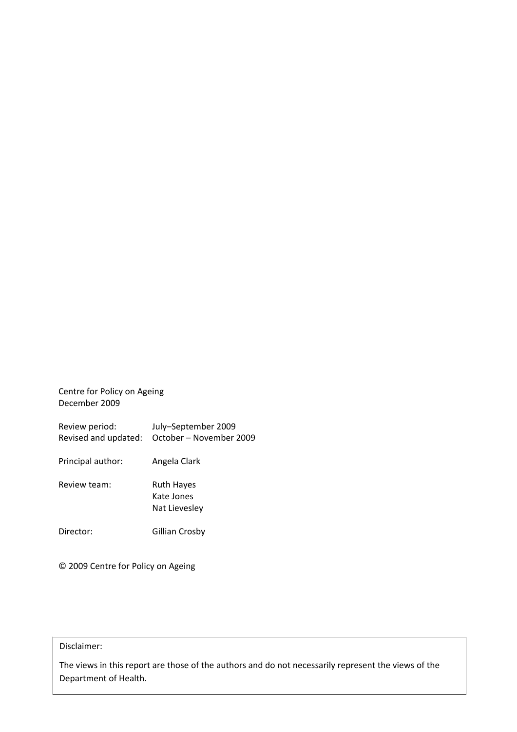Centre for Policy on Ageing
December 2009

| | |
|---|---|
| Review period: | July–September 2009 |
| Revised and updated: | October – November 2009 |
| Principal author: | Angela Clark |
| Review team: | Ruth Hayes<br>Kate Jones<br>Nat Lievesley |
| Director: | Gillian Crosby |

© 2009 Centre for Policy on Ageing

Disclaimer:

The views in this report are those of the authors and do not necessarily represent the views of the Department of Health.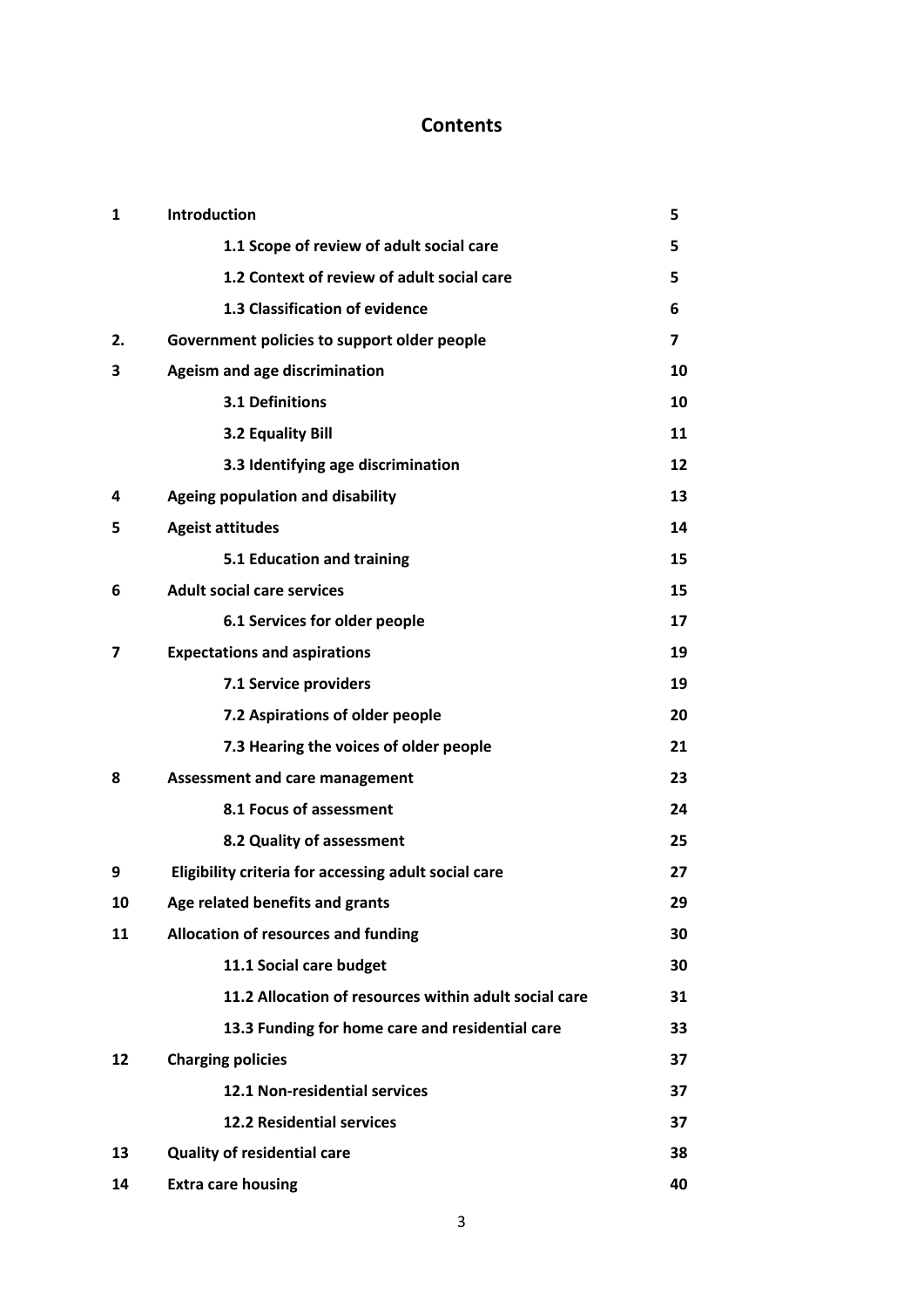# Contents

| | | |
|---|---|---|
| **1** | **Introduction** | **5** |
| | **1.1 Scope of review of adult social care** | **5** |
| | **1.2 Context of review of adult social care** | **5** |
| | **1.3 Classification of evidence** | **6** |
| **2.** | **Government policies to support older people** | **7** |
| **3** | **Ageism and age discrimination** | **10** |
| | **3.1 Definitions** | **10** |
| | **3.2 Equality Bill** | **11** |
| | **3.3 Identifying age discrimination** | **12** |
| **4** | **Ageing population and disability** | **13** |
| **5** | **Ageist attitudes** | **14** |
| | **5.1 Education and training** | **15** |
| **6** | **Adult social care services** | **15** |
| | **6.1 Services for older people** | **17** |
| **7** | **Expectations and aspirations** | **19** |
| | **7.1 Service providers** | **19** |
| | **7.2 Aspirations of older people** | **20** |
| | **7.3 Hearing the voices of older people** | **21** |
| **8** | **Assessment and care management** | **23** |
| | **8.1 Focus of assessment** | **24** |
| | **8.2 Quality of assessment** | **25** |
| **9** | **Eligibility criteria for accessing adult social care** | **27** |
| **10** | **Age related benefits and grants** | **29** |
| **11** | **Allocation of resources and funding** | **30** |
| | **11.1 Social care budget** | **30** |
| | **11.2 Allocation of resources within adult social care** | **31** |
| | **13.3 Funding for home care and residential care** | **33** |
| **12** | **Charging policies** | **37** |
| | **12.1 Non-residential services** | **37** |
| | **12.2 Residential services** | **37** |
| **13** | **Quality of residential care** | **38** |
| **14** | **Extra care housing** | **40** |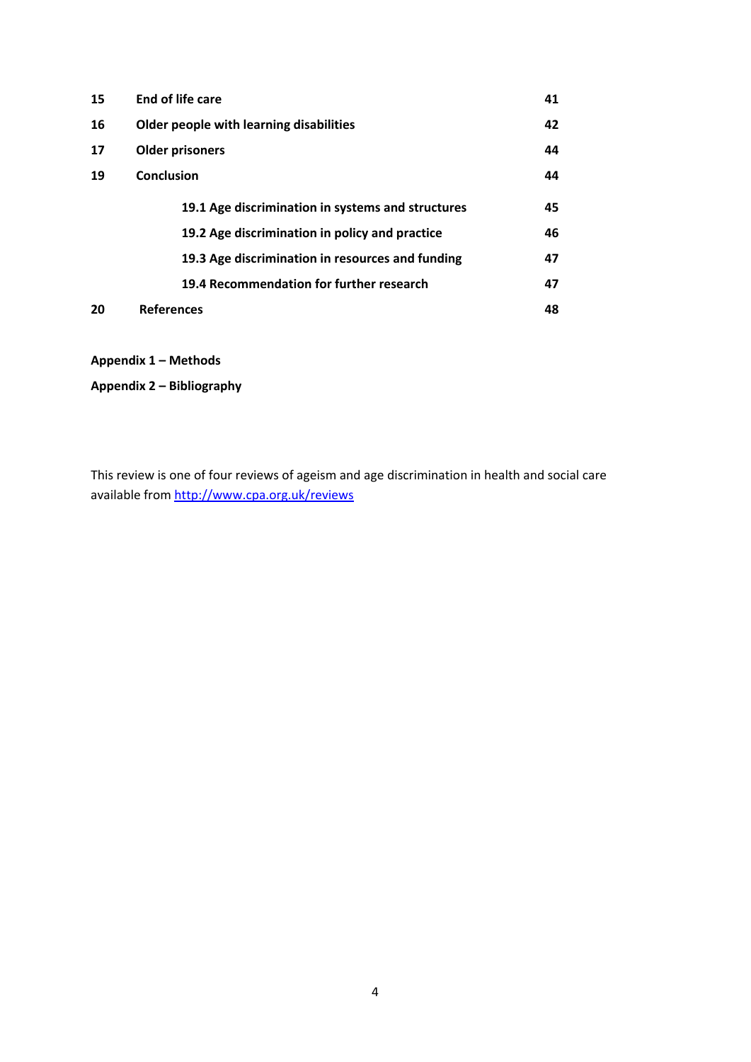| | | |
|---|---|---|
| **15** | **End of life care** | **41** |
| **16** | **Older people with learning disabilities** | **42** |
| **17** | **Older prisoners** | **44** |
| **19** | **Conclusion** | **44** |
| | **19.1 Age discrimination in systems and structures** | **45** |
| | **19.2 Age discrimination in policy and practice** | **46** |
| | **19.3 Age discrimination in resources and funding** | **47** |
| | **19.4 Recommendation for further research** | **47** |
| **20** | **References** | **48** |

**Appendix 1 – Methods**

**Appendix 2 – Bibliography**

This review is one of four reviews of ageism and age discrimination in health and social care available from http://www.cpa.org.uk/reviews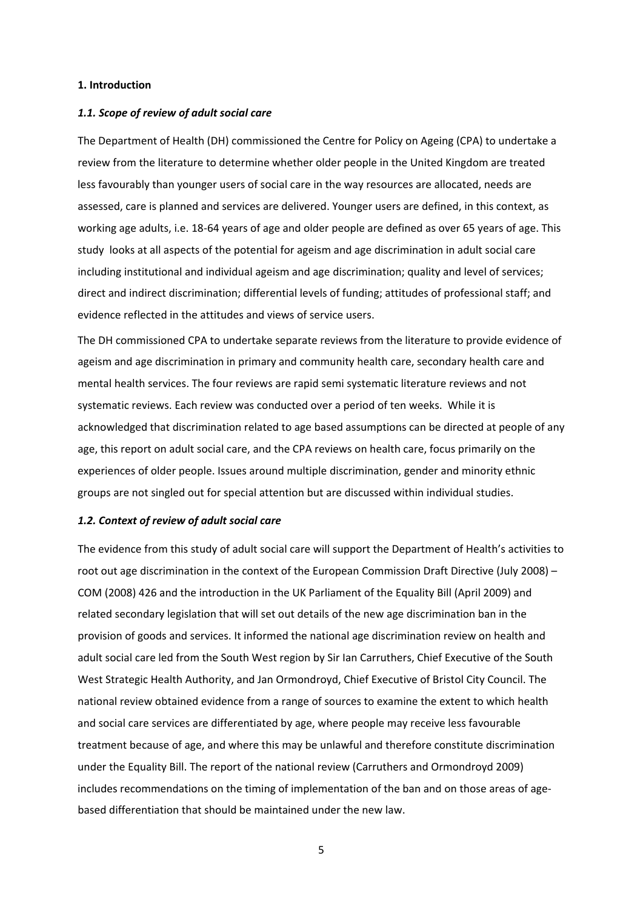### 1. Introduction

#### *1.1. Scope of review of adult social care*

The Department of Health (DH) commissioned the Centre for Policy on Ageing (CPA) to undertake a review from the literature to determine whether older people in the United Kingdom are treated less favourably than younger users of social care in the way resources are allocated, needs are assessed, care is planned and services are delivered. Younger users are defined, in this context, as working age adults, i.e. 18-64 years of age and older people are defined as over 65 years of age. This study looks at all aspects of the potential for ageism and age discrimination in adult social care including institutional and individual ageism and age discrimination; quality and level of services; direct and indirect discrimination; differential levels of funding; attitudes of professional staff; and evidence reflected in the attitudes and views of service users.

The DH commissioned CPA to undertake separate reviews from the literature to provide evidence of ageism and age discrimination in primary and community health care, secondary health care and mental health services. The four reviews are rapid semi systematic literature reviews and not systematic reviews. Each review was conducted over a period of ten weeks. While it is acknowledged that discrimination related to age based assumptions can be directed at people of any age, this report on adult social care, and the CPA reviews on health care, focus primarily on the experiences of older people. Issues around multiple discrimination, gender and minority ethnic groups are not singled out for special attention but are discussed within individual studies.

#### *1.2. Context of review of adult social care*

The evidence from this study of adult social care will support the Department of Health's activities to root out age discrimination in the context of the European Commission Draft Directive (July 2008) – COM (2008) 426 and the introduction in the UK Parliament of the Equality Bill (April 2009) and related secondary legislation that will set out details of the new age discrimination ban in the provision of goods and services. It informed the national age discrimination review on health and adult social care led from the South West region by Sir Ian Carruthers, Chief Executive of the South West Strategic Health Authority, and Jan Ormondroyd, Chief Executive of Bristol City Council. The national review obtained evidence from a range of sources to examine the extent to which health and social care services are differentiated by age, where people may receive less favourable treatment because of age, and where this may be unlawful and therefore constitute discrimination under the Equality Bill. The report of the national review (Carruthers and Ormondroyd 2009) includes recommendations on the timing of implementation of the ban and on those areas of age-based differentiation that should be maintained under the new law.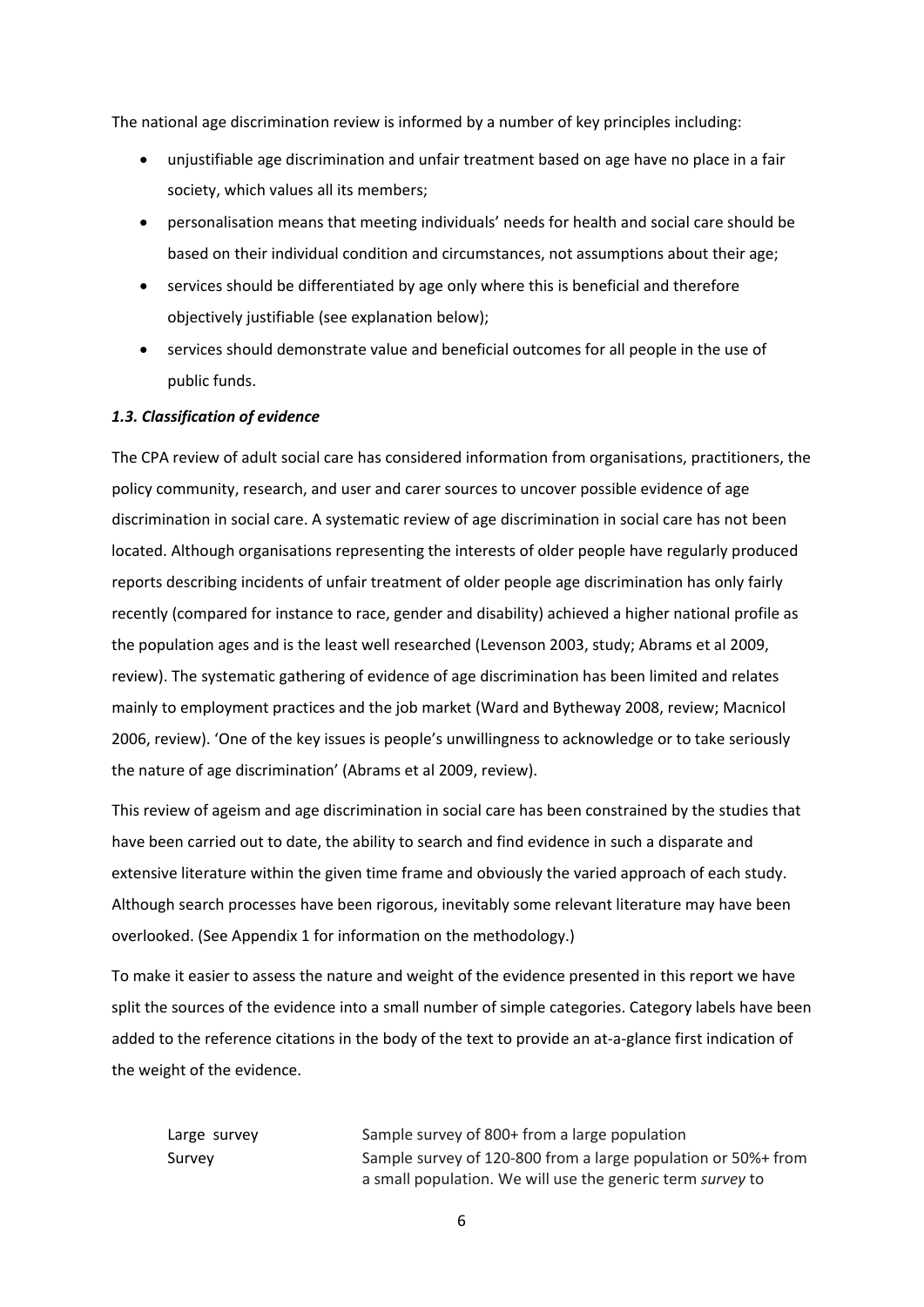The national age discrimination review is informed by a number of key principles including:

- unjustifiable age discrimination and unfair treatment based on age have no place in a fair society, which values all its members;
- personalisation means that meeting individuals' needs for health and social care should be based on their individual condition and circumstances, not assumptions about their age;
- services should be differentiated by age only where this is beneficial and therefore objectively justifiable (see explanation below);
- services should demonstrate value and beneficial outcomes for all people in the use of public funds.

### *1.3. Classification of evidence*

The CPA review of adult social care has considered information from organisations, practitioners, the policy community, research, and user and carer sources to uncover possible evidence of age discrimination in social care. A systematic review of age discrimination in social care has not been located. Although organisations representing the interests of older people have regularly produced reports describing incidents of unfair treatment of older people age discrimination has only fairly recently (compared for instance to race, gender and disability) achieved a higher national profile as the population ages and is the least well researched (Levenson 2003, study; Abrams et al 2009, review). The systematic gathering of evidence of age discrimination has been limited and relates mainly to employment practices and the job market (Ward and Bytheway 2008, review; Macnicol 2006, review). 'One of the key issues is people's unwillingness to acknowledge or to take seriously the nature of age discrimination' (Abrams et al 2009, review).

This review of ageism and age discrimination in social care has been constrained by the studies that have been carried out to date, the ability to search and find evidence in such a disparate and extensive literature within the given time frame and obviously the varied approach of each study. Although search processes have been rigorous, inevitably some relevant literature may have been overlooked. (See Appendix 1 for information on the methodology.)

To make it easier to assess the nature and weight of the evidence presented in this report we have split the sources of the evidence into a small number of simple categories. Category labels have been added to the reference citations in the body of the text to provide an at-a-glance first indication of the weight of the evidence.

| | |
|---|---|
| Large survey | Sample survey of 800+ from a large population |
| Survey | Sample survey of 120-800 from a large population or 50%+ from a small population. We will use the generic term *survey* to |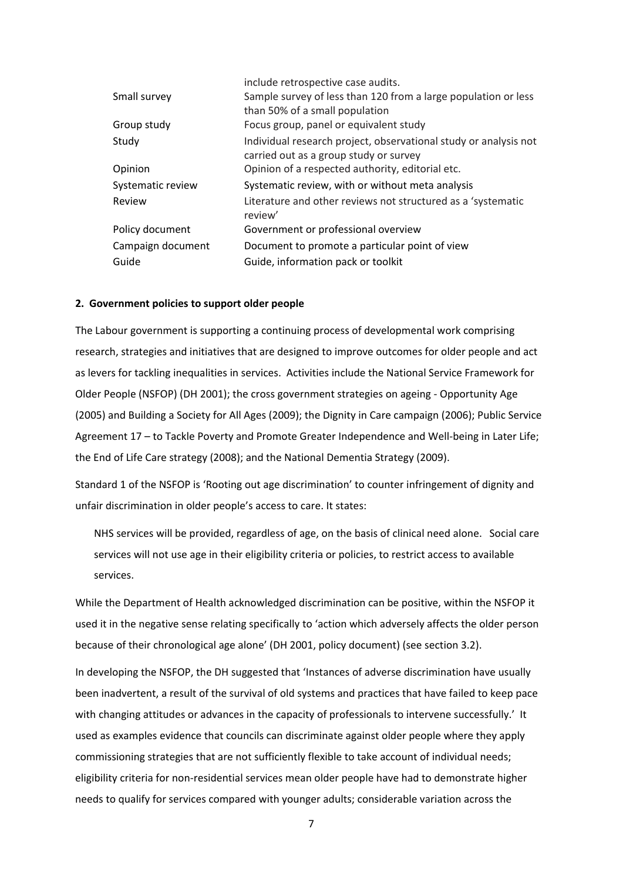| | |
|---|---|
| | include retrospective case audits. |
| Small survey | Sample survey of less than 120 from a large population or less than 50% of a small population |
| Group study | Focus group, panel or equivalent study |
| Study | Individual research project, observational study or analysis not carried out as a group study or survey |
| Opinion | Opinion of a respected authority, editorial etc. |
| Systematic review | Systematic review, with or without meta analysis |
| Review | Literature and other reviews not structured as a 'systematic review' |
| Policy document | Government or professional overview |
| Campaign document | Document to promote a particular point of view |
| Guide | Guide, information pack or toolkit |

## 2. Government policies to support older people

The Labour government is supporting a continuing process of developmental work comprising research, strategies and initiatives that are designed to improve outcomes for older people and act as levers for tackling inequalities in services. Activities include the National Service Framework for Older People (NSFOP) (DH 2001); the cross government strategies on ageing - Opportunity Age (2005) and Building a Society for All Ages (2009); the Dignity in Care campaign (2006); Public Service Agreement 17 – to Tackle Poverty and Promote Greater Independence and Well-being in Later Life; the End of Life Care strategy (2008); and the National Dementia Strategy (2009).

Standard 1 of the NSFOP is 'Rooting out age discrimination' to counter infringement of dignity and unfair discrimination in older people's access to care. It states:

> NHS services will be provided, regardless of age, on the basis of clinical need alone. Social care services will not use age in their eligibility criteria or policies, to restrict access to available services.

While the Department of Health acknowledged discrimination can be positive, within the NSFOP it used it in the negative sense relating specifically to 'action which adversely affects the older person because of their chronological age alone' (DH 2001, policy document) (see section 3.2).

In developing the NSFOP, the DH suggested that 'Instances of adverse discrimination have usually been inadvertent, a result of the survival of old systems and practices that have failed to keep pace with changing attitudes or advances in the capacity of professionals to intervene successfully.' It used as examples evidence that councils can discriminate against older people where they apply commissioning strategies that are not sufficiently flexible to take account of individual needs; eligibility criteria for non-residential services mean older people have had to demonstrate higher needs to qualify for services compared with younger adults; considerable variation across the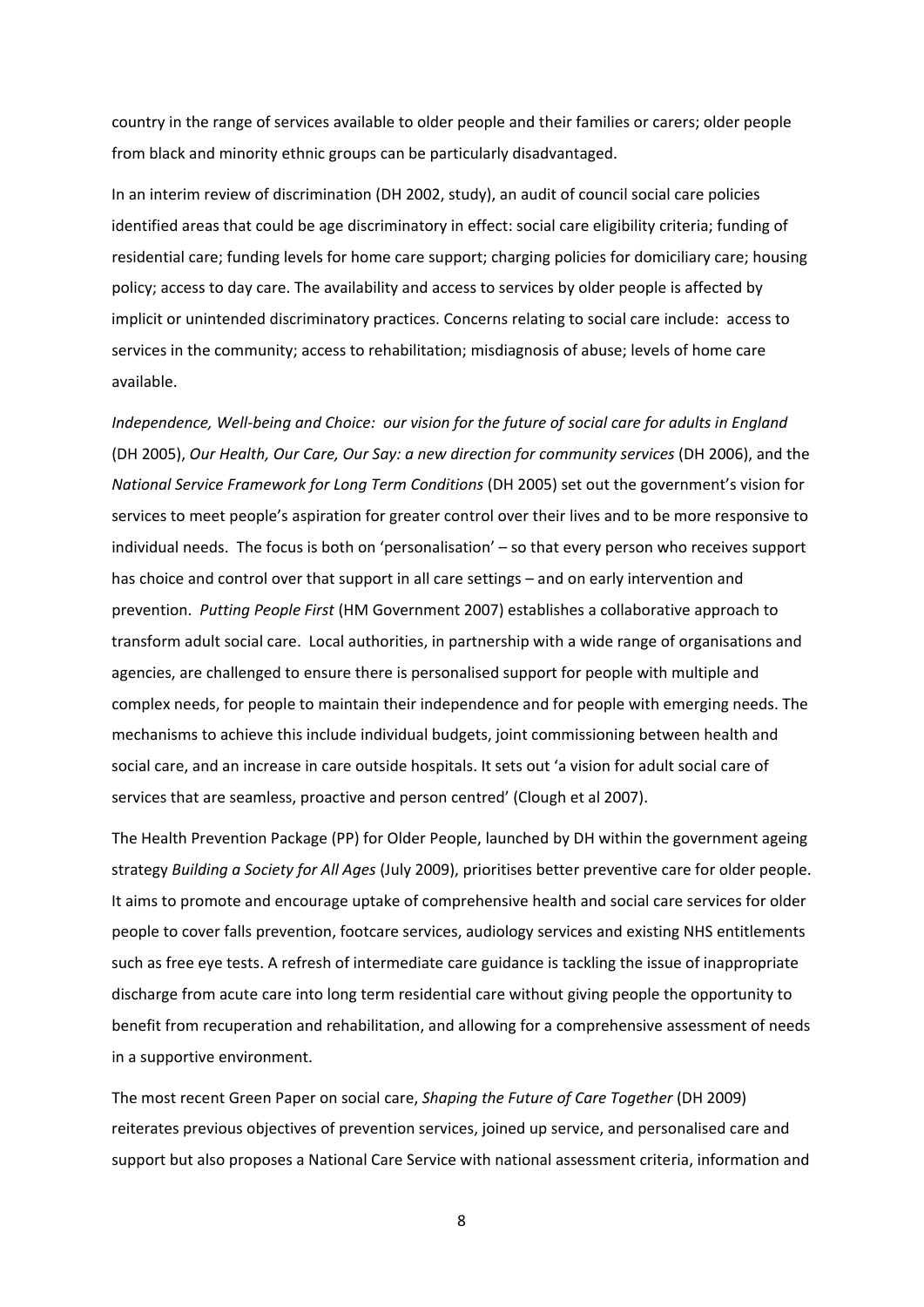country in the range of services available to older people and their families or carers; older people from black and minority ethnic groups can be particularly disadvantaged.

In an interim review of discrimination (DH 2002, study), an audit of council social care policies identified areas that could be age discriminatory in effect: social care eligibility criteria; funding of residential care; funding levels for home care support; charging policies for domiciliary care; housing policy; access to day care. The availability and access to services by older people is affected by implicit or unintended discriminatory practices. Concerns relating to social care include: access to services in the community; access to rehabilitation; misdiagnosis of abuse; levels of home care available.

*Independence, Well-being and Choice: our vision for the future of social care for adults in England* (DH 2005), *Our Health, Our Care, Our Say: a new direction for community services* (DH 2006), and the *National Service Framework for Long Term Conditions* (DH 2005) set out the government's vision for services to meet people's aspiration for greater control over their lives and to be more responsive to individual needs. The focus is both on 'personalisation' – so that every person who receives support has choice and control over that support in all care settings – and on early intervention and prevention. *Putting People First* (HM Government 2007) establishes a collaborative approach to transform adult social care. Local authorities, in partnership with a wide range of organisations and agencies, are challenged to ensure there is personalised support for people with multiple and complex needs, for people to maintain their independence and for people with emerging needs. The mechanisms to achieve this include individual budgets, joint commissioning between health and social care, and an increase in care outside hospitals. It sets out 'a vision for adult social care of services that are seamless, proactive and person centred' (Clough et al 2007).

The Health Prevention Package (PP) for Older People, launched by DH within the government ageing strategy *Building a Society for All Ages* (July 2009), prioritises better preventive care for older people. It aims to promote and encourage uptake of comprehensive health and social care services for older people to cover falls prevention, footcare services, audiology services and existing NHS entitlements such as free eye tests. A refresh of intermediate care guidance is tackling the issue of inappropriate discharge from acute care into long term residential care without giving people the opportunity to benefit from recuperation and rehabilitation, and allowing for a comprehensive assessment of needs in a supportive environment.

The most recent Green Paper on social care, *Shaping the Future of Care Together* (DH 2009) reiterates previous objectives of prevention services, joined up service, and personalised care and support but also proposes a National Care Service with national assessment criteria, information and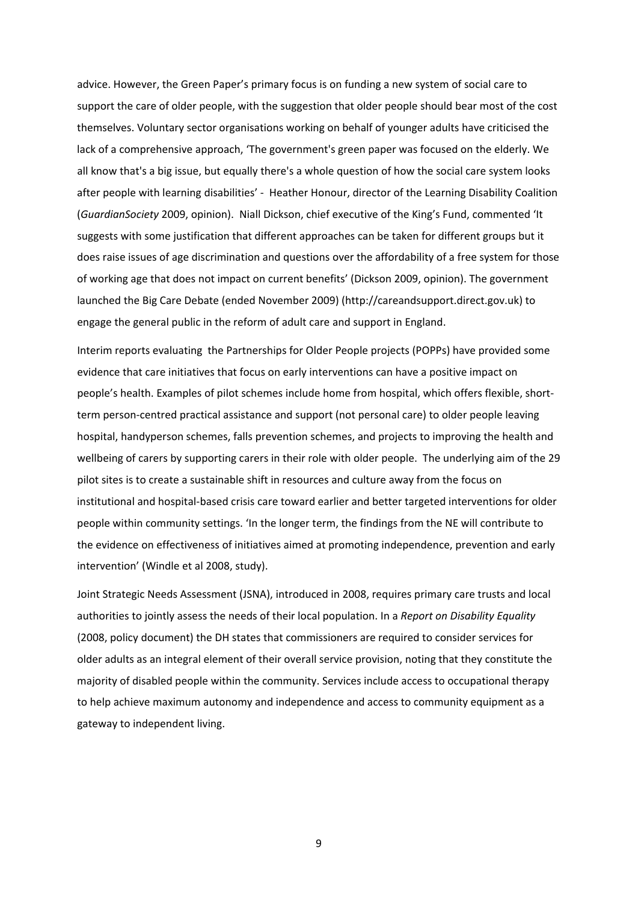advice. However, the Green Paper's primary focus is on funding a new system of social care to support the care of older people, with the suggestion that older people should bear most of the cost themselves. Voluntary sector organisations working on behalf of younger adults have criticised the lack of a comprehensive approach, 'The government's green paper was focused on the elderly. We all know that's a big issue, but equally there's a whole question of how the social care system looks after people with learning disabilities' - Heather Honour, director of the Learning Disability Coalition (*GuardianSociety* 2009, opinion). Niall Dickson, chief executive of the King's Fund, commented 'It suggests with some justification that different approaches can be taken for different groups but it does raise issues of age discrimination and questions over the affordability of a free system for those of working age that does not impact on current benefits' (Dickson 2009, opinion). The government launched the Big Care Debate (ended November 2009) (http://careandsupport.direct.gov.uk) to engage the general public in the reform of adult care and support in England.

Interim reports evaluating the Partnerships for Older People projects (POPPs) have provided some evidence that care initiatives that focus on early interventions can have a positive impact on people's health. Examples of pilot schemes include home from hospital, which offers flexible, short-term person-centred practical assistance and support (not personal care) to older people leaving hospital, handyperson schemes, falls prevention schemes, and projects to improving the health and wellbeing of carers by supporting carers in their role with older people. The underlying aim of the 29 pilot sites is to create a sustainable shift in resources and culture away from the focus on institutional and hospital-based crisis care toward earlier and better targeted interventions for older people within community settings. 'In the longer term, the findings from the NE will contribute to the evidence on effectiveness of initiatives aimed at promoting independence, prevention and early intervention' (Windle et al 2008, study).

Joint Strategic Needs Assessment (JSNA), introduced in 2008, requires primary care trusts and local authorities to jointly assess the needs of their local population. In a *Report on Disability Equality* (2008, policy document) the DH states that commissioners are required to consider services for older adults as an integral element of their overall service provision, noting that they constitute the majority of disabled people within the community. Services include access to occupational therapy to help achieve maximum autonomy and independence and access to community equipment as a gateway to independent living.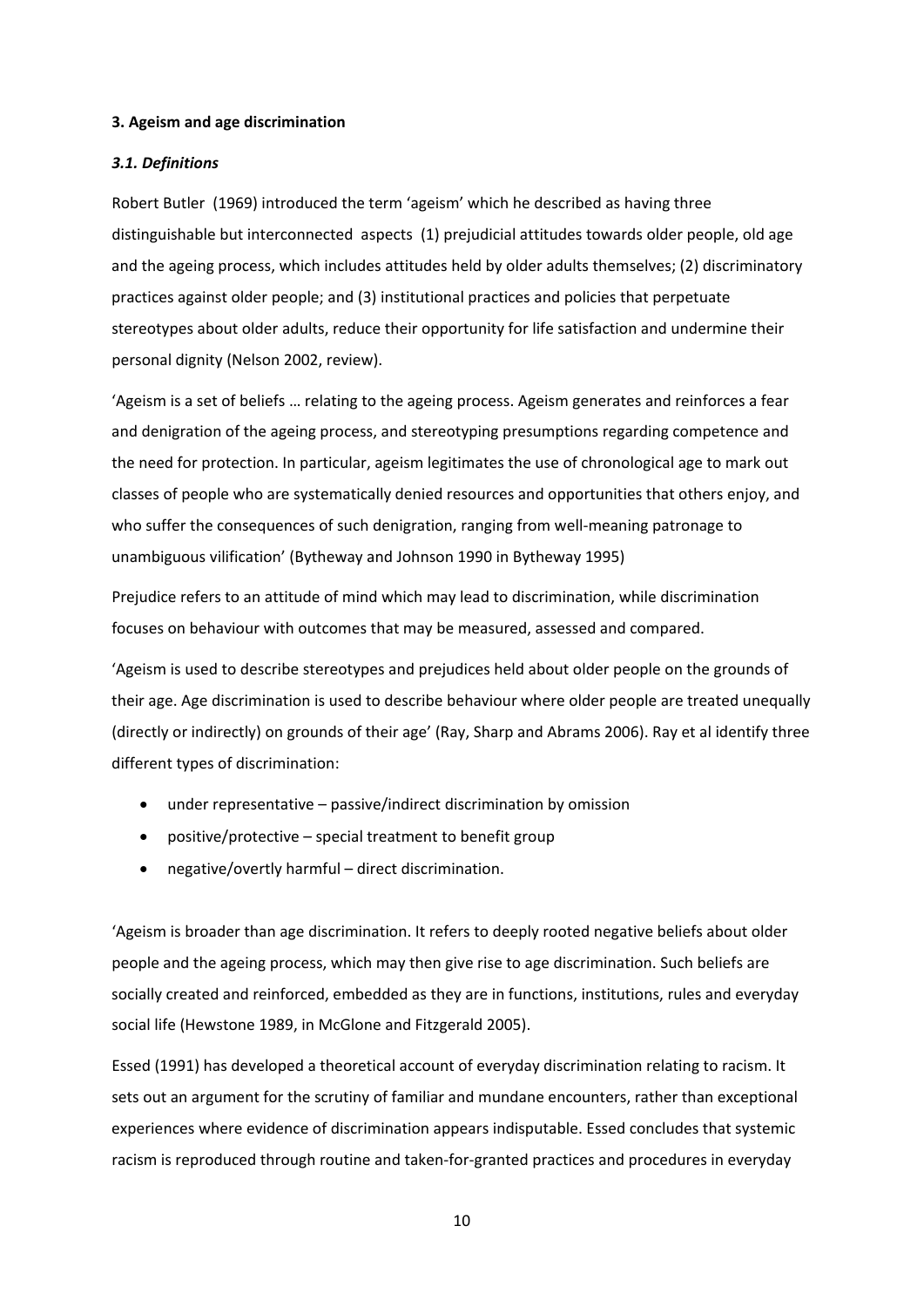**3. Ageism and age discrimination**

***3.1. Definitions***

Robert Butler (1969) introduced the term 'ageism' which he described as having three distinguishable but interconnected aspects (1) prejudicial attitudes towards older people, old age and the ageing process, which includes attitudes held by older adults themselves; (2) discriminatory practices against older people; and (3) institutional practices and policies that perpetuate stereotypes about older adults, reduce their opportunity for life satisfaction and undermine their personal dignity (Nelson 2002, review).

'Ageism is a set of beliefs … relating to the ageing process. Ageism generates and reinforces a fear and denigration of the ageing process, and stereotyping presumptions regarding competence and the need for protection. In particular, ageism legitimates the use of chronological age to mark out classes of people who are systematically denied resources and opportunities that others enjoy, and who suffer the consequences of such denigration, ranging from well-meaning patronage to unambiguous vilification' (Bytheway and Johnson 1990 in Bytheway 1995)

Prejudice refers to an attitude of mind which may lead to discrimination, while discrimination focuses on behaviour with outcomes that may be measured, assessed and compared.

'Ageism is used to describe stereotypes and prejudices held about older people on the grounds of their age. Age discrimination is used to describe behaviour where older people are treated unequally (directly or indirectly) on grounds of their age' (Ray, Sharp and Abrams 2006). Ray et al identify three different types of discrimination:

- under representative – passive/indirect discrimination by omission
- positive/protective – special treatment to benefit group
- negative/overtly harmful – direct discrimination.

'Ageism is broader than age discrimination. It refers to deeply rooted negative beliefs about older people and the ageing process, which may then give rise to age discrimination. Such beliefs are socially created and reinforced, embedded as they are in functions, institutions, rules and everyday social life (Hewstone 1989, in McGlone and Fitzgerald 2005).

Essed (1991) has developed a theoretical account of everyday discrimination relating to racism. It sets out an argument for the scrutiny of familiar and mundane encounters, rather than exceptional experiences where evidence of discrimination appears indisputable. Essed concludes that systemic racism is reproduced through routine and taken-for-granted practices and procedures in everyday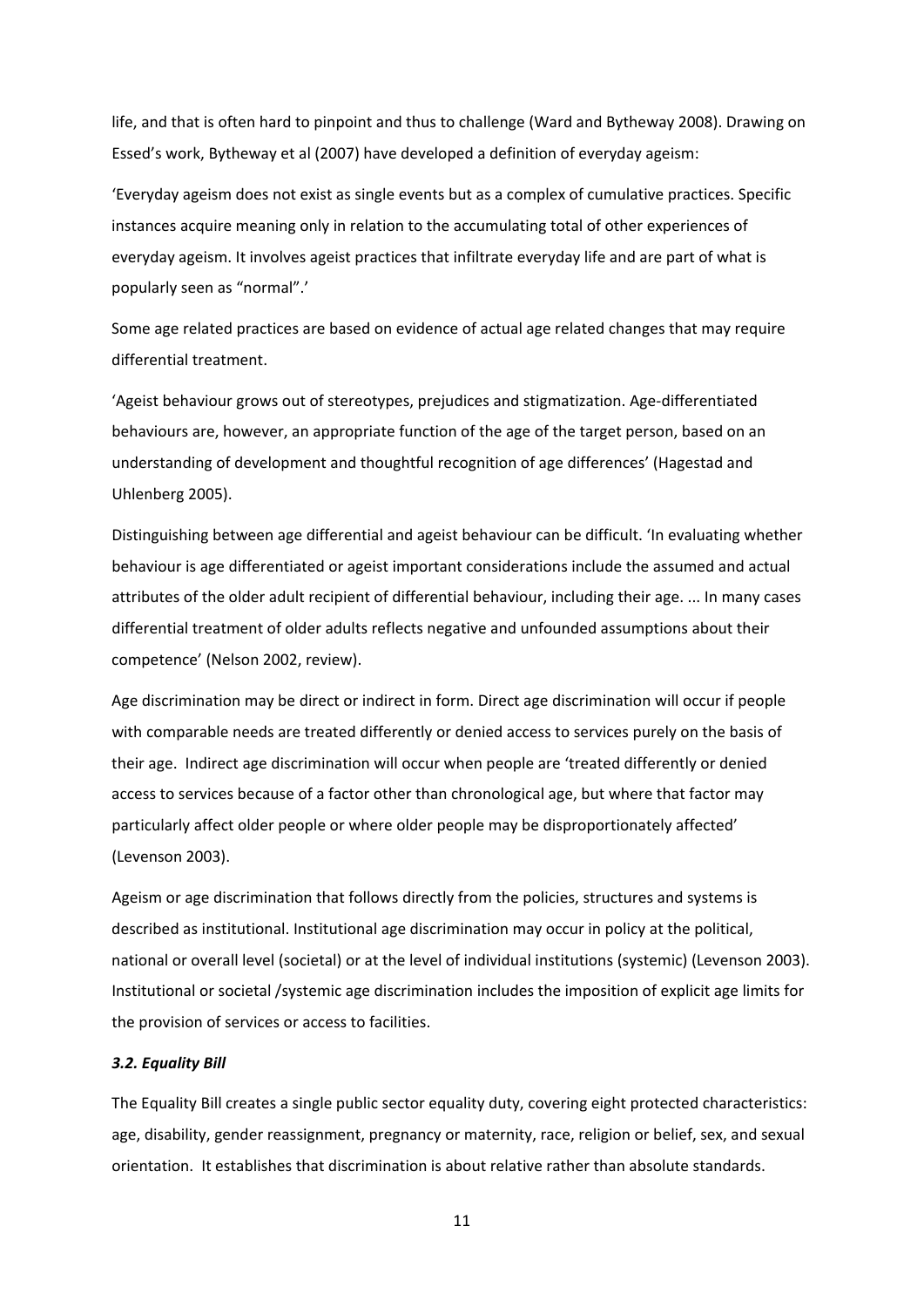life, and that is often hard to pinpoint and thus to challenge (Ward and Bytheway 2008). Drawing on Essed's work, Bytheway et al (2007) have developed a definition of everyday ageism:

'Everyday ageism does not exist as single events but as a complex of cumulative practices. Specific instances acquire meaning only in relation to the accumulating total of other experiences of everyday ageism. It involves ageist practices that infiltrate everyday life and are part of what is popularly seen as "normal".'

Some age related practices are based on evidence of actual age related changes that may require differential treatment.

'Ageist behaviour grows out of stereotypes, prejudices and stigmatization. Age-differentiated behaviours are, however, an appropriate function of the age of the target person, based on an understanding of development and thoughtful recognition of age differences' (Hagestad and Uhlenberg 2005).

Distinguishing between age differential and ageist behaviour can be difficult. 'In evaluating whether behaviour is age differentiated or ageist important considerations include the assumed and actual attributes of the older adult recipient of differential behaviour, including their age. ... In many cases differential treatment of older adults reflects negative and unfounded assumptions about their competence' (Nelson 2002, review).

Age discrimination may be direct or indirect in form. Direct age discrimination will occur if people with comparable needs are treated differently or denied access to services purely on the basis of their age. Indirect age discrimination will occur when people are 'treated differently or denied access to services because of a factor other than chronological age, but where that factor may particularly affect older people or where older people may be disproportionately affected' (Levenson 2003).

Ageism or age discrimination that follows directly from the policies, structures and systems is described as institutional. Institutional age discrimination may occur in policy at the political, national or overall level (societal) or at the level of individual institutions (systemic) (Levenson 2003). Institutional or societal /systemic age discrimination includes the imposition of explicit age limits for the provision of services or access to facilities.

### *3.2. Equality Bill*

The Equality Bill creates a single public sector equality duty, covering eight protected characteristics: age, disability, gender reassignment, pregnancy or maternity, race, religion or belief, sex, and sexual orientation. It establishes that discrimination is about relative rather than absolute standards.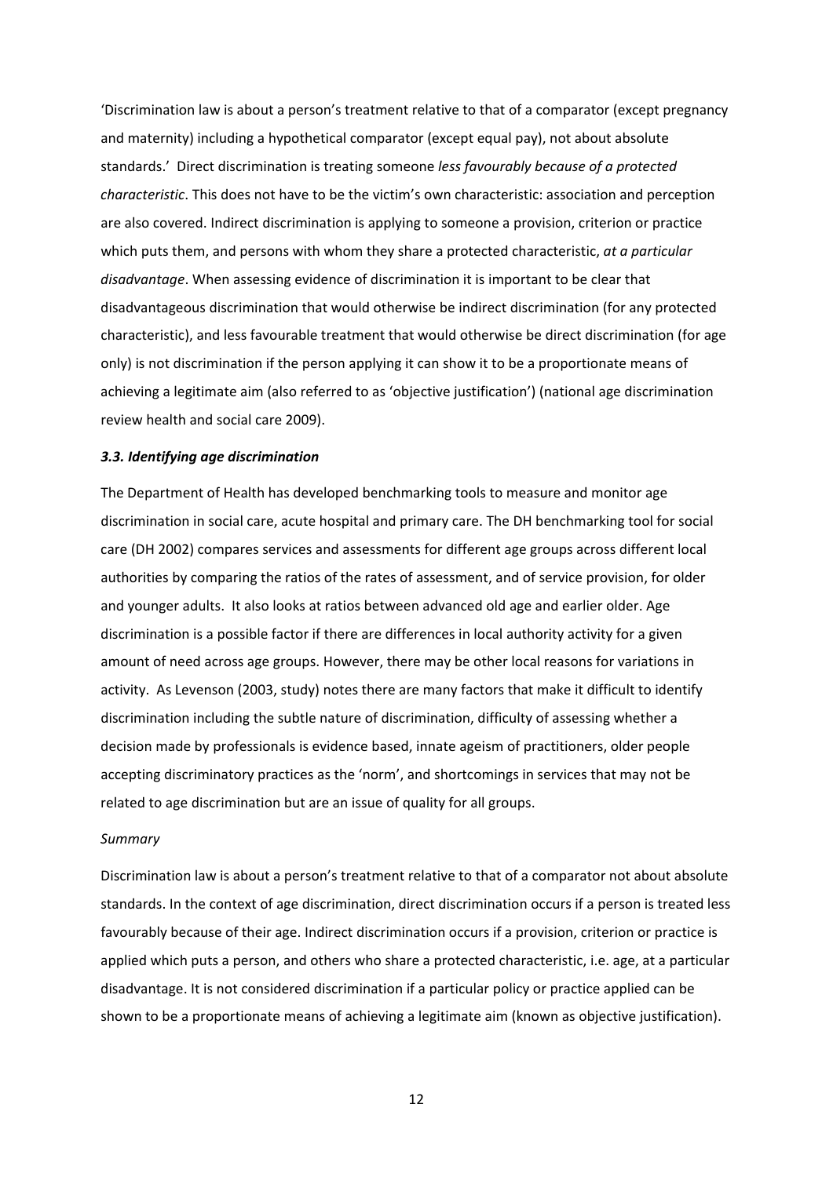'Discrimination law is about a person's treatment relative to that of a comparator (except pregnancy and maternity) including a hypothetical comparator (except equal pay), not about absolute standards.' Direct discrimination is treating someone *less favourably because of a protected characteristic*. This does not have to be the victim's own characteristic: association and perception are also covered. Indirect discrimination is applying to someone a provision, criterion or practice which puts them, and persons with whom they share a protected characteristic, *at a particular disadvantage*. When assessing evidence of discrimination it is important to be clear that disadvantageous discrimination that would otherwise be indirect discrimination (for any protected characteristic), and less favourable treatment that would otherwise be direct discrimination (for age only) is not discrimination if the person applying it can show it to be a proportionate means of achieving a legitimate aim (also referred to as 'objective justification') (national age discrimination review health and social care 2009).

### *3.3. Identifying age discrimination*

The Department of Health has developed benchmarking tools to measure and monitor age discrimination in social care, acute hospital and primary care. The DH benchmarking tool for social care (DH 2002) compares services and assessments for different age groups across different local authorities by comparing the ratios of the rates of assessment, and of service provision, for older and younger adults. It also looks at ratios between advanced old age and earlier older. Age discrimination is a possible factor if there are differences in local authority activity for a given amount of need across age groups. However, there may be other local reasons for variations in activity. As Levenson (2003, study) notes there are many factors that make it difficult to identify discrimination including the subtle nature of discrimination, difficulty of assessing whether a decision made by professionals is evidence based, innate ageism of practitioners, older people accepting discriminatory practices as the 'norm', and shortcomings in services that may not be related to age discrimination but are an issue of quality for all groups.

*Summary*

Discrimination law is about a person's treatment relative to that of a comparator not about absolute standards. In the context of age discrimination, direct discrimination occurs if a person is treated less favourably because of their age. Indirect discrimination occurs if a provision, criterion or practice is applied which puts a person, and others who share a protected characteristic, i.e. age, at a particular disadvantage. It is not considered discrimination if a particular policy or practice applied can be shown to be a proportionate means of achieving a legitimate aim (known as objective justification).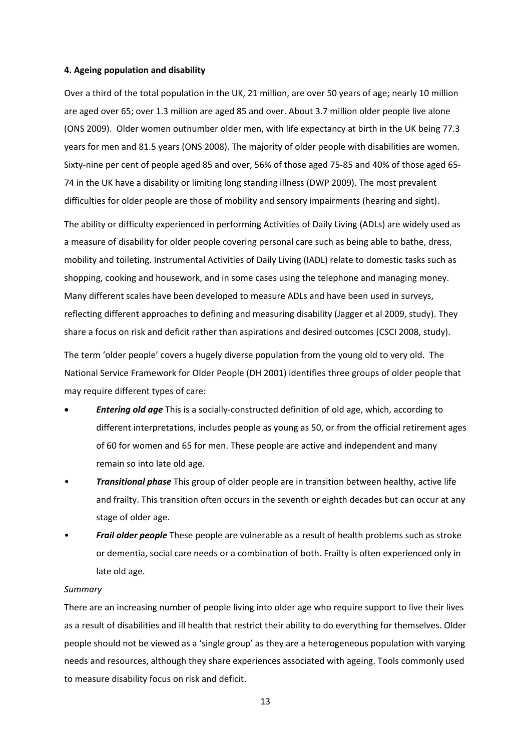## 4. Ageing population and disability

Over a third of the total population in the UK, 21 million, are over 50 years of age; nearly 10 million are aged over 65; over 1.3 million are aged 85 and over. About 3.7 million older people live alone (ONS 2009). Older women outnumber older men, with life expectancy at birth in the UK being 77.3 years for men and 81.5 years (ONS 2008). The majority of older people with disabilities are women. Sixty-nine per cent of people aged 85 and over, 56% of those aged 75-85 and 40% of those aged 65-74 in the UK have a disability or limiting long standing illness (DWP 2009). The most prevalent difficulties for older people are those of mobility and sensory impairments (hearing and sight).

The ability or difficulty experienced in performing Activities of Daily Living (ADLs) are widely used as a measure of disability for older people covering personal care such as being able to bathe, dress, mobility and toileting. Instrumental Activities of Daily Living (IADL) relate to domestic tasks such as shopping, cooking and housework, and in some cases using the telephone and managing money. Many different scales have been developed to measure ADLs and have been used in surveys, reflecting different approaches to defining and measuring disability (Jagger et al 2009, study). They share a focus on risk and deficit rather than aspirations and desired outcomes (CSCI 2008, study).

The term 'older people' covers a hugely diverse population from the young old to very old. The National Service Framework for Older People (DH 2001) identifies three groups of older people that may require different types of care:

- ***Entering old age*** This is a socially-constructed definition of old age, which, according to different interpretations, includes people as young as 50, or from the official retirement ages of 60 for women and 65 for men. These people are active and independent and many remain so into late old age.
- ***Transitional phase*** This group of older people are in transition between healthy, active life and frailty. This transition often occurs in the seventh or eighth decades but can occur at any stage of older age.
- ***Frail older people*** These people are vulnerable as a result of health problems such as stroke or dementia, social care needs or a combination of both. Frailty is often experienced only in late old age.

*Summary*

There are an increasing number of people living into older age who require support to live their lives as a result of disabilities and ill health that restrict their ability to do everything for themselves. Older people should not be viewed as a 'single group' as they are a heterogeneous population with varying needs and resources, although they share experiences associated with ageing. Tools commonly used to measure disability focus on risk and deficit.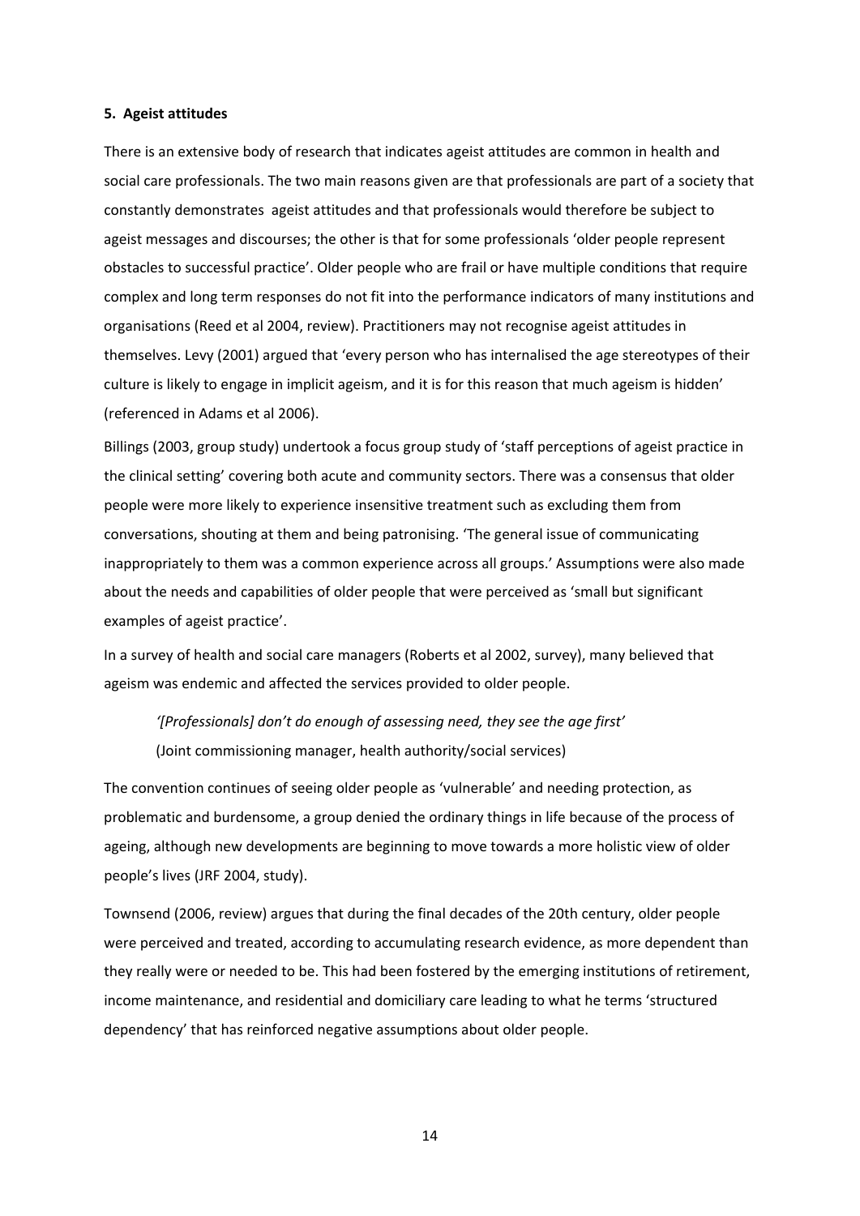**5. Ageist attitudes**

There is an extensive body of research that indicates ageist attitudes are common in health and social care professionals. The two main reasons given are that professionals are part of a society that constantly demonstrates ageist attitudes and that professionals would therefore be subject to ageist messages and discourses; the other is that for some professionals 'older people represent obstacles to successful practice'. Older people who are frail or have multiple conditions that require complex and long term responses do not fit into the performance indicators of many institutions and organisations (Reed et al 2004, review). Practitioners may not recognise ageist attitudes in themselves. Levy (2001) argued that 'every person who has internalised the age stereotypes of their culture is likely to engage in implicit ageism, and it is for this reason that much ageism is hidden' (referenced in Adams et al 2006).

Billings (2003, group study) undertook a focus group study of 'staff perceptions of ageist practice in the clinical setting' covering both acute and community sectors. There was a consensus that older people were more likely to experience insensitive treatment such as excluding them from conversations, shouting at them and being patronising. 'The general issue of communicating inappropriately to them was a common experience across all groups.' Assumptions were also made about the needs and capabilities of older people that were perceived as 'small but significant examples of ageist practice'.

In a survey of health and social care managers (Roberts et al 2002, survey), many believed that ageism was endemic and affected the services provided to older people.

> *'[Professionals] don't do enough of assessing need, they see the age first'*
> (Joint commissioning manager, health authority/social services)

The convention continues of seeing older people as 'vulnerable' and needing protection, as problematic and burdensome, a group denied the ordinary things in life because of the process of ageing, although new developments are beginning to move towards a more holistic view of older people's lives (JRF 2004, study).

Townsend (2006, review) argues that during the final decades of the 20th century, older people were perceived and treated, according to accumulating research evidence, as more dependent than they really were or needed to be. This had been fostered by the emerging institutions of retirement, income maintenance, and residential and domiciliary care leading to what he terms 'structured dependency' that has reinforced negative assumptions about older people.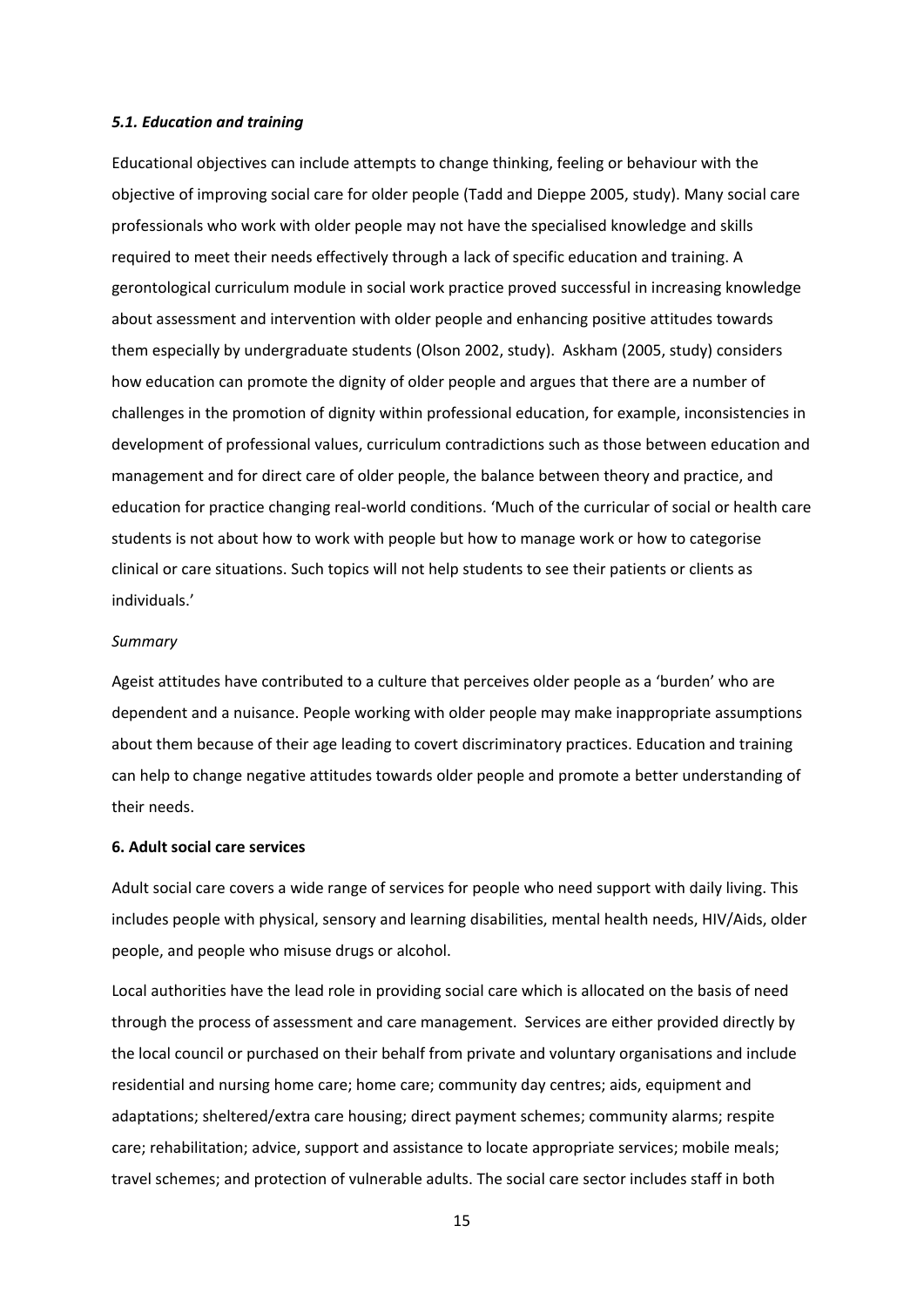### *5.1. Education and training*

Educational objectives can include attempts to change thinking, feeling or behaviour with the objective of improving social care for older people (Tadd and Dieppe 2005, study). Many social care professionals who work with older people may not have the specialised knowledge and skills required to meet their needs effectively through a lack of specific education and training. A gerontological curriculum module in social work practice proved successful in increasing knowledge about assessment and intervention with older people and enhancing positive attitudes towards them especially by undergraduate students (Olson 2002, study). Askham (2005, study) considers how education can promote the dignity of older people and argues that there are a number of challenges in the promotion of dignity within professional education, for example, inconsistencies in development of professional values, curriculum contradictions such as those between education and management and for direct care of older people, the balance between theory and practice, and education for practice changing real-world conditions. 'Much of the curricular of social or health care students is not about how to work with people but how to manage work or how to categorise clinical or care situations. Such topics will not help students to see their patients or clients as individuals.'

*Summary*

Ageist attitudes have contributed to a culture that perceives older people as a 'burden' who are dependent and a nuisance. People working with older people may make inappropriate assumptions about them because of their age leading to covert discriminatory practices. Education and training can help to change negative attitudes towards older people and promote a better understanding of their needs.

## 6. Adult social care services

Adult social care covers a wide range of services for people who need support with daily living. This includes people with physical, sensory and learning disabilities, mental health needs, HIV/Aids, older people, and people who misuse drugs or alcohol.

Local authorities have the lead role in providing social care which is allocated on the basis of need through the process of assessment and care management. Services are either provided directly by the local council or purchased on their behalf from private and voluntary organisations and include residential and nursing home care; home care; community day centres; aids, equipment and adaptations; sheltered/extra care housing; direct payment schemes; community alarms; respite care; rehabilitation; advice, support and assistance to locate appropriate services; mobile meals; travel schemes; and protection of vulnerable adults. The social care sector includes staff in both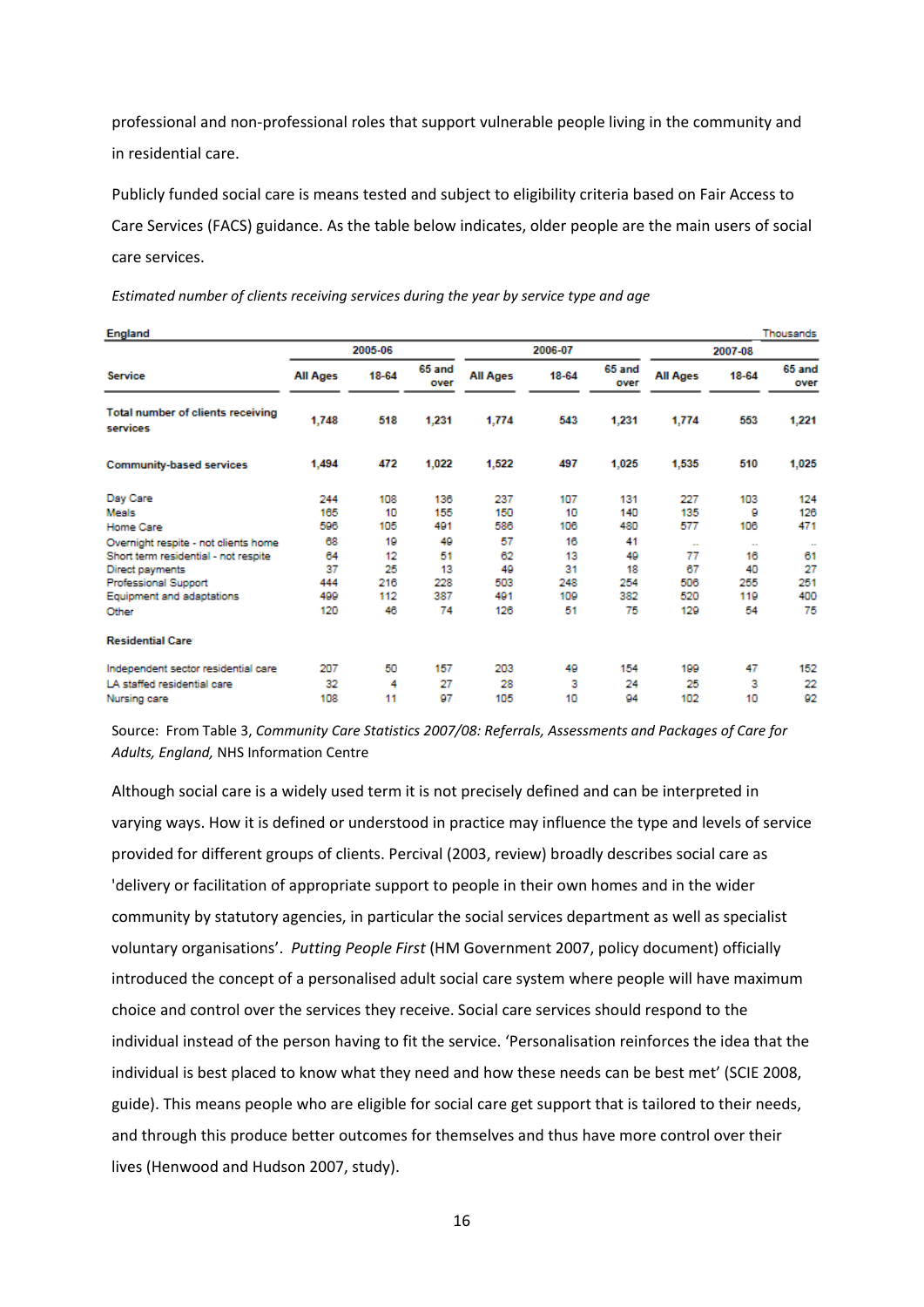professional and non-professional roles that support vulnerable people living in the community and in residential care.

Publicly funded social care is means tested and subject to eligibility criteria based on Fair Access to Care Services (FACS) guidance. As the table below indicates, older people are the main users of social care services.

*Estimated number of clients receiving services during the year by service type and age*

| England | | | | | | | | | Thousands |
|---|---|---|---|---|---|---|---|---|---|
| | 2005-06 | | | 2006-07 | | | 2007-08 | | |
| **Service** | **All Ages** | **18-64** | **65 and over** | **All Ages** | **18-64** | **65 and over** | **All Ages** | **18-64** | **65 and over** |
| **Total number of clients receiving services** | **1,748** | **518** | **1,231** | **1,774** | **543** | **1,231** | **1,774** | **553** | **1,221** |
| **Community-based services** | **1,494** | **472** | **1,022** | **1,522** | **497** | **1,025** | **1,535** | **510** | **1,025** |
| Day Care | 244 | 108 | 136 | 237 | 107 | 131 | 227 | 103 | 124 |
| Meals | 165 | 10 | 155 | 150 | 10 | 140 | 135 | 9 | 126 |
| Home Care | 596 | 105 | 491 | 586 | 106 | 480 | 577 | 106 | 471 |
| Overnight respite - not clients home | 68 | 19 | 49 | 57 | 16 | 41 | .. | .. | .. |
| Short term residential - not respite | 64 | 12 | 51 | 62 | 13 | 49 | 77 | 16 | 61 |
| Direct payments | 37 | 25 | 13 | 49 | 31 | 18 | 67 | 40 | 27 |
| Professional Support | 444 | 216 | 228 | 503 | 248 | 254 | 506 | 255 | 251 |
| Equipment and adaptations | 499 | 112 | 387 | 491 | 109 | 382 | 520 | 119 | 400 |
| Other | 120 | 46 | 74 | 126 | 51 | 75 | 129 | 54 | 75 |
| **Residential Care** | | | | | | | | | |
| Independent sector residential care | 207 | 50 | 157 | 203 | 49 | 154 | 199 | 47 | 152 |
| LA staffed residential care | 32 | 4 | 27 | 28 | 3 | 24 | 25 | 3 | 22 |
| Nursing care | 108 | 11 | 97 | 105 | 10 | 94 | 102 | 10 | 92 |

Source: From Table 3, *Community Care Statistics 2007/08: Referrals, Assessments and Packages of Care for Adults, England,* NHS Information Centre

Although social care is a widely used term it is not precisely defined and can be interpreted in varying ways. How it is defined or understood in practice may influence the type and levels of service provided for different groups of clients. Percival (2003, review) broadly describes social care as 'delivery or facilitation of appropriate support to people in their own homes and in the wider community by statutory agencies, in particular the social services department as well as specialist voluntary organisations'. *Putting People First* (HM Government 2007, policy document) officially introduced the concept of a personalised adult social care system where people will have maximum choice and control over the services they receive. Social care services should respond to the individual instead of the person having to fit the service. 'Personalisation reinforces the idea that the individual is best placed to know what they need and how these needs can be best met' (SCIE 2008, guide). This means people who are eligible for social care get support that is tailored to their needs, and through this produce better outcomes for themselves and thus have more control over their lives (Henwood and Hudson 2007, study).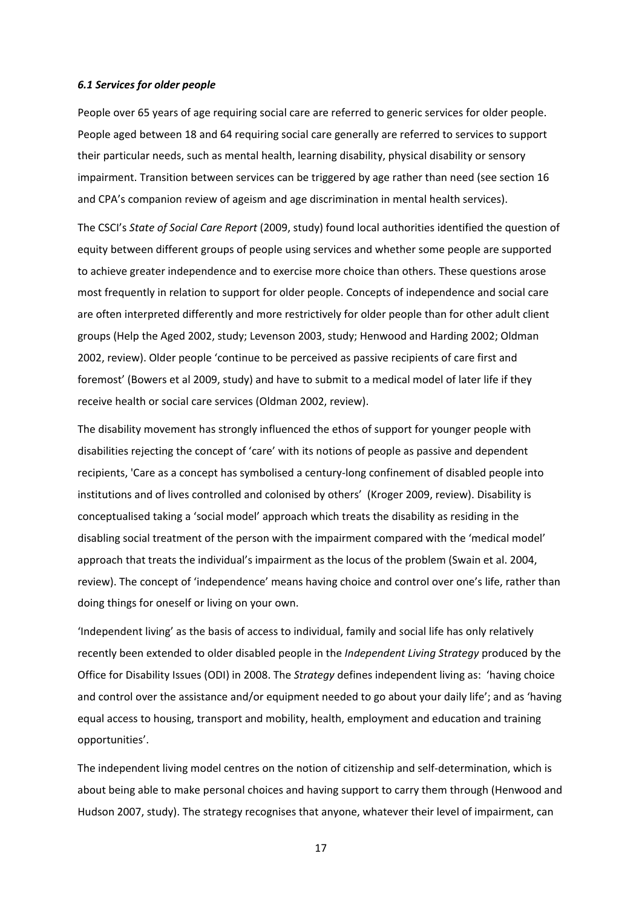### *6.1 Services for older people*

People over 65 years of age requiring social care are referred to generic services for older people. People aged between 18 and 64 requiring social care generally are referred to services to support their particular needs, such as mental health, learning disability, physical disability or sensory impairment. Transition between services can be triggered by age rather than need (see section 16 and CPA's companion review of ageism and age discrimination in mental health services).

The CSCI's *State of Social Care Report* (2009, study) found local authorities identified the question of equity between different groups of people using services and whether some people are supported to achieve greater independence and to exercise more choice than others. These questions arose most frequently in relation to support for older people. Concepts of independence and social care are often interpreted differently and more restrictively for older people than for other adult client groups (Help the Aged 2002, study; Levenson 2003, study; Henwood and Harding 2002; Oldman 2002, review). Older people 'continue to be perceived as passive recipients of care first and foremost' (Bowers et al 2009, study) and have to submit to a medical model of later life if they receive health or social care services (Oldman 2002, review).

The disability movement has strongly influenced the ethos of support for younger people with disabilities rejecting the concept of 'care' with its notions of people as passive and dependent recipients, 'Care as a concept has symbolised a century-long confinement of disabled people into institutions and of lives controlled and colonised by others' (Kroger 2009, review). Disability is conceptualised taking a 'social model' approach which treats the disability as residing in the disabling social treatment of the person with the impairment compared with the 'medical model' approach that treats the individual's impairment as the locus of the problem (Swain et al. 2004, review). The concept of 'independence' means having choice and control over one's life, rather than doing things for oneself or living on your own.

'Independent living' as the basis of access to individual, family and social life has only relatively recently been extended to older disabled people in the *Independent Living Strategy* produced by the Office for Disability Issues (ODI) in 2008. The *Strategy* defines independent living as: 'having choice and control over the assistance and/or equipment needed to go about your daily life'; and as 'having equal access to housing, transport and mobility, health, employment and education and training opportunities'.

The independent living model centres on the notion of citizenship and self-determination, which is about being able to make personal choices and having support to carry them through (Henwood and Hudson 2007, study). The strategy recognises that anyone, whatever their level of impairment, can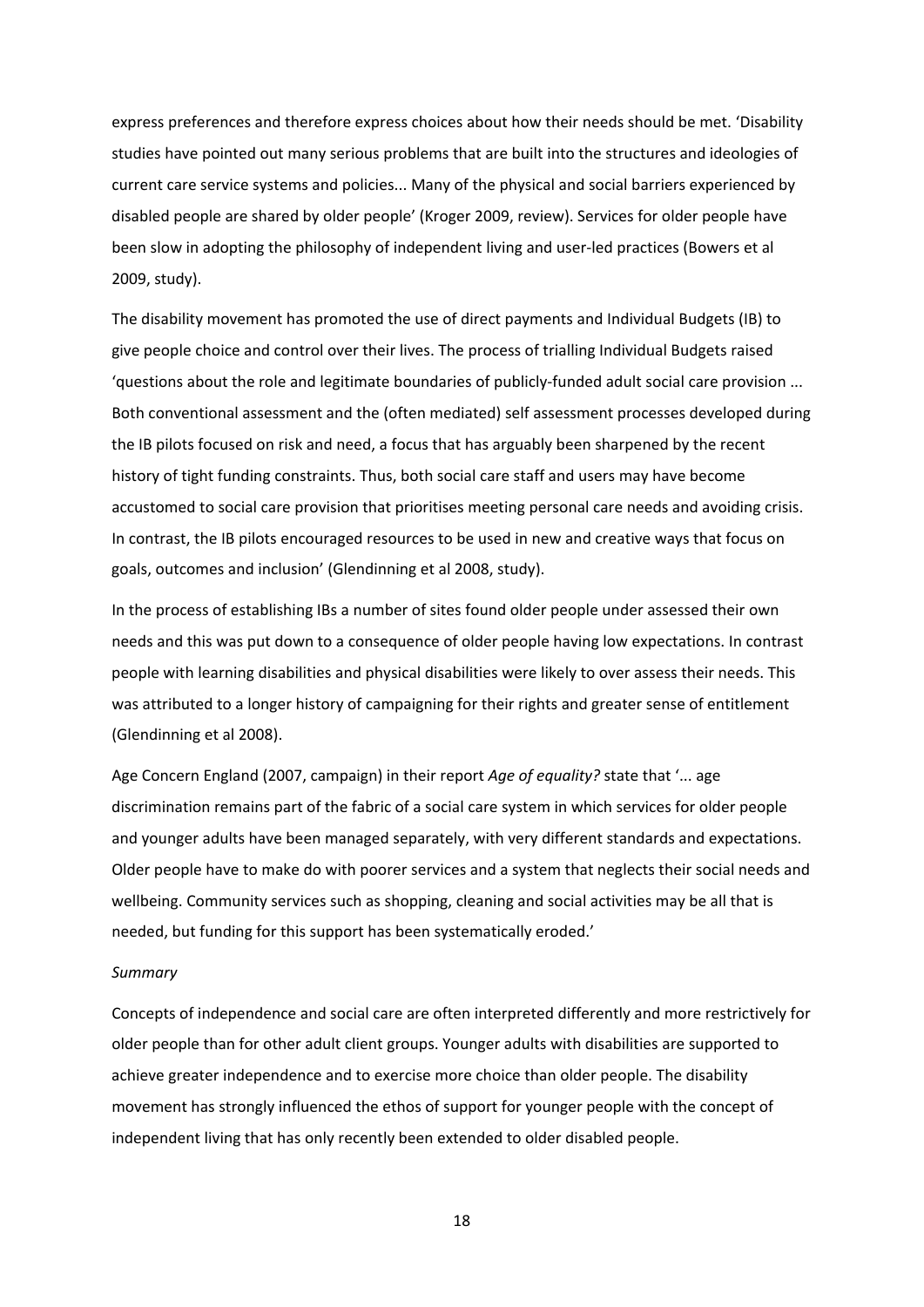express preferences and therefore express choices about how their needs should be met. 'Disability studies have pointed out many serious problems that are built into the structures and ideologies of current care service systems and policies... Many of the physical and social barriers experienced by disabled people are shared by older people' (Kroger 2009, review). Services for older people have been slow in adopting the philosophy of independent living and user-led practices (Bowers et al 2009, study).

The disability movement has promoted the use of direct payments and Individual Budgets (IB) to give people choice and control over their lives. The process of trialling Individual Budgets raised 'questions about the role and legitimate boundaries of publicly-funded adult social care provision ... Both conventional assessment and the (often mediated) self assessment processes developed during the IB pilots focused on risk and need, a focus that has arguably been sharpened by the recent history of tight funding constraints. Thus, both social care staff and users may have become accustomed to social care provision that prioritises meeting personal care needs and avoiding crisis. In contrast, the IB pilots encouraged resources to be used in new and creative ways that focus on goals, outcomes and inclusion' (Glendinning et al 2008, study).

In the process of establishing IBs a number of sites found older people under assessed their own needs and this was put down to a consequence of older people having low expectations. In contrast people with learning disabilities and physical disabilities were likely to over assess their needs. This was attributed to a longer history of campaigning for their rights and greater sense of entitlement (Glendinning et al 2008).

Age Concern England (2007, campaign) in their report *Age of equality?* state that '... age discrimination remains part of the fabric of a social care system in which services for older people and younger adults have been managed separately, with very different standards and expectations. Older people have to make do with poorer services and a system that neglects their social needs and wellbeing. Community services such as shopping, cleaning and social activities may be all that is needed, but funding for this support has been systematically eroded.'

*Summary*

Concepts of independence and social care are often interpreted differently and more restrictively for older people than for other adult client groups. Younger adults with disabilities are supported to achieve greater independence and to exercise more choice than older people. The disability movement has strongly influenced the ethos of support for younger people with the concept of independent living that has only recently been extended to older disabled people.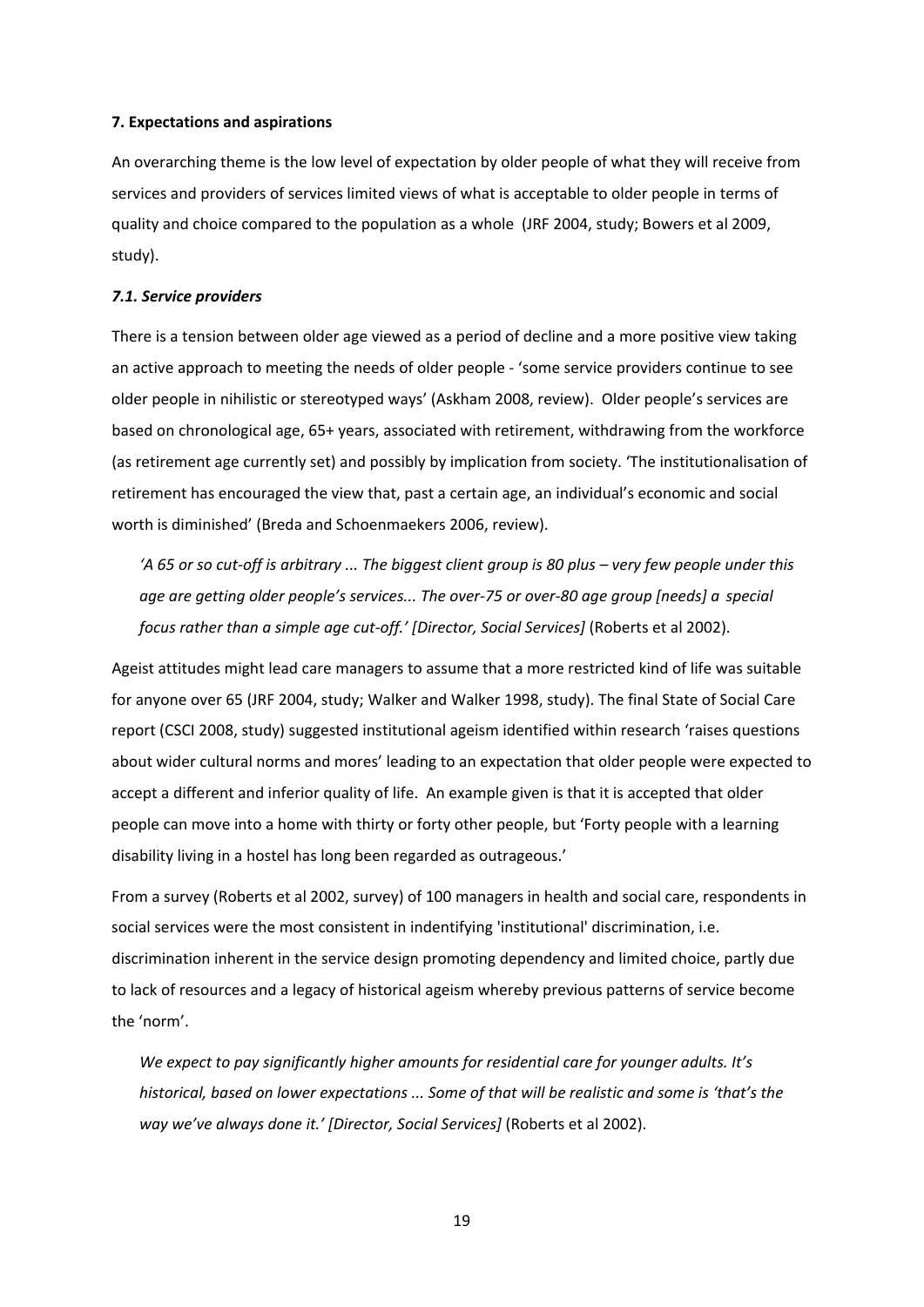**7. Expectations and aspirations**

An overarching theme is the low level of expectation by older people of what they will receive from services and providers of services limited views of what is acceptable to older people in terms of quality and choice compared to the population as a whole (JRF 2004, study; Bowers et al 2009, study).

***7.1. Service providers***

There is a tension between older age viewed as a period of decline and a more positive view taking an active approach to meeting the needs of older people - 'some service providers continue to see older people in nihilistic or stereotyped ways' (Askham 2008, review). Older people's services are based on chronological age, 65+ years, associated with retirement, withdrawing from the workforce (as retirement age currently set) and possibly by implication from society. 'The institutionalisation of retirement has encouraged the view that, past a certain age, an individual's economic and social worth is diminished' (Breda and Schoenmaekers 2006, review).

> *'A 65 or so cut-off is arbitrary ... The biggest client group is 80 plus – very few people under this age are getting older people's services... The over-75 or over-80 age group [needs] a special focus rather than a simple age cut-off.' [Director, Social Services]* (Roberts et al 2002).

Ageist attitudes might lead care managers to assume that a more restricted kind of life was suitable for anyone over 65 (JRF 2004, study; Walker and Walker 1998, study). The final State of Social Care report (CSCI 2008, study) suggested institutional ageism identified within research 'raises questions about wider cultural norms and mores' leading to an expectation that older people were expected to accept a different and inferior quality of life. An example given is that it is accepted that older people can move into a home with thirty or forty other people, but 'Forty people with a learning disability living in a hostel has long been regarded as outrageous.'

From a survey (Roberts et al 2002, survey) of 100 managers in health and social care, respondents in social services were the most consistent in indentifying 'institutional' discrimination, i.e. discrimination inherent in the service design promoting dependency and limited choice, partly due to lack of resources and a legacy of historical ageism whereby previous patterns of service become the 'norm'.

> *We expect to pay significantly higher amounts for residential care for younger adults. It's historical, based on lower expectations ... Some of that will be realistic and some is 'that's the way we've always done it.' [Director, Social Services]* (Roberts et al 2002).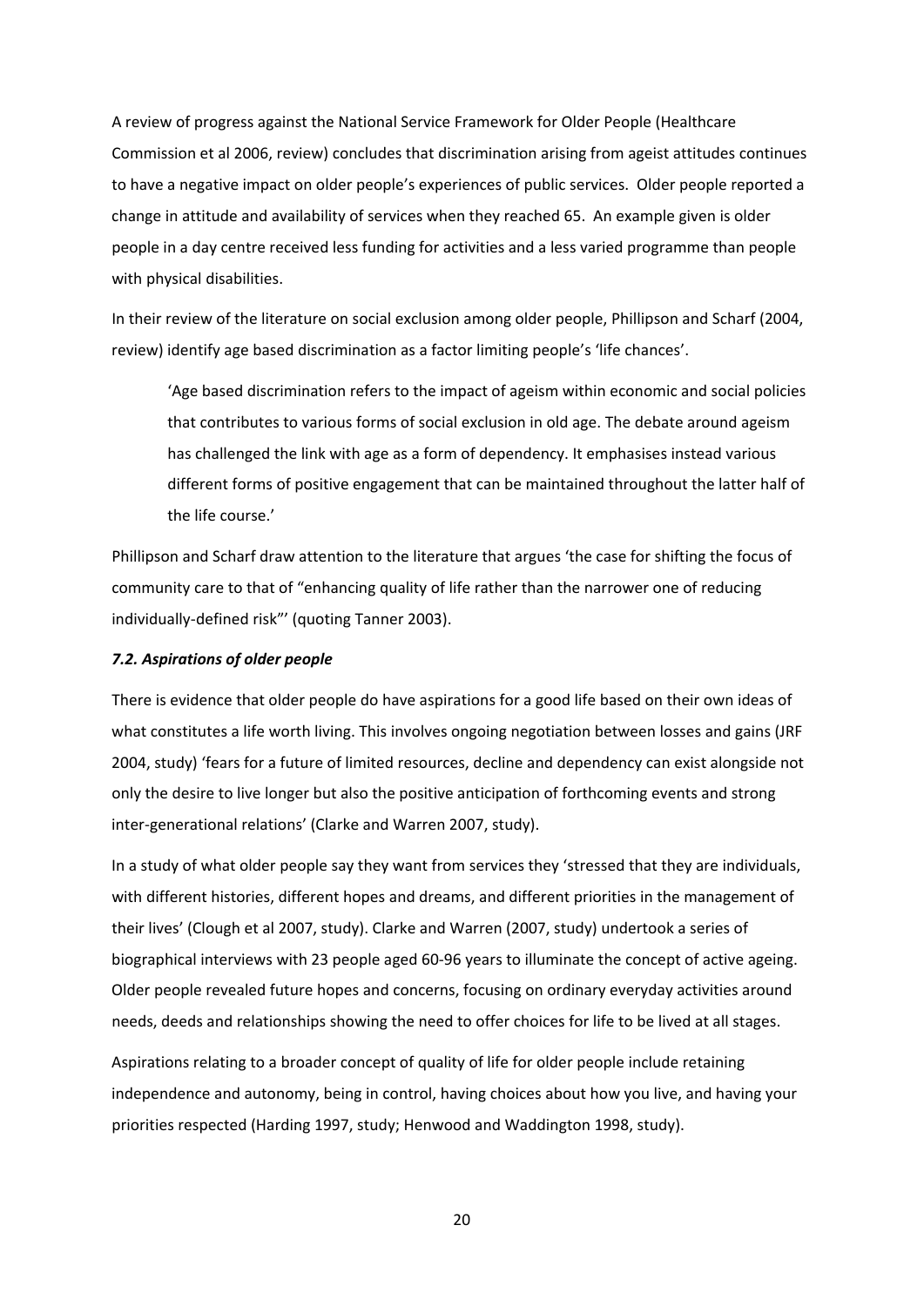A review of progress against the National Service Framework for Older People (Healthcare Commission et al 2006, review) concludes that discrimination arising from ageist attitudes continues to have a negative impact on older people's experiences of public services. Older people reported a change in attitude and availability of services when they reached 65. An example given is older people in a day centre received less funding for activities and a less varied programme than people with physical disabilities.

In their review of the literature on social exclusion among older people, Phillipson and Scharf (2004, review) identify age based discrimination as a factor limiting people's 'life chances'.

> 'Age based discrimination refers to the impact of ageism within economic and social policies that contributes to various forms of social exclusion in old age. The debate around ageism has challenged the link with age as a form of dependency. It emphasises instead various different forms of positive engagement that can be maintained throughout the latter half of the life course.'

Phillipson and Scharf draw attention to the literature that argues 'the case for shifting the focus of community care to that of "enhancing quality of life rather than the narrower one of reducing individually-defined risk"' (quoting Tanner 2003).

### *7.2. Aspirations of older people*

There is evidence that older people do have aspirations for a good life based on their own ideas of what constitutes a life worth living. This involves ongoing negotiation between losses and gains (JRF 2004, study) 'fears for a future of limited resources, decline and dependency can exist alongside not only the desire to live longer but also the positive anticipation of forthcoming events and strong inter-generational relations' (Clarke and Warren 2007, study).

In a study of what older people say they want from services they 'stressed that they are individuals, with different histories, different hopes and dreams, and different priorities in the management of their lives' (Clough et al 2007, study). Clarke and Warren (2007, study) undertook a series of biographical interviews with 23 people aged 60-96 years to illuminate the concept of active ageing. Older people revealed future hopes and concerns, focusing on ordinary everyday activities around needs, deeds and relationships showing the need to offer choices for life to be lived at all stages.

Aspirations relating to a broader concept of quality of life for older people include retaining independence and autonomy, being in control, having choices about how you live, and having your priorities respected (Harding 1997, study; Henwood and Waddington 1998, study).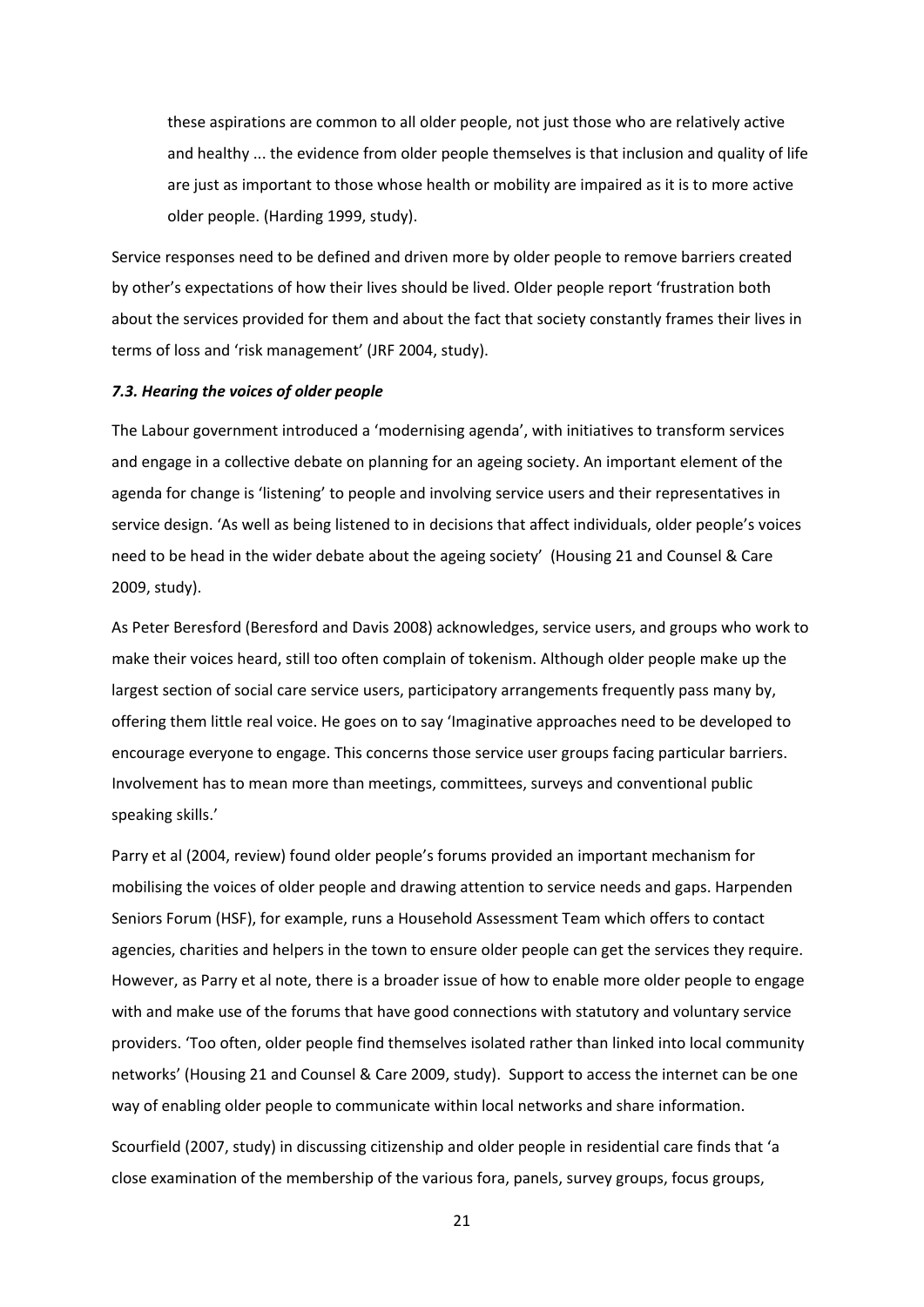> these aspirations are common to all older people, not just those who are relatively active and healthy ... the evidence from older people themselves is that inclusion and quality of life are just as important to those whose health or mobility are impaired as it is to more active older people. (Harding 1999, study).

Service responses need to be defined and driven more by older people to remove barriers created by other's expectations of how their lives should be lived. Older people report 'frustration both about the services provided for them and about the fact that society constantly frames their lives in terms of loss and 'risk management' (JRF 2004, study).

### *7.3. Hearing the voices of older people*

The Labour government introduced a 'modernising agenda', with initiatives to transform services and engage in a collective debate on planning for an ageing society. An important element of the agenda for change is 'listening' to people and involving service users and their representatives in service design. 'As well as being listened to in decisions that affect individuals, older people's voices need to be head in the wider debate about the ageing society' (Housing 21 and Counsel & Care 2009, study).

As Peter Beresford (Beresford and Davis 2008) acknowledges, service users, and groups who work to make their voices heard, still too often complain of tokenism. Although older people make up the largest section of social care service users, participatory arrangements frequently pass many by, offering them little real voice. He goes on to say 'Imaginative approaches need to be developed to encourage everyone to engage. This concerns those service user groups facing particular barriers. Involvement has to mean more than meetings, committees, surveys and conventional public speaking skills.'

Parry et al (2004, review) found older people's forums provided an important mechanism for mobilising the voices of older people and drawing attention to service needs and gaps. Harpenden Seniors Forum (HSF), for example, runs a Household Assessment Team which offers to contact agencies, charities and helpers in the town to ensure older people can get the services they require. However, as Parry et al note, there is a broader issue of how to enable more older people to engage with and make use of the forums that have good connections with statutory and voluntary service providers. 'Too often, older people find themselves isolated rather than linked into local community networks' (Housing 21 and Counsel & Care 2009, study). Support to access the internet can be one way of enabling older people to communicate within local networks and share information.

Scourfield (2007, study) in discussing citizenship and older people in residential care finds that 'a close examination of the membership of the various fora, panels, survey groups, focus groups,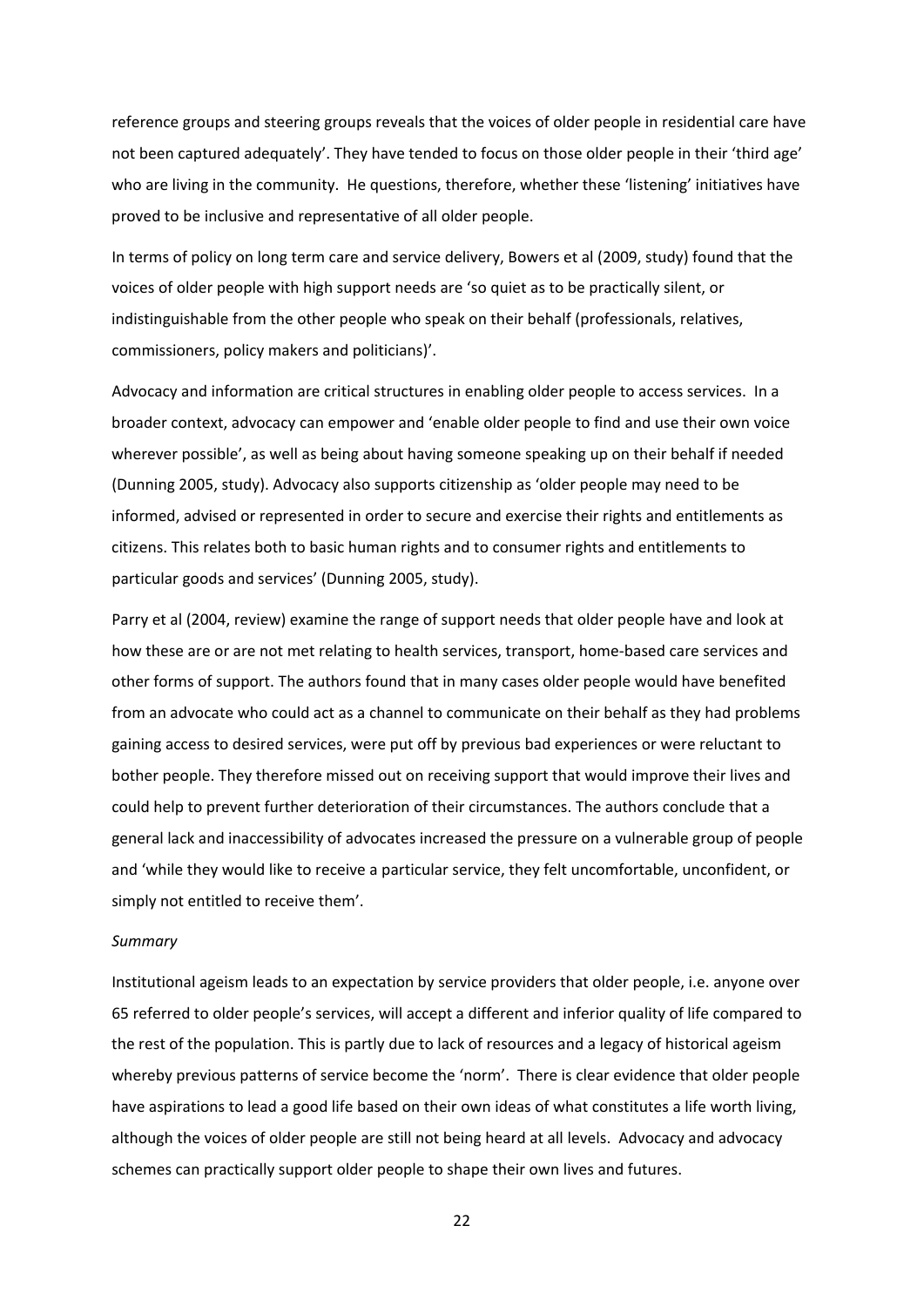reference groups and steering groups reveals that the voices of older people in residential care have not been captured adequately'. They have tended to focus on those older people in their 'third age' who are living in the community. He questions, therefore, whether these 'listening' initiatives have proved to be inclusive and representative of all older people.

In terms of policy on long term care and service delivery, Bowers et al (2009, study) found that the voices of older people with high support needs are 'so quiet as to be practically silent, or indistinguishable from the other people who speak on their behalf (professionals, relatives, commissioners, policy makers and politicians)'.

Advocacy and information are critical structures in enabling older people to access services. In a broader context, advocacy can empower and 'enable older people to find and use their own voice wherever possible', as well as being about having someone speaking up on their behalf if needed (Dunning 2005, study). Advocacy also supports citizenship as 'older people may need to be informed, advised or represented in order to secure and exercise their rights and entitlements as citizens. This relates both to basic human rights and to consumer rights and entitlements to particular goods and services' (Dunning 2005, study).

Parry et al (2004, review) examine the range of support needs that older people have and look at how these are or are not met relating to health services, transport, home-based care services and other forms of support. The authors found that in many cases older people would have benefited from an advocate who could act as a channel to communicate on their behalf as they had problems gaining access to desired services, were put off by previous bad experiences or were reluctant to bother people. They therefore missed out on receiving support that would improve their lives and could help to prevent further deterioration of their circumstances. The authors conclude that a general lack and inaccessibility of advocates increased the pressure on a vulnerable group of people and 'while they would like to receive a particular service, they felt uncomfortable, unconfident, or simply not entitled to receive them'.

*Summary*

Institutional ageism leads to an expectation by service providers that older people, i.e. anyone over 65 referred to older people's services, will accept a different and inferior quality of life compared to the rest of the population. This is partly due to lack of resources and a legacy of historical ageism whereby previous patterns of service become the 'norm'. There is clear evidence that older people have aspirations to lead a good life based on their own ideas of what constitutes a life worth living, although the voices of older people are still not being heard at all levels. Advocacy and advocacy schemes can practically support older people to shape their own lives and futures.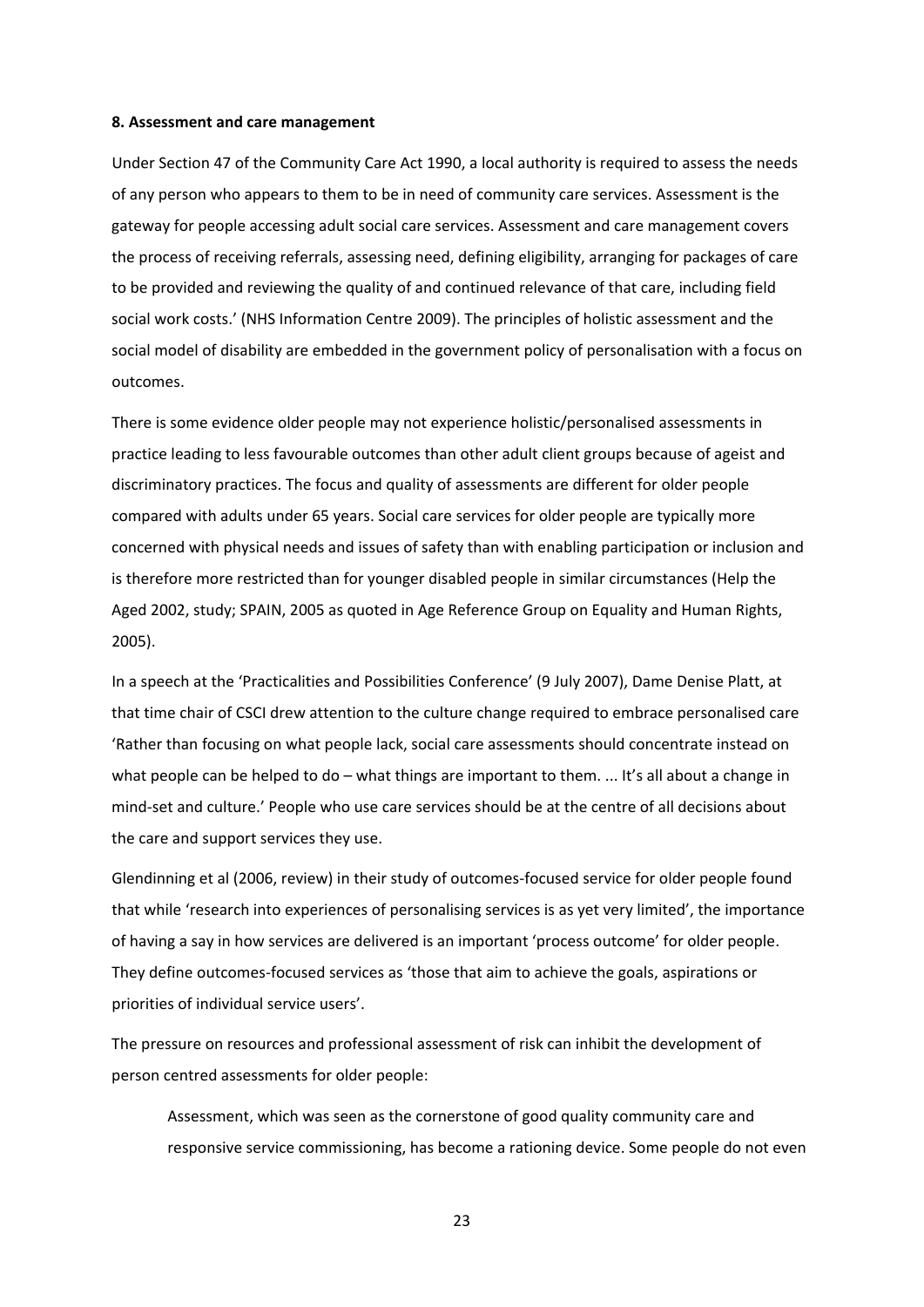**8. Assessment and care management**

Under Section 47 of the Community Care Act 1990, a local authority is required to assess the needs of any person who appears to them to be in need of community care services. Assessment is the gateway for people accessing adult social care services. Assessment and care management covers the process of receiving referrals, assessing need, defining eligibility, arranging for packages of care to be provided and reviewing the quality of and continued relevance of that care, including field social work costs.' (NHS Information Centre 2009). The principles of holistic assessment and the social model of disability are embedded in the government policy of personalisation with a focus on outcomes.

There is some evidence older people may not experience holistic/personalised assessments in practice leading to less favourable outcomes than other adult client groups because of ageist and discriminatory practices. The focus and quality of assessments are different for older people compared with adults under 65 years. Social care services for older people are typically more concerned with physical needs and issues of safety than with enabling participation or inclusion and is therefore more restricted than for younger disabled people in similar circumstances (Help the Aged 2002, study; SPAIN, 2005 as quoted in Age Reference Group on Equality and Human Rights, 2005).

In a speech at the 'Practicalities and Possibilities Conference' (9 July 2007), Dame Denise Platt, at that time chair of CSCI drew attention to the culture change required to embrace personalised care 'Rather than focusing on what people lack, social care assessments should concentrate instead on what people can be helped to do – what things are important to them. ... It's all about a change in mind-set and culture.' People who use care services should be at the centre of all decisions about the care and support services they use.

Glendinning et al (2006, review) in their study of outcomes-focused service for older people found that while 'research into experiences of personalising services is as yet very limited', the importance of having a say in how services are delivered is an important 'process outcome' for older people. They define outcomes-focused services as 'those that aim to achieve the goals, aspirations or priorities of individual service users'.

The pressure on resources and professional assessment of risk can inhibit the development of person centred assessments for older people:

> Assessment, which was seen as the cornerstone of good quality community care and responsive service commissioning, has become a rationing device. Some people do not even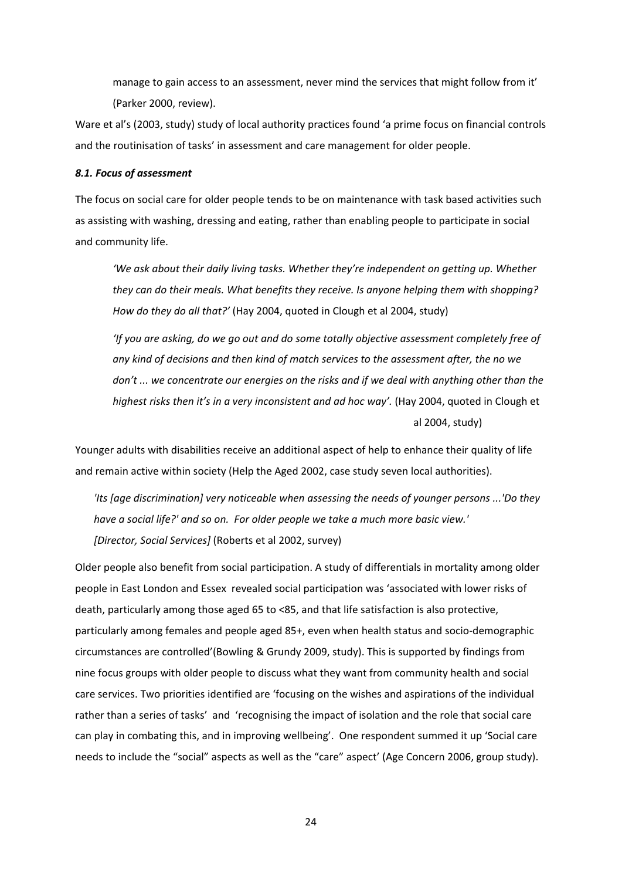manage to gain access to an assessment, never mind the services that might follow from it' (Parker 2000, review).

Ware et al's (2003, study) study of local authority practices found 'a prime focus on financial controls and the routinisation of tasks' in assessment and care management for older people.

### *8.1. Focus of assessment*

The focus on social care for older people tends to be on maintenance with task based activities such as assisting with washing, dressing and eating, rather than enabling people to participate in social and community life.

> *'We ask about their daily living tasks. Whether they're independent on getting up. Whether they can do their meals. What benefits they receive. Is anyone helping them with shopping? How do they do all that?'* (Hay 2004, quoted in Clough et al 2004, study)
>
> *'If you are asking, do we go out and do some totally objective assessment completely free of any kind of decisions and then kind of match services to the assessment after, the no we don't ... we concentrate our energies on the risks and if we deal with anything other than the highest risks then it's in a very inconsistent and ad hoc way'.* (Hay 2004, quoted in Clough et al 2004, study)

Younger adults with disabilities receive an additional aspect of help to enhance their quality of life and remain active within society (Help the Aged 2002, case study seven local authorities).

> *'Its [age discrimination] very noticeable when assessing the needs of younger persons ...'Do they have a social life?' and so on. For older people we take a much more basic view.' [Director, Social Services]* (Roberts et al 2002, survey)

Older people also benefit from social participation. A study of differentials in mortality among older people in East London and Essex revealed social participation was 'associated with lower risks of death, particularly among those aged 65 to <85, and that life satisfaction is also protective, particularly among females and people aged 85+, even when health status and socio-demographic circumstances are controlled'(Bowling & Grundy 2009, study). This is supported by findings from nine focus groups with older people to discuss what they want from community health and social care services. Two priorities identified are 'focusing on the wishes and aspirations of the individual rather than a series of tasks' and 'recognising the impact of isolation and the role that social care can play in combating this, and in improving wellbeing'. One respondent summed it up 'Social care needs to include the "social" aspects as well as the "care" aspect' (Age Concern 2006, group study).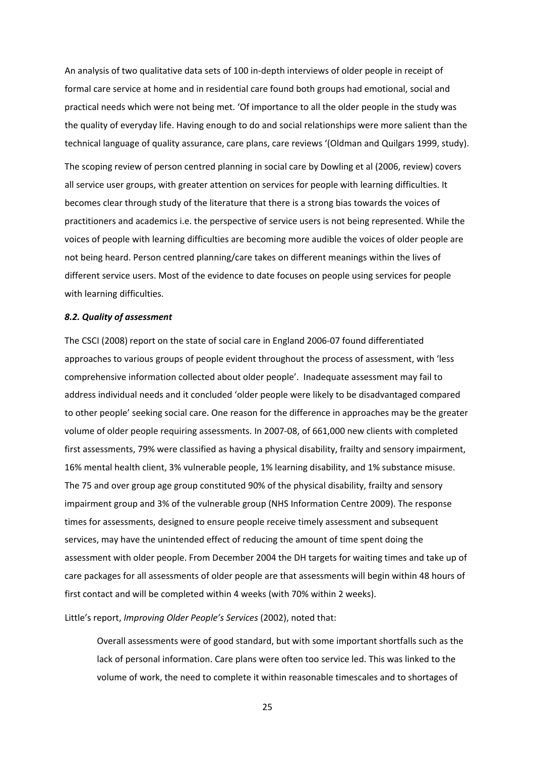An analysis of two qualitative data sets of 100 in-depth interviews of older people in receipt of formal care service at home and in residential care found both groups had emotional, social and practical needs which were not being met. 'Of importance to all the older people in the study was the quality of everyday life. Having enough to do and social relationships were more salient than the technical language of quality assurance, care plans, care reviews '(Oldman and Quilgars 1999, study).

The scoping review of person centred planning in social care by Dowling et al (2006, review) covers all service user groups, with greater attention on services for people with learning difficulties. It becomes clear through study of the literature that there is a strong bias towards the voices of practitioners and academics i.e. the perspective of service users is not being represented. While the voices of people with learning difficulties are becoming more audible the voices of older people are not being heard. Person centred planning/care takes on different meanings within the lives of different service users. Most of the evidence to date focuses on people using services for people with learning difficulties.

### *8.2. Quality of assessment*

The CSCI (2008) report on the state of social care in England 2006-07 found differentiated approaches to various groups of people evident throughout the process of assessment, with 'less comprehensive information collected about older people'. Inadequate assessment may fail to address individual needs and it concluded 'older people were likely to be disadvantaged compared to other people' seeking social care. One reason for the difference in approaches may be the greater volume of older people requiring assessments. In 2007-08, of 661,000 new clients with completed first assessments, 79% were classified as having a physical disability, frailty and sensory impairment, 16% mental health client, 3% vulnerable people, 1% learning disability, and 1% substance misuse. The 75 and over group age group constituted 90% of the physical disability, frailty and sensory impairment group and 3% of the vulnerable group (NHS Information Centre 2009). The response times for assessments, designed to ensure people receive timely assessment and subsequent services, may have the unintended effect of reducing the amount of time spent doing the assessment with older people. From December 2004 the DH targets for waiting times and take up of care packages for all assessments of older people are that assessments will begin within 48 hours of first contact and will be completed within 4 weeks (with 70% within 2 weeks).

Little's report, *Improving Older People's Services* (2002), noted that:

> Overall assessments were of good standard, but with some important shortfalls such as the lack of personal information. Care plans were often too service led. This was linked to the volume of work, the need to complete it within reasonable timescales and to shortages of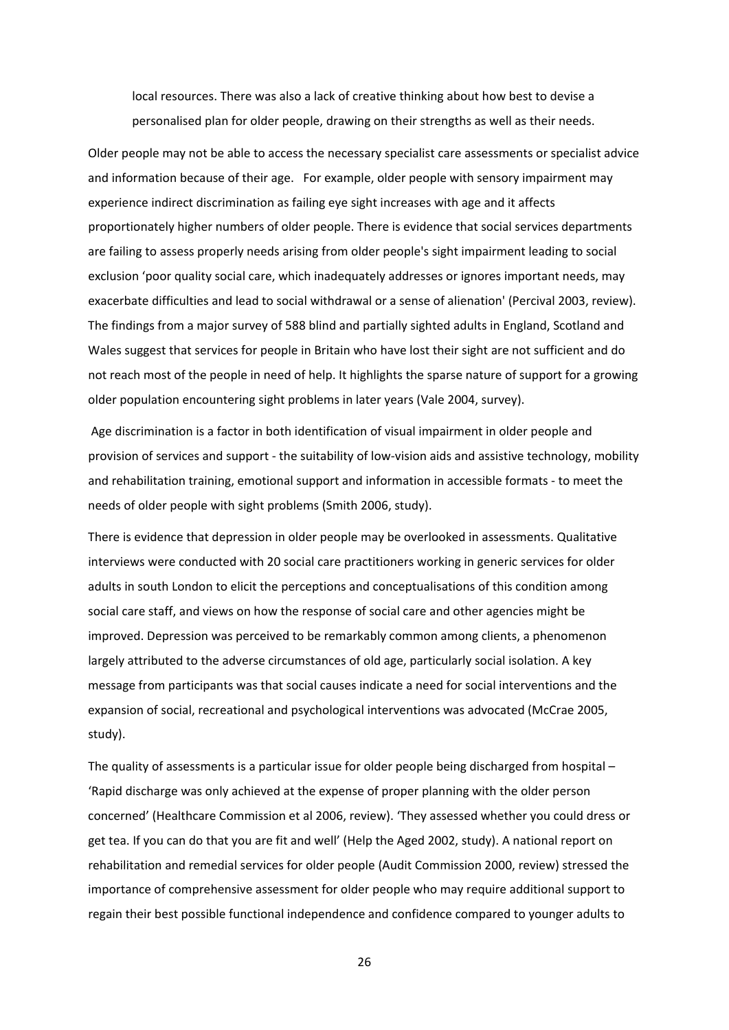local resources. There was also a lack of creative thinking about how best to devise a personalised plan for older people, drawing on their strengths as well as their needs.

Older people may not be able to access the necessary specialist care assessments or specialist advice and information because of their age.   For example, older people with sensory impairment may experience indirect discrimination as failing eye sight increases with age and it affects proportionately higher numbers of older people. There is evidence that social services departments are failing to assess properly needs arising from older people's sight impairment leading to social exclusion 'poor quality social care, which inadequately addresses or ignores important needs, may exacerbate difficulties and lead to social withdrawal or a sense of alienation' (Percival 2003, review). The findings from a major survey of 588 blind and partially sighted adults in England, Scotland and Wales suggest that services for people in Britain who have lost their sight are not sufficient and do not reach most of the people in need of help. It highlights the sparse nature of support for a growing older population encountering sight problems in later years (Vale 2004, survey).

Age discrimination is a factor in both identification of visual impairment in older people and provision of services and support - the suitability of low-vision aids and assistive technology, mobility and rehabilitation training, emotional support and information in accessible formats - to meet the needs of older people with sight problems (Smith 2006, study).

There is evidence that depression in older people may be overlooked in assessments. Qualitative interviews were conducted with 20 social care practitioners working in generic services for older adults in south London to elicit the perceptions and conceptualisations of this condition among social care staff, and views on how the response of social care and other agencies might be improved. Depression was perceived to be remarkably common among clients, a phenomenon largely attributed to the adverse circumstances of old age, particularly social isolation. A key message from participants was that social causes indicate a need for social interventions and the expansion of social, recreational and psychological interventions was advocated (McCrae 2005, study).

The quality of assessments is a particular issue for older people being discharged from hospital – 'Rapid discharge was only achieved at the expense of proper planning with the older person concerned' (Healthcare Commission et al 2006, review). 'They assessed whether you could dress or get tea. If you can do that you are fit and well' (Help the Aged 2002, study). A national report on rehabilitation and remedial services for older people (Audit Commission 2000, review) stressed the importance of comprehensive assessment for older people who may require additional support to regain their best possible functional independence and confidence compared to younger adults to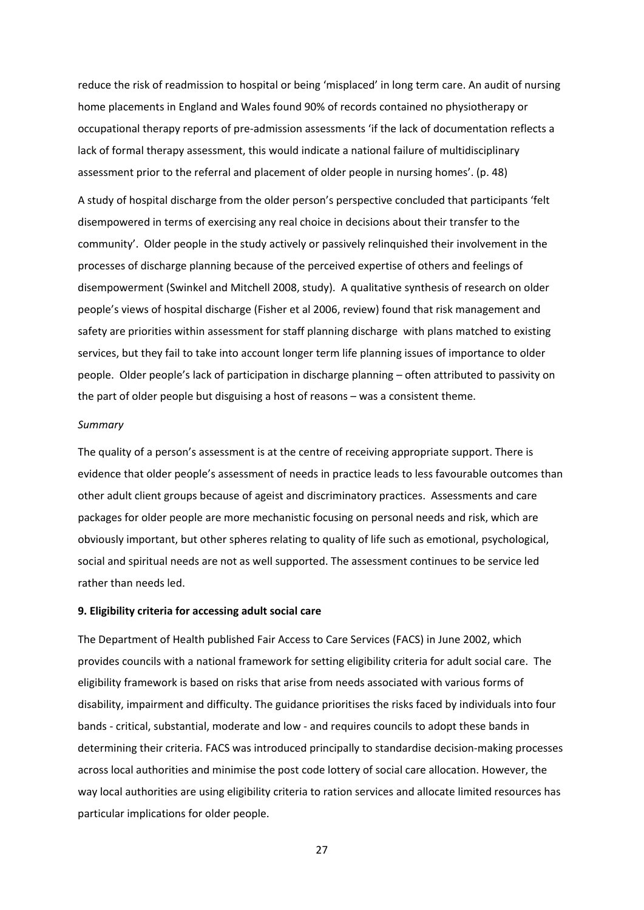reduce the risk of readmission to hospital or being 'misplaced' in long term care. An audit of nursing home placements in England and Wales found 90% of records contained no physiotherapy or occupational therapy reports of pre-admission assessments 'if the lack of documentation reflects a lack of formal therapy assessment, this would indicate a national failure of multidisciplinary assessment prior to the referral and placement of older people in nursing homes'. (p. 48)

A study of hospital discharge from the older person's perspective concluded that participants 'felt disempowered in terms of exercising any real choice in decisions about their transfer to the community'. Older people in the study actively or passively relinquished their involvement in the processes of discharge planning because of the perceived expertise of others and feelings of disempowerment (Swinkel and Mitchell 2008, study). A qualitative synthesis of research on older people's views of hospital discharge (Fisher et al 2006, review) found that risk management and safety are priorities within assessment for staff planning discharge with plans matched to existing services, but they fail to take into account longer term life planning issues of importance to older people. Older people's lack of participation in discharge planning – often attributed to passivity on the part of older people but disguising a host of reasons – was a consistent theme.

*Summary*

The quality of a person's assessment is at the centre of receiving appropriate support. There is evidence that older people's assessment of needs in practice leads to less favourable outcomes than other adult client groups because of ageist and discriminatory practices. Assessments and care packages for older people are more mechanistic focusing on personal needs and risk, which are obviously important, but other spheres relating to quality of life such as emotional, psychological, social and spiritual needs are not as well supported. The assessment continues to be service led rather than needs led.

## 9. Eligibility criteria for accessing adult social care

The Department of Health published Fair Access to Care Services (FACS) in June 2002, which provides councils with a national framework for setting eligibility criteria for adult social care. The eligibility framework is based on risks that arise from needs associated with various forms of disability, impairment and difficulty. The guidance prioritises the risks faced by individuals into four bands - critical, substantial, moderate and low - and requires councils to adopt these bands in determining their criteria. FACS was introduced principally to standardise decision-making processes across local authorities and minimise the post code lottery of social care allocation. However, the way local authorities are using eligibility criteria to ration services and allocate limited resources has particular implications for older people.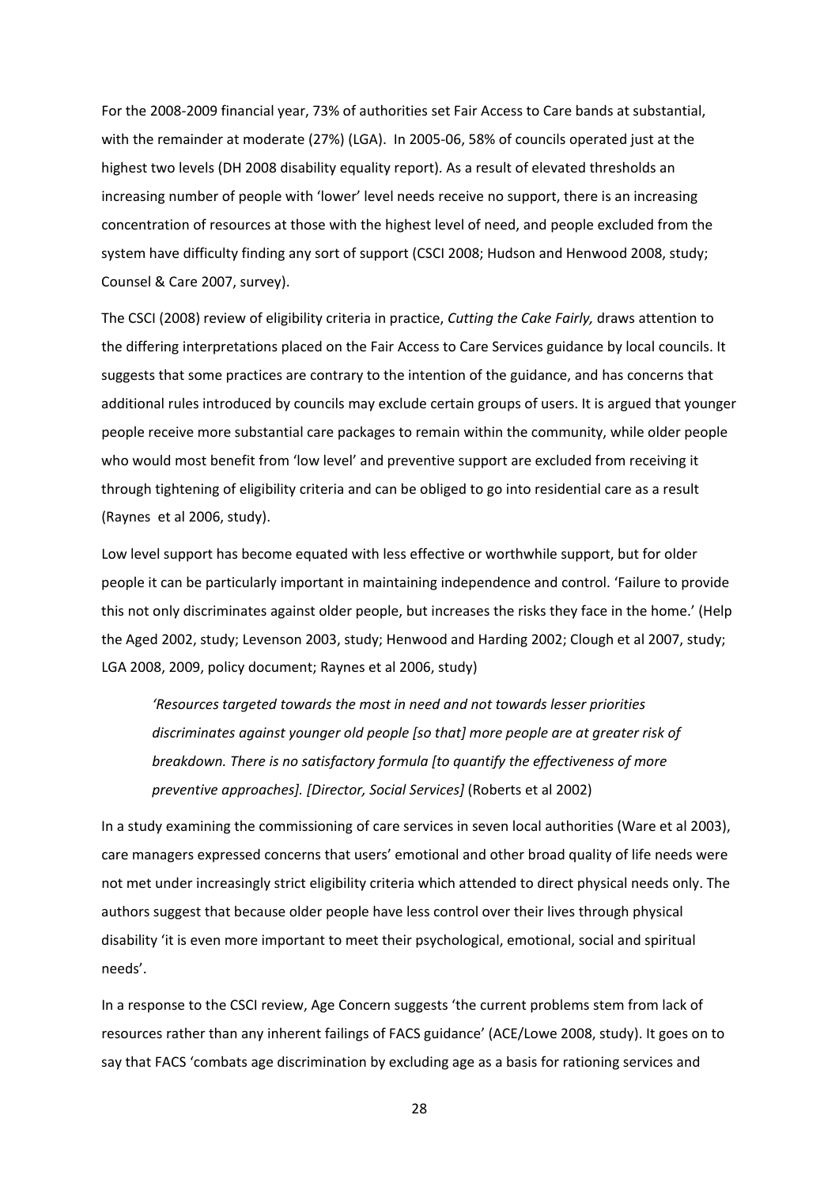For the 2008-2009 financial year, 73% of authorities set Fair Access to Care bands at substantial, with the remainder at moderate (27%) (LGA). In 2005-06, 58% of councils operated just at the highest two levels (DH 2008 disability equality report). As a result of elevated thresholds an increasing number of people with 'lower' level needs receive no support, there is an increasing concentration of resources at those with the highest level of need, and people excluded from the system have difficulty finding any sort of support (CSCI 2008; Hudson and Henwood 2008, study; Counsel & Care 2007, survey).

The CSCI (2008) review of eligibility criteria in practice, *Cutting the Cake Fairly,* draws attention to the differing interpretations placed on the Fair Access to Care Services guidance by local councils. It suggests that some practices are contrary to the intention of the guidance, and has concerns that additional rules introduced by councils may exclude certain groups of users. It is argued that younger people receive more substantial care packages to remain within the community, while older people who would most benefit from 'low level' and preventive support are excluded from receiving it through tightening of eligibility criteria and can be obliged to go into residential care as a result (Raynes et al 2006, study).

Low level support has become equated with less effective or worthwhile support, but for older people it can be particularly important in maintaining independence and control. 'Failure to provide this not only discriminates against older people, but increases the risks they face in the home.' (Help the Aged 2002, study; Levenson 2003, study; Henwood and Harding 2002; Clough et al 2007, study; LGA 2008, 2009, policy document; Raynes et al 2006, study)

> *'Resources targeted towards the most in need and not towards lesser priorities discriminates against younger old people [so that] more people are at greater risk of breakdown. There is no satisfactory formula [to quantify the effectiveness of more preventive approaches]. [Director, Social Services]* (Roberts et al 2002)

In a study examining the commissioning of care services in seven local authorities (Ware et al 2003), care managers expressed concerns that users' emotional and other broad quality of life needs were not met under increasingly strict eligibility criteria which attended to direct physical needs only. The authors suggest that because older people have less control over their lives through physical disability 'it is even more important to meet their psychological, emotional, social and spiritual needs'.

In a response to the CSCI review, Age Concern suggests 'the current problems stem from lack of resources rather than any inherent failings of FACS guidance' (ACE/Lowe 2008, study). It goes on to say that FACS 'combats age discrimination by excluding age as a basis for rationing services and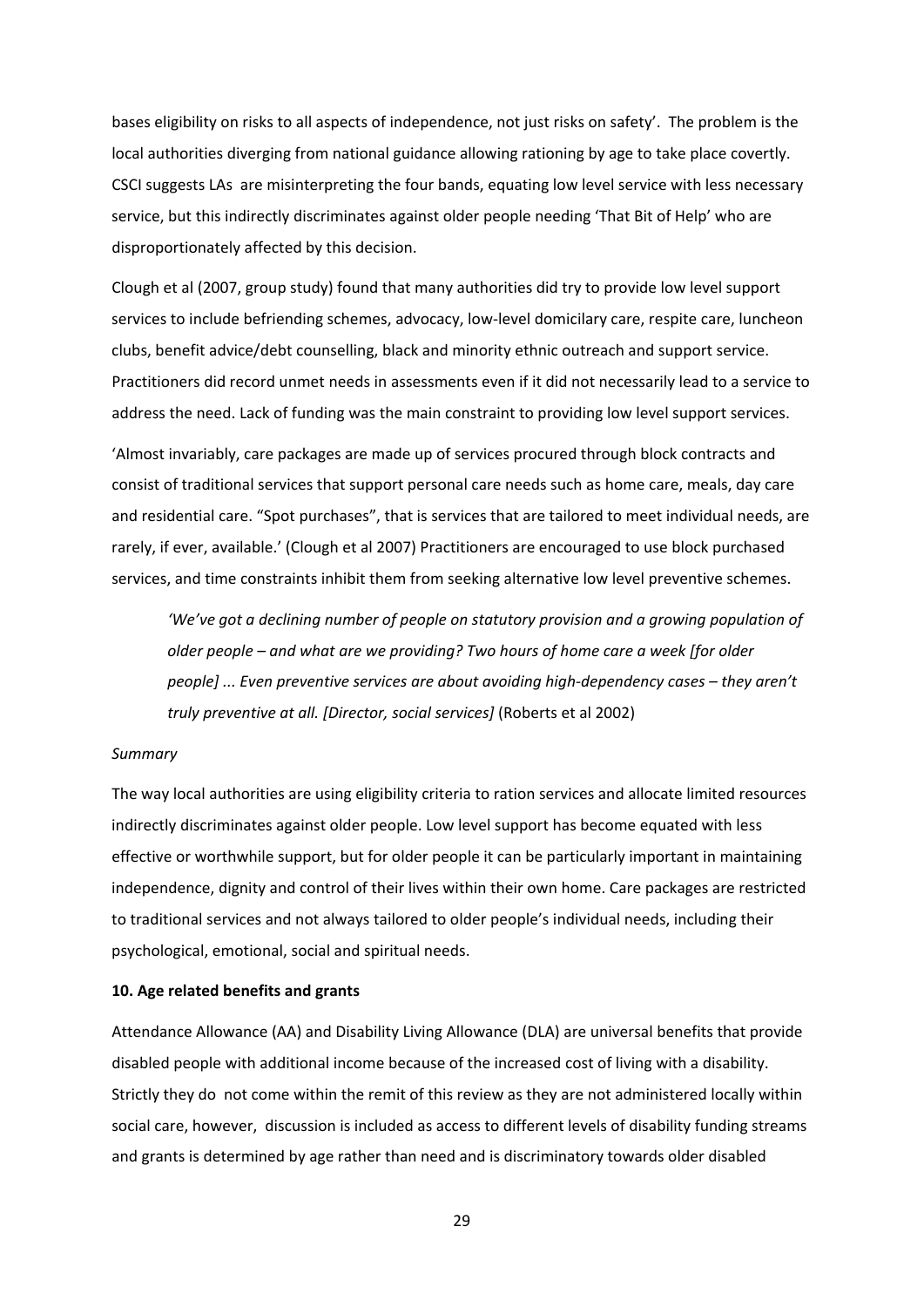bases eligibility on risks to all aspects of independence, not just risks on safety'. The problem is the local authorities diverging from national guidance allowing rationing by age to take place covertly. CSCI suggests LAs are misinterpreting the four bands, equating low level service with less necessary service, but this indirectly discriminates against older people needing 'That Bit of Help' who are disproportionately affected by this decision.

Clough et al (2007, group study) found that many authorities did try to provide low level support services to include befriending schemes, advocacy, low-level domicilary care, respite care, luncheon clubs, benefit advice/debt counselling, black and minority ethnic outreach and support service. Practitioners did record unmet needs in assessments even if it did not necessarily lead to a service to address the need. Lack of funding was the main constraint to providing low level support services.

'Almost invariably, care packages are made up of services procured through block contracts and consist of traditional services that support personal care needs such as home care, meals, day care and residential care. "Spot purchases", that is services that are tailored to meet individual needs, are rarely, if ever, available.' (Clough et al 2007) Practitioners are encouraged to use block purchased services, and time constraints inhibit them from seeking alternative low level preventive schemes.

> *'We've got a declining number of people on statutory provision and a growing population of older people – and what are we providing? Two hours of home care a week [for older people] ... Even preventive services are about avoiding high-dependency cases – they aren't truly preventive at all. [Director, social services]* (Roberts et al 2002)

*Summary*

The way local authorities are using eligibility criteria to ration services and allocate limited resources indirectly discriminates against older people. Low level support has become equated with less effective or worthwhile support, but for older people it can be particularly important in maintaining independence, dignity and control of their lives within their own home. Care packages are restricted to traditional services and not always tailored to older people's individual needs, including their psychological, emotional, social and spiritual needs.

**10. Age related benefits and grants**

Attendance Allowance (AA) and Disability Living Allowance (DLA) are universal benefits that provide disabled people with additional income because of the increased cost of living with a disability. Strictly they do not come within the remit of this review as they are not administered locally within social care, however, discussion is included as access to different levels of disability funding streams and grants is determined by age rather than need and is discriminatory towards older disabled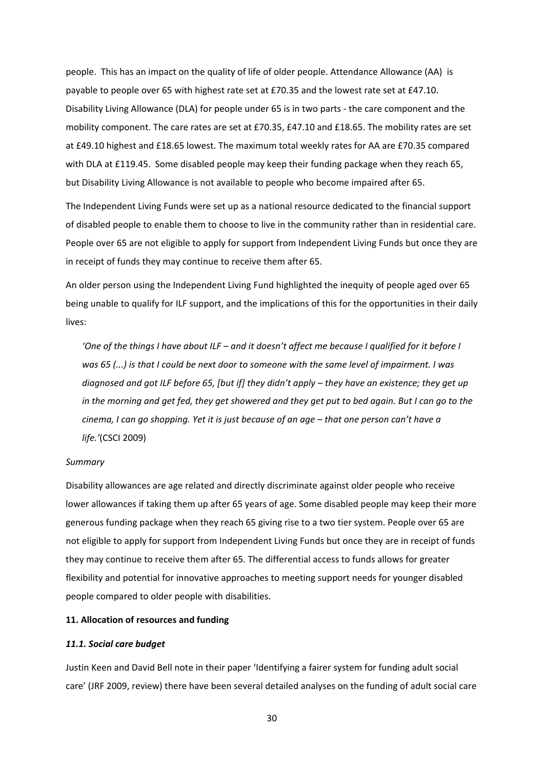people. This has an impact on the quality of life of older people. Attendance Allowance (AA) is payable to people over 65 with highest rate set at £70.35 and the lowest rate set at £47.10. Disability Living Allowance (DLA) for people under 65 is in two parts - the care component and the mobility component. The care rates are set at £70.35, £47.10 and £18.65. The mobility rates are set at £49.10 highest and £18.65 lowest. The maximum total weekly rates for AA are £70.35 compared with DLA at £119.45. Some disabled people may keep their funding package when they reach 65, but Disability Living Allowance is not available to people who become impaired after 65.

The Independent Living Funds were set up as a national resource dedicated to the financial support of disabled people to enable them to choose to live in the community rather than in residential care. People over 65 are not eligible to apply for support from Independent Living Funds but once they are in receipt of funds they may continue to receive them after 65.

An older person using the Independent Living Fund highlighted the inequity of people aged over 65 being unable to qualify for ILF support, and the implications of this for the opportunities in their daily lives:

> *'One of the things I have about ILF – and it doesn't affect me because I qualified for it before I was 65 (...) is that I could be next door to someone with the same level of impairment. I was diagnosed and got ILF before 65, [but if] they didn't apply – they have an existence; they get up in the morning and get fed, they get showered and they get put to bed again. But I can go to the cinema, I can go shopping. Yet it is just because of an age – that one person can't have a life.'*(CSCI 2009)

*Summary*

Disability allowances are age related and directly discriminate against older people who receive lower allowances if taking them up after 65 years of age. Some disabled people may keep their more generous funding package when they reach 65 giving rise to a two tier system. People over 65 are not eligible to apply for support from Independent Living Funds but once they are in receipt of funds they may continue to receive them after 65. The differential access to funds allows for greater flexibility and potential for innovative approaches to meeting support needs for younger disabled people compared to older people with disabilities.

## 11. Allocation of resources and funding

### *11.1. Social care budget*

Justin Keen and David Bell note in their paper 'Identifying a fairer system for funding adult social care' (JRF 2009, review) there have been several detailed analyses on the funding of adult social care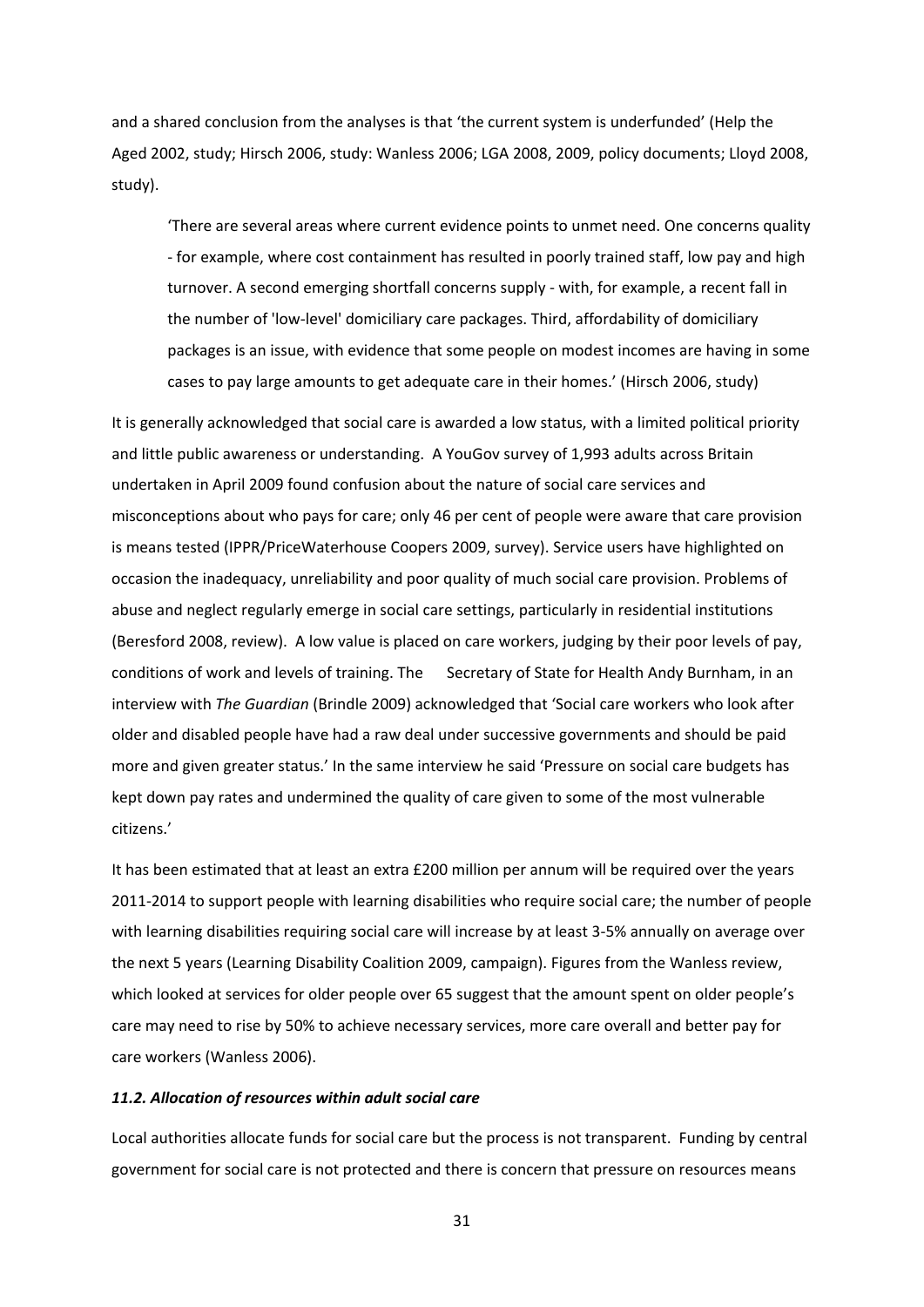and a shared conclusion from the analyses is that 'the current system is underfunded' (Help the Aged 2002, study; Hirsch 2006, study: Wanless 2006; LGA 2008, 2009, policy documents; Lloyd 2008, study).

> 'There are several areas where current evidence points to unmet need. One concerns quality - for example, where cost containment has resulted in poorly trained staff, low pay and high turnover. A second emerging shortfall concerns supply - with, for example, a recent fall in the number of 'low-level' domiciliary care packages. Third, affordability of domiciliary packages is an issue, with evidence that some people on modest incomes are having in some cases to pay large amounts to get adequate care in their homes.' (Hirsch 2006, study)

It is generally acknowledged that social care is awarded a low status, with a limited political priority and little public awareness or understanding. A YouGov survey of 1,993 adults across Britain undertaken in April 2009 found confusion about the nature of social care services and misconceptions about who pays for care; only 46 per cent of people were aware that care provision is means tested (IPPR/PriceWaterhouse Coopers 2009, survey). Service users have highlighted on occasion the inadequacy, unreliability and poor quality of much social care provision. Problems of abuse and neglect regularly emerge in social care settings, particularly in residential institutions (Beresford 2008, review). A low value is placed on care workers, judging by their poor levels of pay, conditions of work and levels of training. The Secretary of State for Health Andy Burnham, in an interview with *The Guardian* (Brindle 2009) acknowledged that 'Social care workers who look after older and disabled people have had a raw deal under successive governments and should be paid more and given greater status.' In the same interview he said 'Pressure on social care budgets has kept down pay rates and undermined the quality of care given to some of the most vulnerable citizens.'

It has been estimated that at least an extra £200 million per annum will be required over the years 2011-2014 to support people with learning disabilities who require social care; the number of people with learning disabilities requiring social care will increase by at least 3-5% annually on average over the next 5 years (Learning Disability Coalition 2009, campaign). Figures from the Wanless review, which looked at services for older people over 65 suggest that the amount spent on older people's care may need to rise by 50% to achieve necessary services, more care overall and better pay for care workers (Wanless 2006).

### *11.2. Allocation of resources within adult social care*

Local authorities allocate funds for social care but the process is not transparent. Funding by central government for social care is not protected and there is concern that pressure on resources means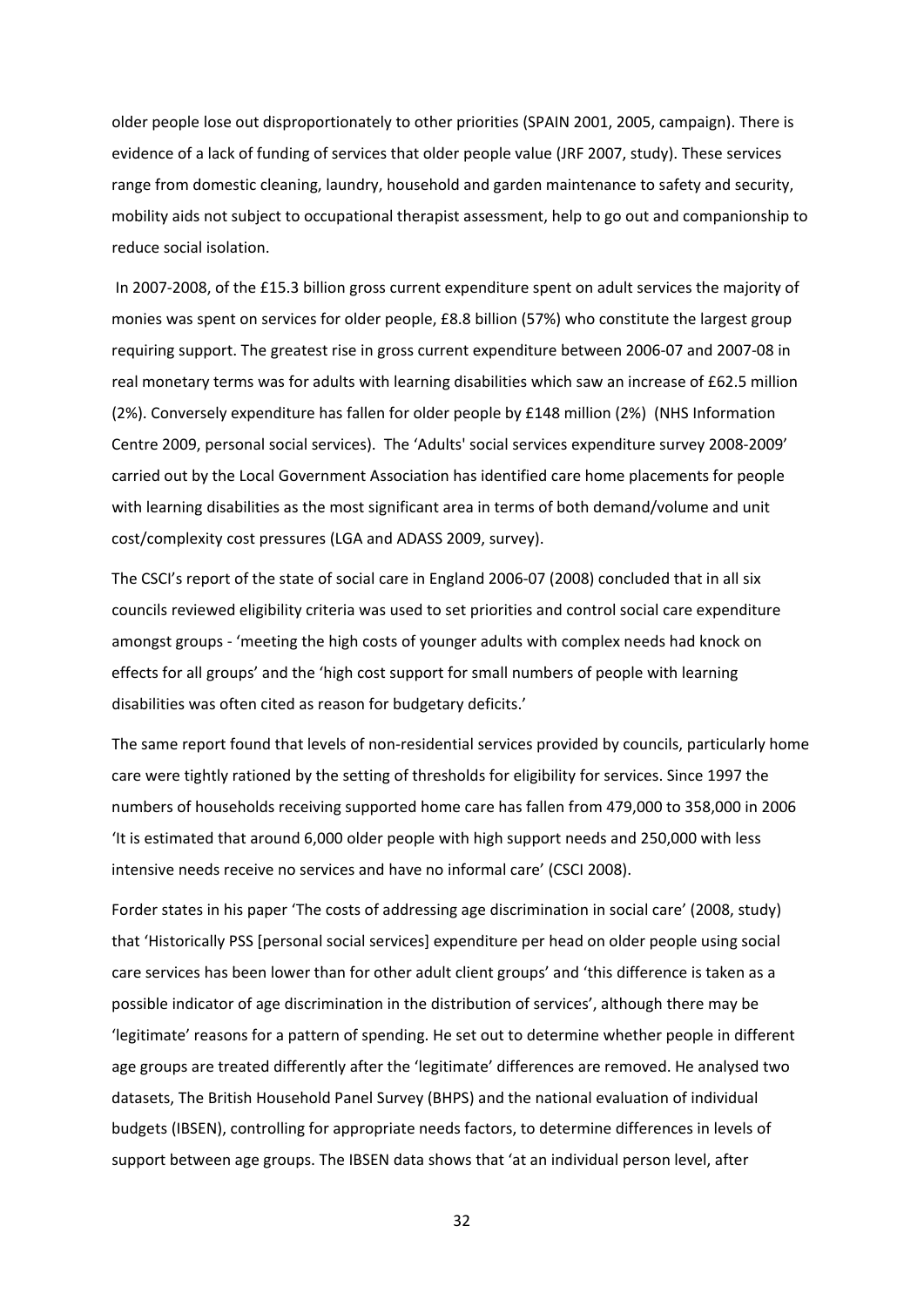older people lose out disproportionately to other priorities (SPAIN 2001, 2005, campaign). There is evidence of a lack of funding of services that older people value (JRF 2007, study). These services range from domestic cleaning, laundry, household and garden maintenance to safety and security, mobility aids not subject to occupational therapist assessment, help to go out and companionship to reduce social isolation.

In 2007-2008, of the £15.3 billion gross current expenditure spent on adult services the majority of monies was spent on services for older people, £8.8 billion (57%) who constitute the largest group requiring support. The greatest rise in gross current expenditure between 2006-07 and 2007-08 in real monetary terms was for adults with learning disabilities which saw an increase of £62.5 million (2%). Conversely expenditure has fallen for older people by £148 million (2%) (NHS Information Centre 2009, personal social services). The 'Adults' social services expenditure survey 2008-2009' carried out by the Local Government Association has identified care home placements for people with learning disabilities as the most significant area in terms of both demand/volume and unit cost/complexity cost pressures (LGA and ADASS 2009, survey).

The CSCI's report of the state of social care in England 2006-07 (2008) concluded that in all six councils reviewed eligibility criteria was used to set priorities and control social care expenditure amongst groups - 'meeting the high costs of younger adults with complex needs had knock on effects for all groups' and the 'high cost support for small numbers of people with learning disabilities was often cited as reason for budgetary deficits.'

The same report found that levels of non-residential services provided by councils, particularly home care were tightly rationed by the setting of thresholds for eligibility for services. Since 1997 the numbers of households receiving supported home care has fallen from 479,000 to 358,000 in 2006 'It is estimated that around 6,000 older people with high support needs and 250,000 with less intensive needs receive no services and have no informal care' (CSCI 2008).

Forder states in his paper 'The costs of addressing age discrimination in social care' (2008, study) that 'Historically PSS [personal social services] expenditure per head on older people using social care services has been lower than for other adult client groups' and 'this difference is taken as a possible indicator of age discrimination in the distribution of services', although there may be 'legitimate' reasons for a pattern of spending. He set out to determine whether people in different age groups are treated differently after the 'legitimate' differences are removed. He analysed two datasets, The British Household Panel Survey (BHPS) and the national evaluation of individual budgets (IBSEN), controlling for appropriate needs factors, to determine differences in levels of support between age groups. The IBSEN data shows that 'at an individual person level, after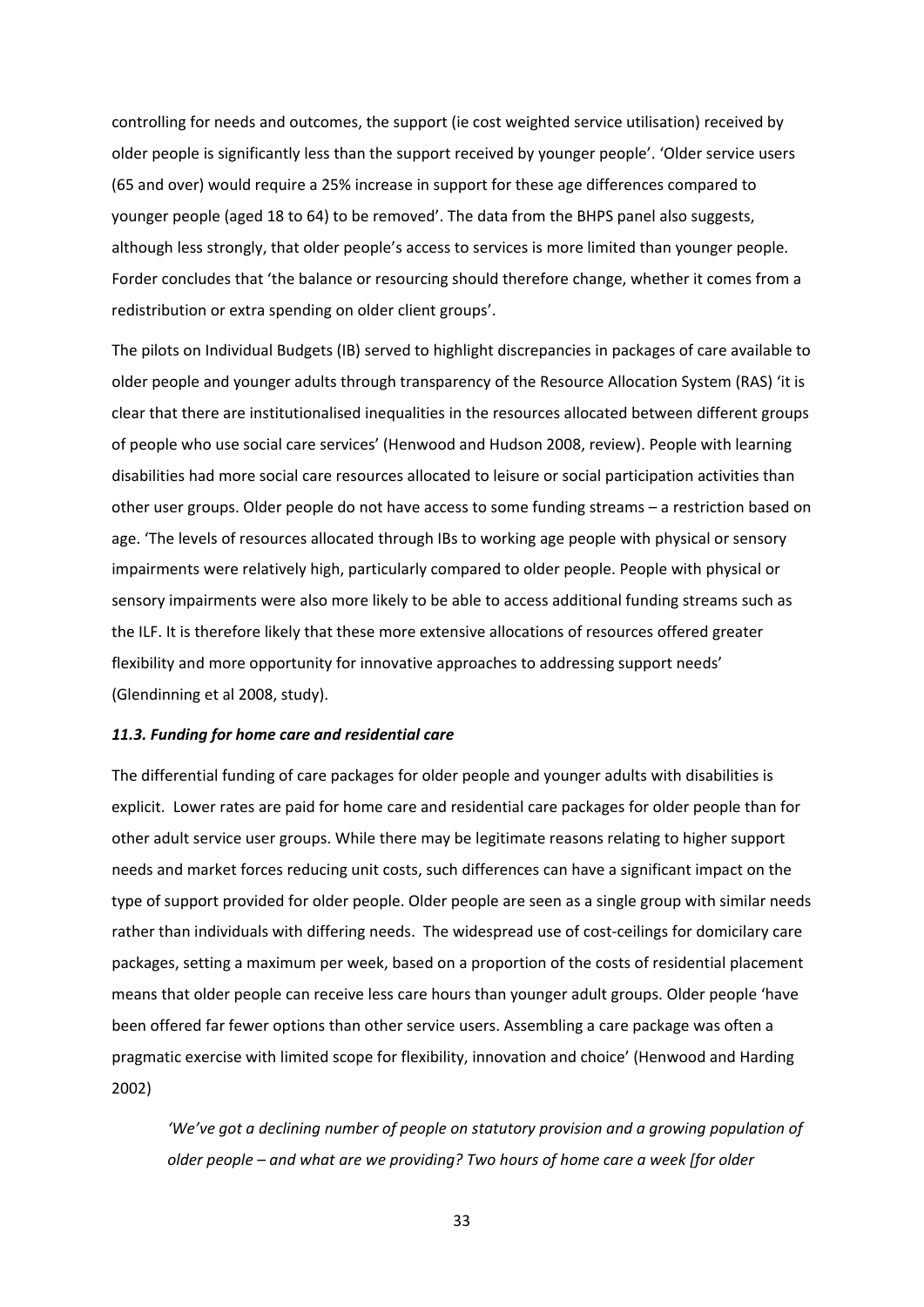controlling for needs and outcomes, the support (ie cost weighted service utilisation) received by older people is significantly less than the support received by younger people'. 'Older service users (65 and over) would require a 25% increase in support for these age differences compared to younger people (aged 18 to 64) to be removed'. The data from the BHPS panel also suggests, although less strongly, that older people's access to services is more limited than younger people. Forder concludes that 'the balance or resourcing should therefore change, whether it comes from a redistribution or extra spending on older client groups'.

The pilots on Individual Budgets (IB) served to highlight discrepancies in packages of care available to older people and younger adults through transparency of the Resource Allocation System (RAS) 'it is clear that there are institutionalised inequalities in the resources allocated between different groups of people who use social care services' (Henwood and Hudson 2008, review). People with learning disabilities had more social care resources allocated to leisure or social participation activities than other user groups. Older people do not have access to some funding streams – a restriction based on age. 'The levels of resources allocated through IBs to working age people with physical or sensory impairments were relatively high, particularly compared to older people. People with physical or sensory impairments were also more likely to be able to access additional funding streams such as the ILF. It is therefore likely that these more extensive allocations of resources offered greater flexibility and more opportunity for innovative approaches to addressing support needs' (Glendinning et al 2008, study).

### *11.3. Funding for home care and residential care*

The differential funding of care packages for older people and younger adults with disabilities is explicit. Lower rates are paid for home care and residential care packages for older people than for other adult service user groups. While there may be legitimate reasons relating to higher support needs and market forces reducing unit costs, such differences can have a significant impact on the type of support provided for older people. Older people are seen as a single group with similar needs rather than individuals with differing needs. The widespread use of cost-ceilings for domicilary care packages, setting a maximum per week, based on a proportion of the costs of residential placement means that older people can receive less care hours than younger adult groups. Older people 'have been offered far fewer options than other service users. Assembling a care package was often a pragmatic exercise with limited scope for flexibility, innovation and choice' (Henwood and Harding 2002)

> *'We've got a declining number of people on statutory provision and a growing population of older people – and what are we providing? Two hours of home care a week [for older*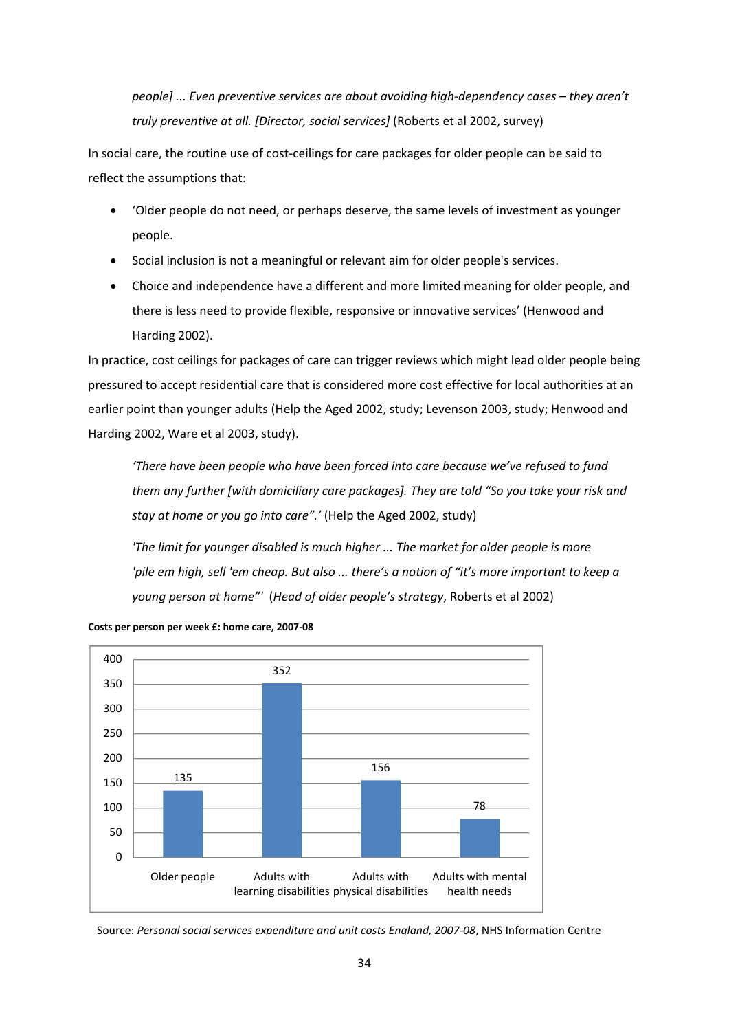*people] ... Even preventive services are about avoiding high-dependency cases – they aren't truly preventive at all. [Director, social services]* (Roberts et al 2002, survey)

In social care, the routine use of cost-ceilings for care packages for older people can be said to reflect the assumptions that:

- 'Older people do not need, or perhaps deserve, the same levels of investment as younger people.
- Social inclusion is not a meaningful or relevant aim for older people's services.
- Choice and independence have a different and more limited meaning for older people, and there is less need to provide flexible, responsive or innovative services' (Henwood and Harding 2002).

In practice, cost ceilings for packages of care can trigger reviews which might lead older people being pressured to accept residential care that is considered more cost effective for local authorities at an earlier point than younger adults (Help the Aged 2002, study; Levenson 2003, study; Henwood and Harding 2002, Ware et al 2003, study).

> *'There have been people who have been forced into care because we've refused to fund them any further [with domiciliary care packages]. They are told "So you take your risk and stay at home or you go into care".'* (Help the Aged 2002, study)

> *'The limit for younger disabled is much higher ... The market for older people is more 'pile em high, sell 'em cheap. But also ... there's a notion of "it's more important to keep a young person at home"'* (*Head of older people's strategy*, Roberts et al 2002)

**Costs per person per week £: home care, 2007-08**

| Older people | Adults with learning disabilities | Adults with physical disabilities | Adults with mental health needs |
|---|---|---|---|
| 135 | 352 | 156 | 78 |

Source: *Personal social services expenditure and unit costs England, 2007-08*, NHS Information Centre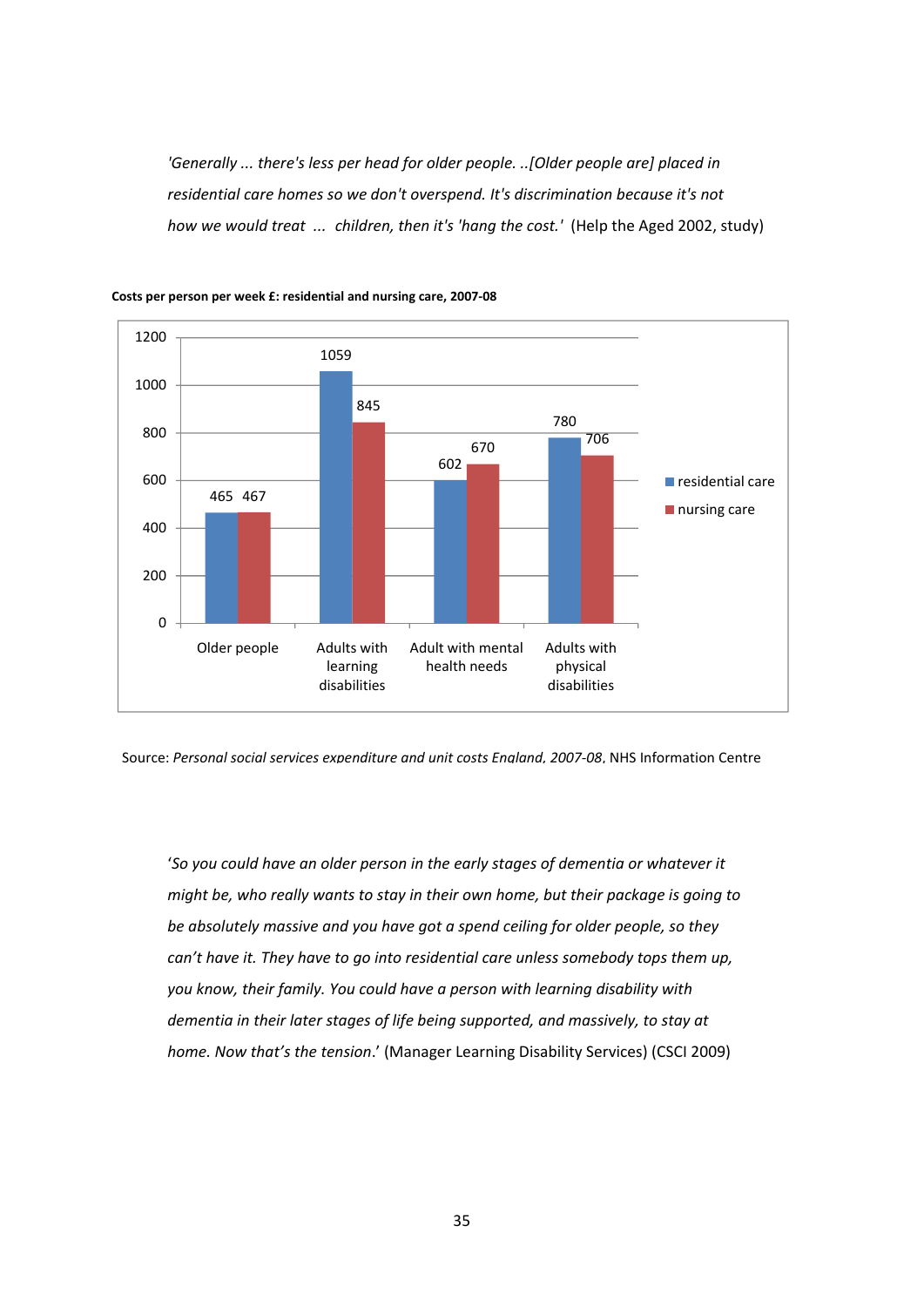*'Generally ... there's less per head for older people. ..[Older people are] placed in residential care homes so we don't overspend. It's discrimination because it's not how we would treat ... children, then it's 'hang the cost.'* (Help the Aged 2002, study)

**Costs per person per week £: residential and nursing care, 2007-08**

| | residential care | nursing care |
|---|---|---|
| Older people | 465 | 467 |
| Adults with learning disabilities | 1059 | 845 |
| Adult with mental health needs | 602 | 670 |
| Adults with physical disabilities | 780 | 706 |

Source: *Personal social services expenditure and unit costs England, 2007-08*, NHS Information Centre

'*So you could have an older person in the early stages of dementia or whatever it might be, who really wants to stay in their own home, but their package is going to be absolutely massive and you have got a spend ceiling for older people, so they can't have it. They have to go into residential care unless somebody tops them up, you know, their family. You could have a person with learning disability with dementia in their later stages of life being supported, and massively, to stay at home. Now that's the tension.*' (Manager Learning Disability Services) (CSCI 2009)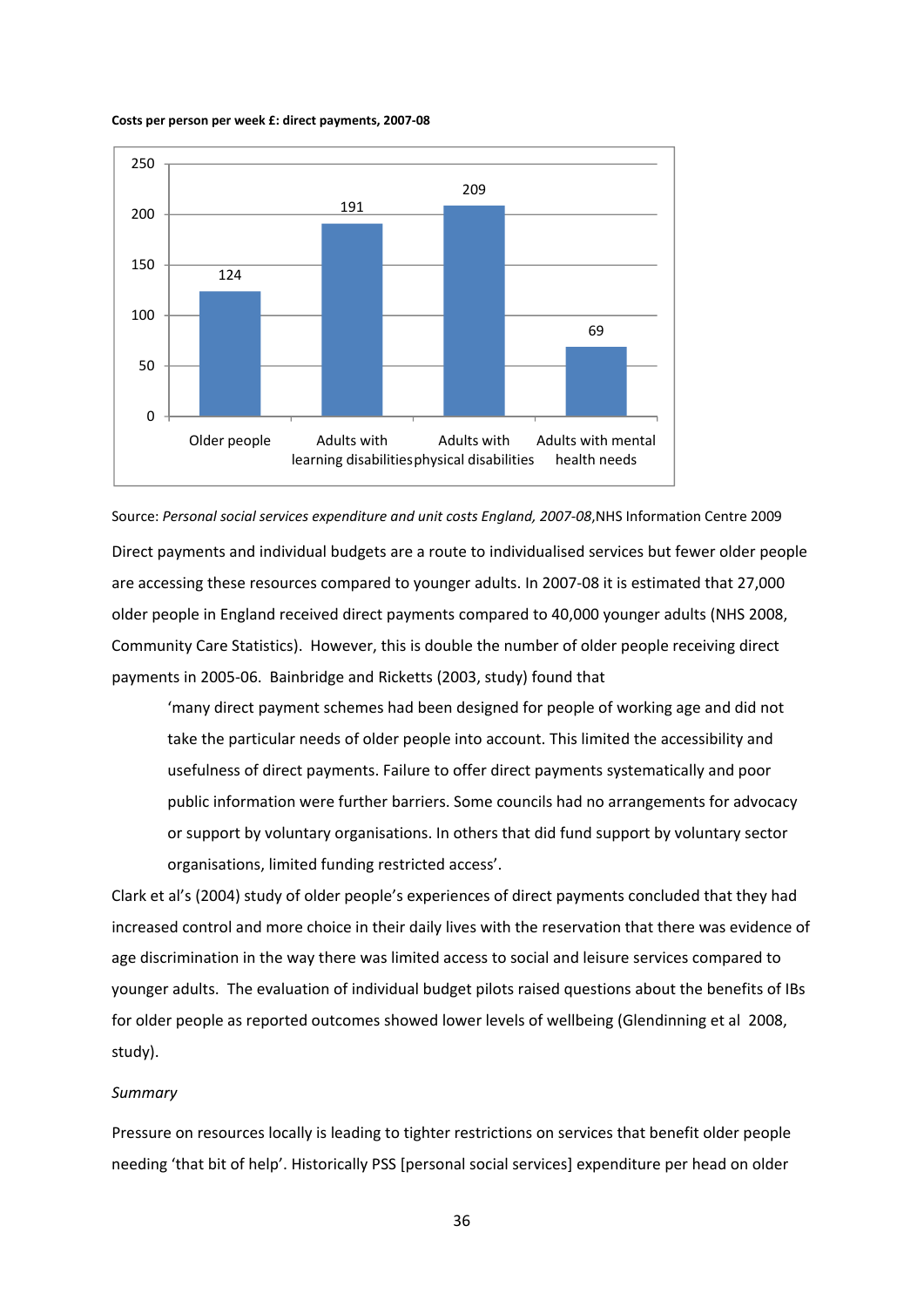**Costs per person per week £: direct payments, 2007-08**

| | Older people | Adults with learning disabilities | Adults with physical disabilities | Adults with mental health needs |
|---|---|---|---|---|
| £ per person per week | 124 | 191 | 209 | 69 |

Source: *Personal social services expenditure and unit costs England, 2007-08*,NHS Information Centre 2009

Direct payments and individual budgets are a route to individualised services but fewer older people are accessing these resources compared to younger adults. In 2007-08 it is estimated that 27,000 older people in England received direct payments compared to 40,000 younger adults (NHS 2008, Community Care Statistics). However, this is double the number of older people receiving direct payments in 2005-06. Bainbridge and Ricketts (2003, study) found that

> 'many direct payment schemes had been designed for people of working age and did not take the particular needs of older people into account. This limited the accessibility and usefulness of direct payments. Failure to offer direct payments systematically and poor public information were further barriers. Some councils had no arrangements for advocacy or support by voluntary organisations. In others that did fund support by voluntary sector organisations, limited funding restricted access'.

Clark et al's (2004) study of older people's experiences of direct payments concluded that they had increased control and more choice in their daily lives with the reservation that there was evidence of age discrimination in the way there was limited access to social and leisure services compared to younger adults. The evaluation of individual budget pilots raised questions about the benefits of IBs for older people as reported outcomes showed lower levels of wellbeing (Glendinning et al 2008, study).

*Summary*

Pressure on resources locally is leading to tighter restrictions on services that benefit older people needing 'that bit of help'. Historically PSS [personal social services] expenditure per head on older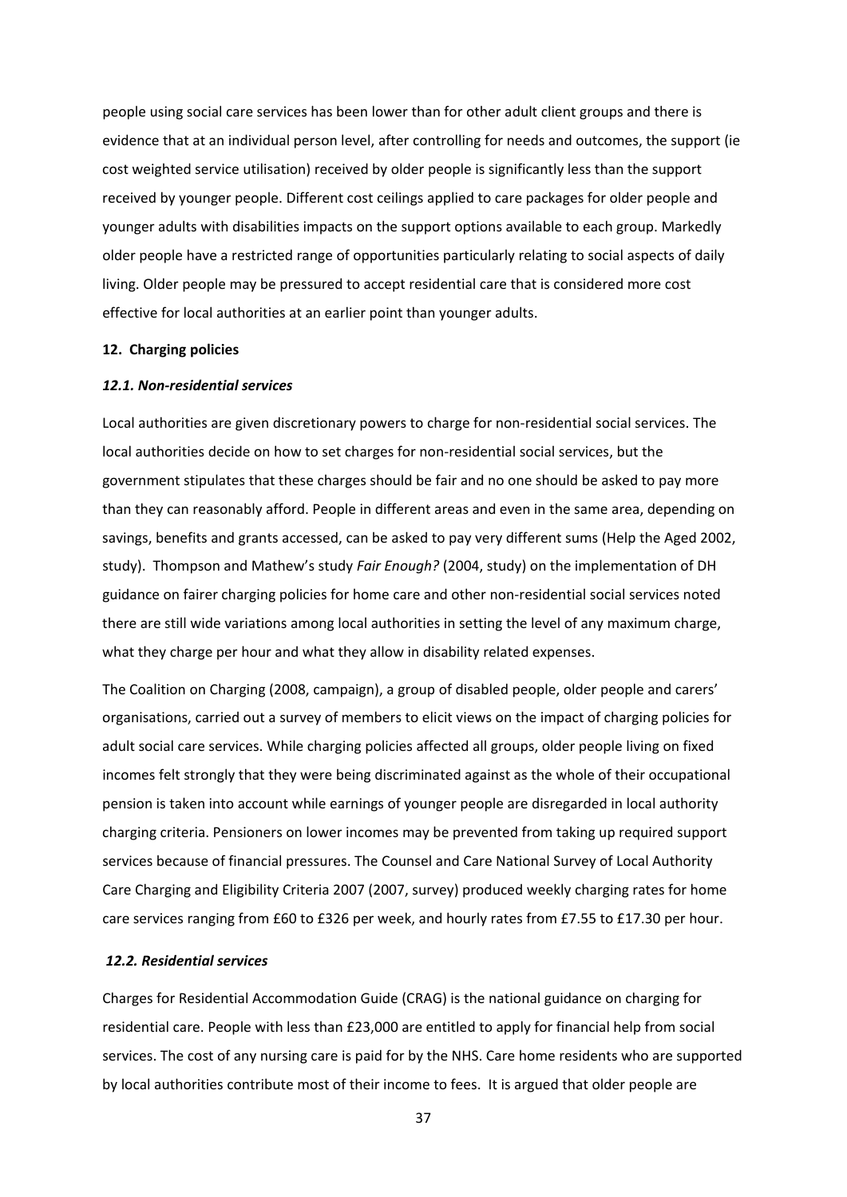people using social care services has been lower than for other adult client groups and there is evidence that at an individual person level, after controlling for needs and outcomes, the support (ie cost weighted service utilisation) received by older people is significantly less than the support received by younger people. Different cost ceilings applied to care packages for older people and younger adults with disabilities impacts on the support options available to each group. Markedly older people have a restricted range of opportunities particularly relating to social aspects of daily living. Older people may be pressured to accept residential care that is considered more cost effective for local authorities at an earlier point than younger adults.

## 12. Charging policies

### *12.1. Non-residential services*

Local authorities are given discretionary powers to charge for non-residential social services. The local authorities decide on how to set charges for non-residential social services, but the government stipulates that these charges should be fair and no one should be asked to pay more than they can reasonably afford. People in different areas and even in the same area, depending on savings, benefits and grants accessed, can be asked to pay very different sums (Help the Aged 2002, study). Thompson and Mathew's study *Fair Enough?* (2004, study) on the implementation of DH guidance on fairer charging policies for home care and other non-residential social services noted there are still wide variations among local authorities in setting the level of any maximum charge, what they charge per hour and what they allow in disability related expenses.

The Coalition on Charging (2008, campaign), a group of disabled people, older people and carers' organisations, carried out a survey of members to elicit views on the impact of charging policies for adult social care services. While charging policies affected all groups, older people living on fixed incomes felt strongly that they were being discriminated against as the whole of their occupational pension is taken into account while earnings of younger people are disregarded in local authority charging criteria. Pensioners on lower incomes may be prevented from taking up required support services because of financial pressures. The Counsel and Care National Survey of Local Authority Care Charging and Eligibility Criteria 2007 (2007, survey) produced weekly charging rates for home care services ranging from £60 to £326 per week, and hourly rates from £7.55 to £17.30 per hour.

### *12.2. Residential services*

Charges for Residential Accommodation Guide (CRAG) is the national guidance on charging for residential care. People with less than £23,000 are entitled to apply for financial help from social services. The cost of any nursing care is paid for by the NHS. Care home residents who are supported by local authorities contribute most of their income to fees. It is argued that older people are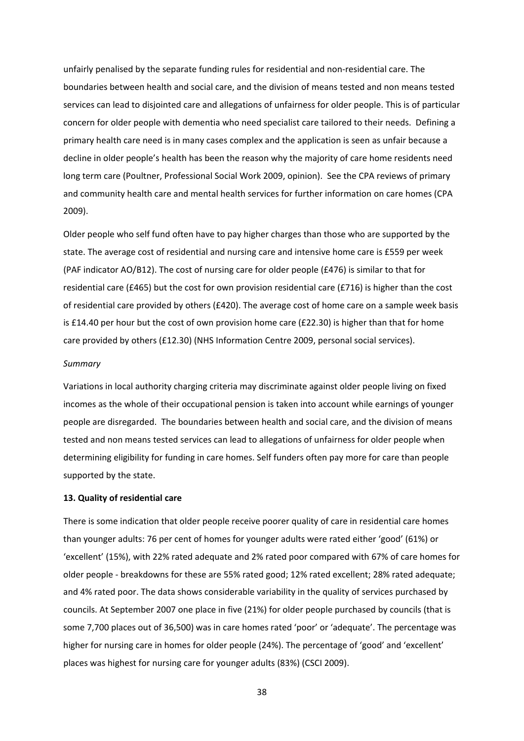unfairly penalised by the separate funding rules for residential and non-residential care. The boundaries between health and social care, and the division of means tested and non means tested services can lead to disjointed care and allegations of unfairness for older people. This is of particular concern for older people with dementia who need specialist care tailored to their needs. Defining a primary health care need is in many cases complex and the application is seen as unfair because a decline in older people's health has been the reason why the majority of care home residents need long term care (Poultner, Professional Social Work 2009, opinion). See the CPA reviews of primary and community health care and mental health services for further information on care homes (CPA 2009).

Older people who self fund often have to pay higher charges than those who are supported by the state. The average cost of residential and nursing care and intensive home care is £559 per week (PAF indicator AO/B12). The cost of nursing care for older people (£476) is similar to that for residential care (£465) but the cost for own provision residential care (£716) is higher than the cost of residential care provided by others (£420). The average cost of home care on a sample week basis is £14.40 per hour but the cost of own provision home care (£22.30) is higher than that for home care provided by others (£12.30) (NHS Information Centre 2009, personal social services).

*Summary*

Variations in local authority charging criteria may discriminate against older people living on fixed incomes as the whole of their occupational pension is taken into account while earnings of younger people are disregarded. The boundaries between health and social care, and the division of means tested and non means tested services can lead to allegations of unfairness for older people when determining eligibility for funding in care homes. Self funders often pay more for care than people supported by the state.

**13. Quality of residential care**

There is some indication that older people receive poorer quality of care in residential care homes than younger adults: 76 per cent of homes for younger adults were rated either 'good' (61%) or 'excellent' (15%), with 22% rated adequate and 2% rated poor compared with 67% of care homes for older people - breakdowns for these are 55% rated good; 12% rated excellent; 28% rated adequate; and 4% rated poor. The data shows considerable variability in the quality of services purchased by councils. At September 2007 one place in five (21%) for older people purchased by councils (that is some 7,700 places out of 36,500) was in care homes rated 'poor' or 'adequate'. The percentage was higher for nursing care in homes for older people (24%). The percentage of 'good' and 'excellent' places was highest for nursing care for younger adults (83%) (CSCI 2009).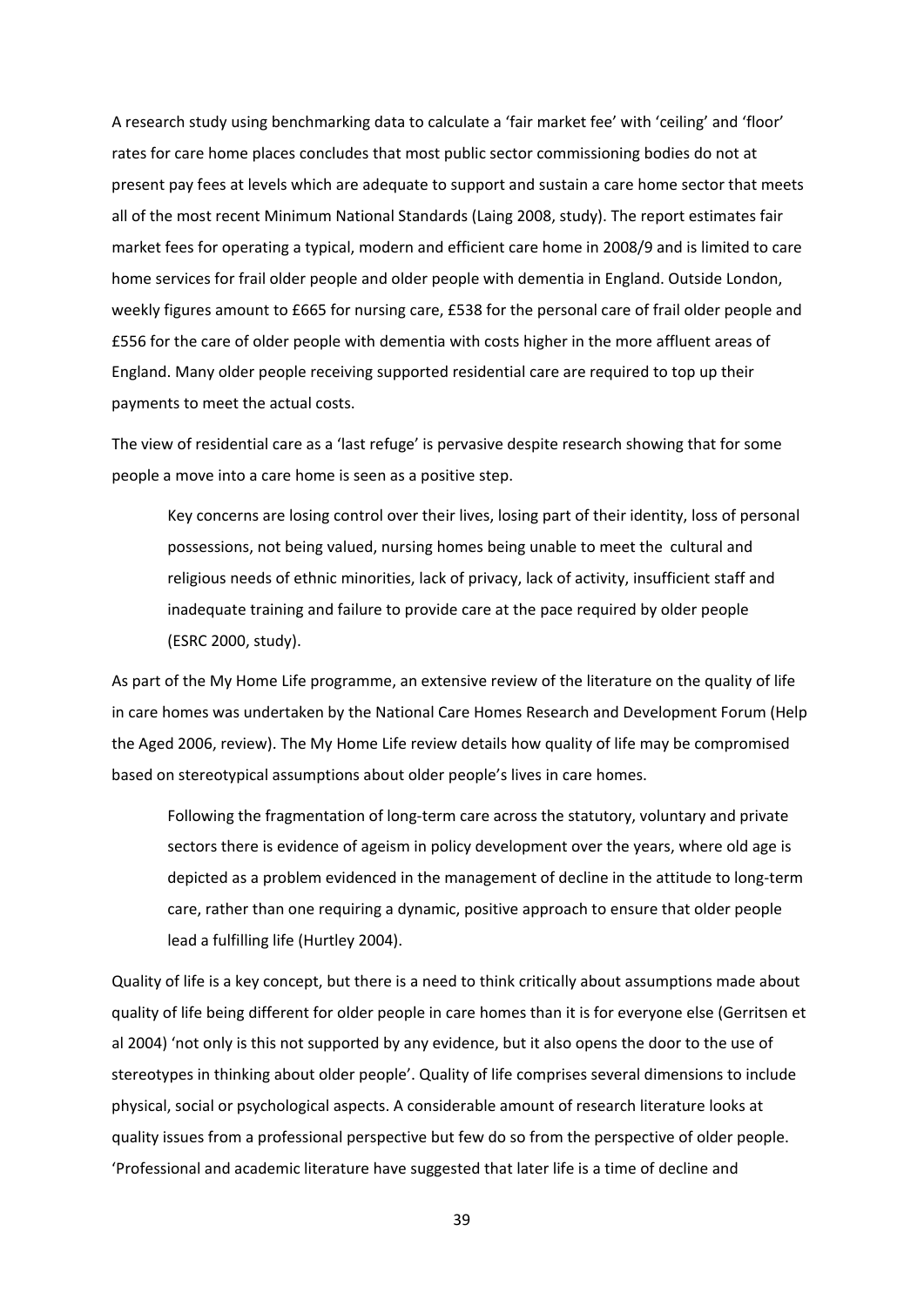A research study using benchmarking data to calculate a 'fair market fee' with 'ceiling' and 'floor' rates for care home places concludes that most public sector commissioning bodies do not at present pay fees at levels which are adequate to support and sustain a care home sector that meets all of the most recent Minimum National Standards (Laing 2008, study). The report estimates fair market fees for operating a typical, modern and efficient care home in 2008/9 and is limited to care home services for frail older people and older people with dementia in England. Outside London, weekly figures amount to £665 for nursing care, £538 for the personal care of frail older people and £556 for the care of older people with dementia with costs higher in the more affluent areas of England. Many older people receiving supported residential care are required to top up their payments to meet the actual costs.

The view of residential care as a 'last refuge' is pervasive despite research showing that for some people a move into a care home is seen as a positive step.

> Key concerns are losing control over their lives, losing part of their identity, loss of personal possessions, not being valued, nursing homes being unable to meet the cultural and religious needs of ethnic minorities, lack of privacy, lack of activity, insufficient staff and inadequate training and failure to provide care at the pace required by older people (ESRC 2000, study).

As part of the My Home Life programme, an extensive review of the literature on the quality of life in care homes was undertaken by the National Care Homes Research and Development Forum (Help the Aged 2006, review). The My Home Life review details how quality of life may be compromised based on stereotypical assumptions about older people's lives in care homes.

> Following the fragmentation of long-term care across the statutory, voluntary and private sectors there is evidence of ageism in policy development over the years, where old age is depicted as a problem evidenced in the management of decline in the attitude to long-term care, rather than one requiring a dynamic, positive approach to ensure that older people lead a fulfilling life (Hurtley 2004).

Quality of life is a key concept, but there is a need to think critically about assumptions made about quality of life being different for older people in care homes than it is for everyone else (Gerritsen et al 2004) 'not only is this not supported by any evidence, but it also opens the door to the use of stereotypes in thinking about older people'. Quality of life comprises several dimensions to include physical, social or psychological aspects. A considerable amount of research literature looks at quality issues from a professional perspective but few do so from the perspective of older people. 'Professional and academic literature have suggested that later life is a time of decline and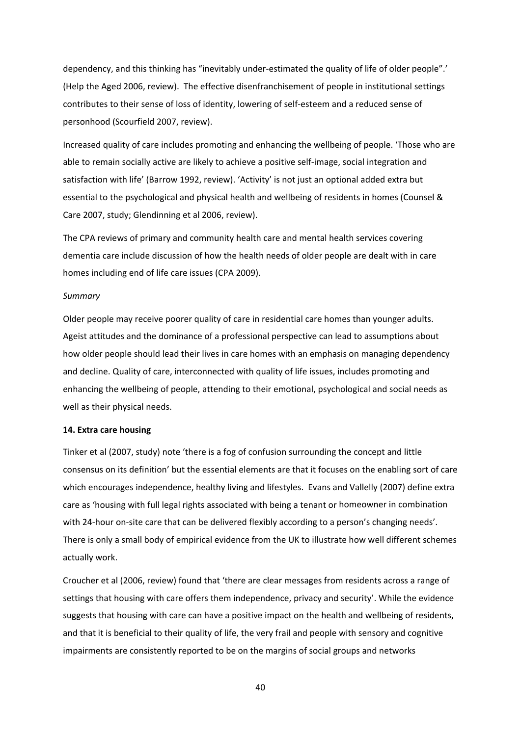dependency, and this thinking has "inevitably under-estimated the quality of life of older people".' (Help the Aged 2006, review). The effective disenfranchisement of people in institutional settings contributes to their sense of loss of identity, lowering of self-esteem and a reduced sense of personhood (Scourfield 2007, review).

Increased quality of care includes promoting and enhancing the wellbeing of people. 'Those who are able to remain socially active are likely to achieve a positive self-image, social integration and satisfaction with life' (Barrow 1992, review). 'Activity' is not just an optional added extra but essential to the psychological and physical health and wellbeing of residents in homes (Counsel & Care 2007, study; Glendinning et al 2006, review).

The CPA reviews of primary and community health care and mental health services covering dementia care include discussion of how the health needs of older people are dealt with in care homes including end of life care issues (CPA 2009).

*Summary*

Older people may receive poorer quality of care in residential care homes than younger adults. Ageist attitudes and the dominance of a professional perspective can lead to assumptions about how older people should lead their lives in care homes with an emphasis on managing dependency and decline. Quality of care, interconnected with quality of life issues, includes promoting and enhancing the wellbeing of people, attending to their emotional, psychological and social needs as well as their physical needs.

**14. Extra care housing**

Tinker et al (2007, study) note 'there is a fog of confusion surrounding the concept and little consensus on its definition' but the essential elements are that it focuses on the enabling sort of care which encourages independence, healthy living and lifestyles. Evans and Vallelly (2007) define extra care as 'housing with full legal rights associated with being a tenant or homeowner in combination with 24-hour on-site care that can be delivered flexibly according to a person's changing needs'. There is only a small body of empirical evidence from the UK to illustrate how well different schemes actually work.

Croucher et al (2006, review) found that 'there are clear messages from residents across a range of settings that housing with care offers them independence, privacy and security'. While the evidence suggests that housing with care can have a positive impact on the health and wellbeing of residents, and that it is beneficial to their quality of life, the very frail and people with sensory and cognitive impairments are consistently reported to be on the margins of social groups and networks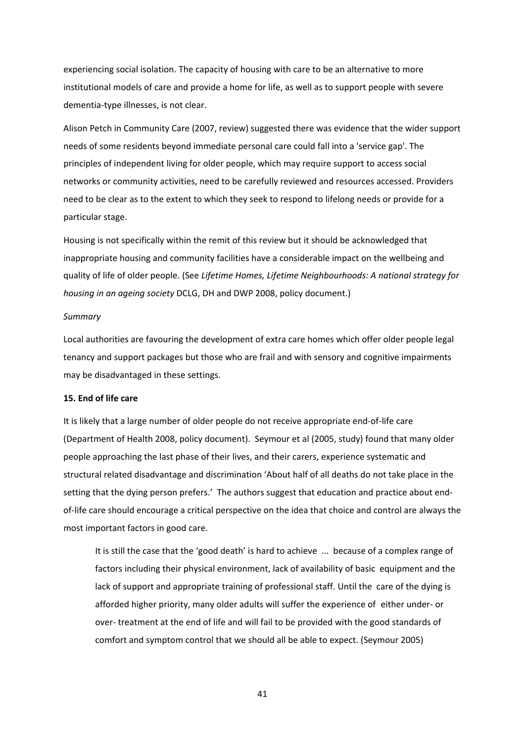experiencing social isolation. The capacity of housing with care to be an alternative to more institutional models of care and provide a home for life, as well as to support people with severe dementia-type illnesses, is not clear.

Alison Petch in Community Care (2007, review) suggested there was evidence that the wider support needs of some residents beyond immediate personal care could fall into a 'service gap'. The principles of independent living for older people, which may require support to access social networks or community activities, need to be carefully reviewed and resources accessed. Providers need to be clear as to the extent to which they seek to respond to lifelong needs or provide for a particular stage.

Housing is not specifically within the remit of this review but it should be acknowledged that inappropriate housing and community facilities have a considerable impact on the wellbeing and quality of life of older people. (See *Lifetime Homes, Lifetime Neighbourhoods: A national strategy for housing in an ageing society* DCLG, DH and DWP 2008, policy document.)

*Summary*

Local authorities are favouring the development of extra care homes which offer older people legal tenancy and support packages but those who are frail and with sensory and cognitive impairments may be disadvantaged in these settings.

**15. End of life care**

It is likely that a large number of older people do not receive appropriate end-of-life care (Department of Health 2008, policy document). Seymour et al (2005, study) found that many older people approaching the last phase of their lives, and their carers, experience systematic and structural related disadvantage and discrimination 'About half of all deaths do not take place in the setting that the dying person prefers.' The authors suggest that education and practice about end-of-life care should encourage a critical perspective on the idea that choice and control are always the most important factors in good care.

> It is still the case that the 'good death' is hard to achieve ... because of a complex range of factors including their physical environment, lack of availability of basic equipment and the lack of support and appropriate training of professional staff. Until the care of the dying is afforded higher priority, many older adults will suffer the experience of either under- or over- treatment at the end of life and will fail to be provided with the good standards of comfort and symptom control that we should all be able to expect. (Seymour 2005)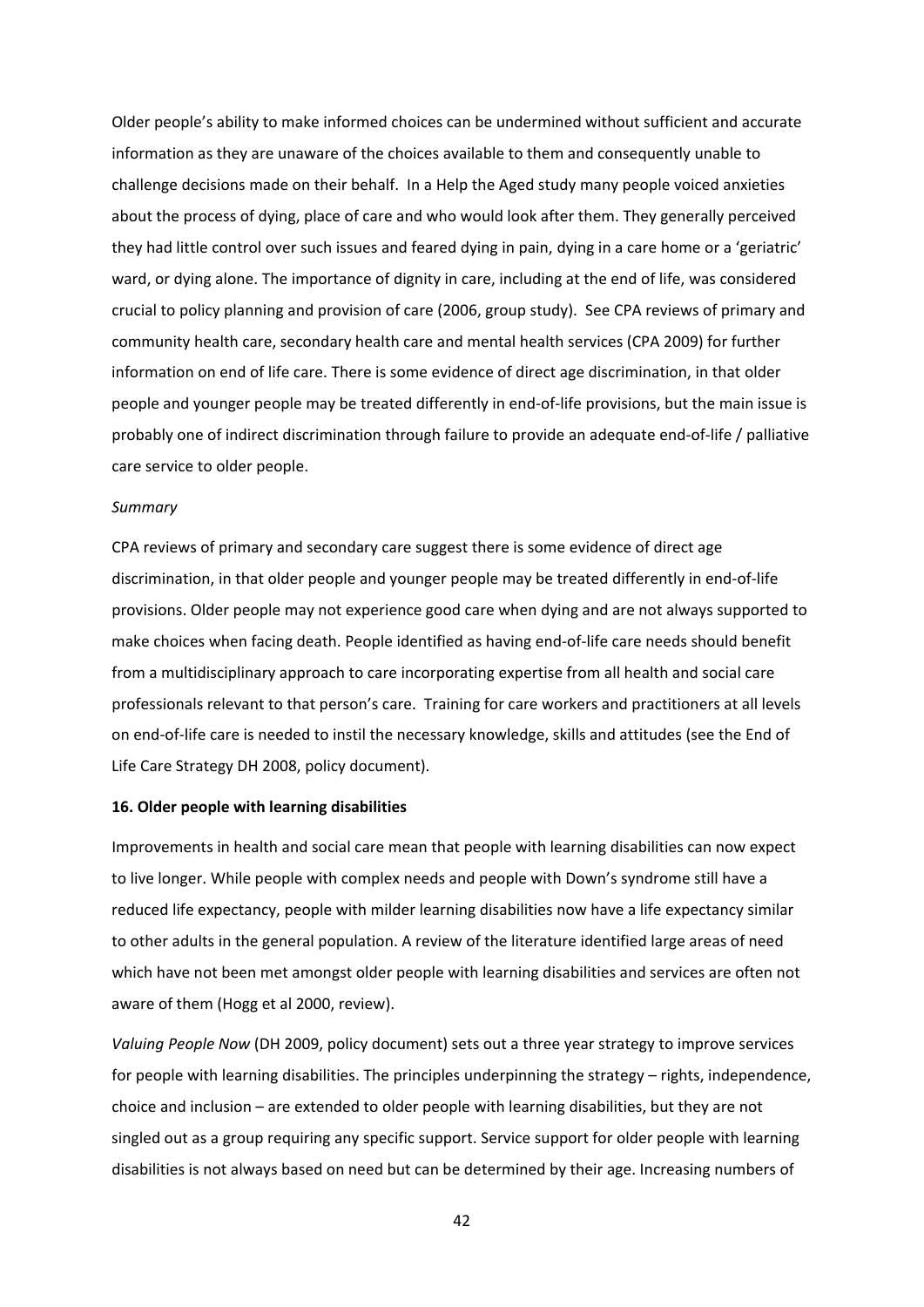Older people's ability to make informed choices can be undermined without sufficient and accurate information as they are unaware of the choices available to them and consequently unable to challenge decisions made on their behalf. In a Help the Aged study many people voiced anxieties about the process of dying, place of care and who would look after them. They generally perceived they had little control over such issues and feared dying in pain, dying in a care home or a 'geriatric' ward, or dying alone. The importance of dignity in care, including at the end of life, was considered crucial to policy planning and provision of care (2006, group study). See CPA reviews of primary and community health care, secondary health care and mental health services (CPA 2009) for further information on end of life care. There is some evidence of direct age discrimination, in that older people and younger people may be treated differently in end-of-life provisions, but the main issue is probably one of indirect discrimination through failure to provide an adequate end-of-life / palliative care service to older people.

*Summary*

CPA reviews of primary and secondary care suggest there is some evidence of direct age discrimination, in that older people and younger people may be treated differently in end-of-life provisions. Older people may not experience good care when dying and are not always supported to make choices when facing death. People identified as having end-of-life care needs should benefit from a multidisciplinary approach to care incorporating expertise from all health and social care professionals relevant to that person's care. Training for care workers and practitioners at all levels on end-of-life care is needed to instil the necessary knowledge, skills and attitudes (see the End of Life Care Strategy DH 2008, policy document).

**16. Older people with learning disabilities**

Improvements in health and social care mean that people with learning disabilities can now expect to live longer. While people with complex needs and people with Down's syndrome still have a reduced life expectancy, people with milder learning disabilities now have a life expectancy similar to other adults in the general population. A review of the literature identified large areas of need which have not been met amongst older people with learning disabilities and services are often not aware of them (Hogg et al 2000, review).

*Valuing People Now* (DH 2009, policy document) sets out a three year strategy to improve services for people with learning disabilities. The principles underpinning the strategy – rights, independence, choice and inclusion – are extended to older people with learning disabilities, but they are not singled out as a group requiring any specific support. Service support for older people with learning disabilities is not always based on need but can be determined by their age. Increasing numbers of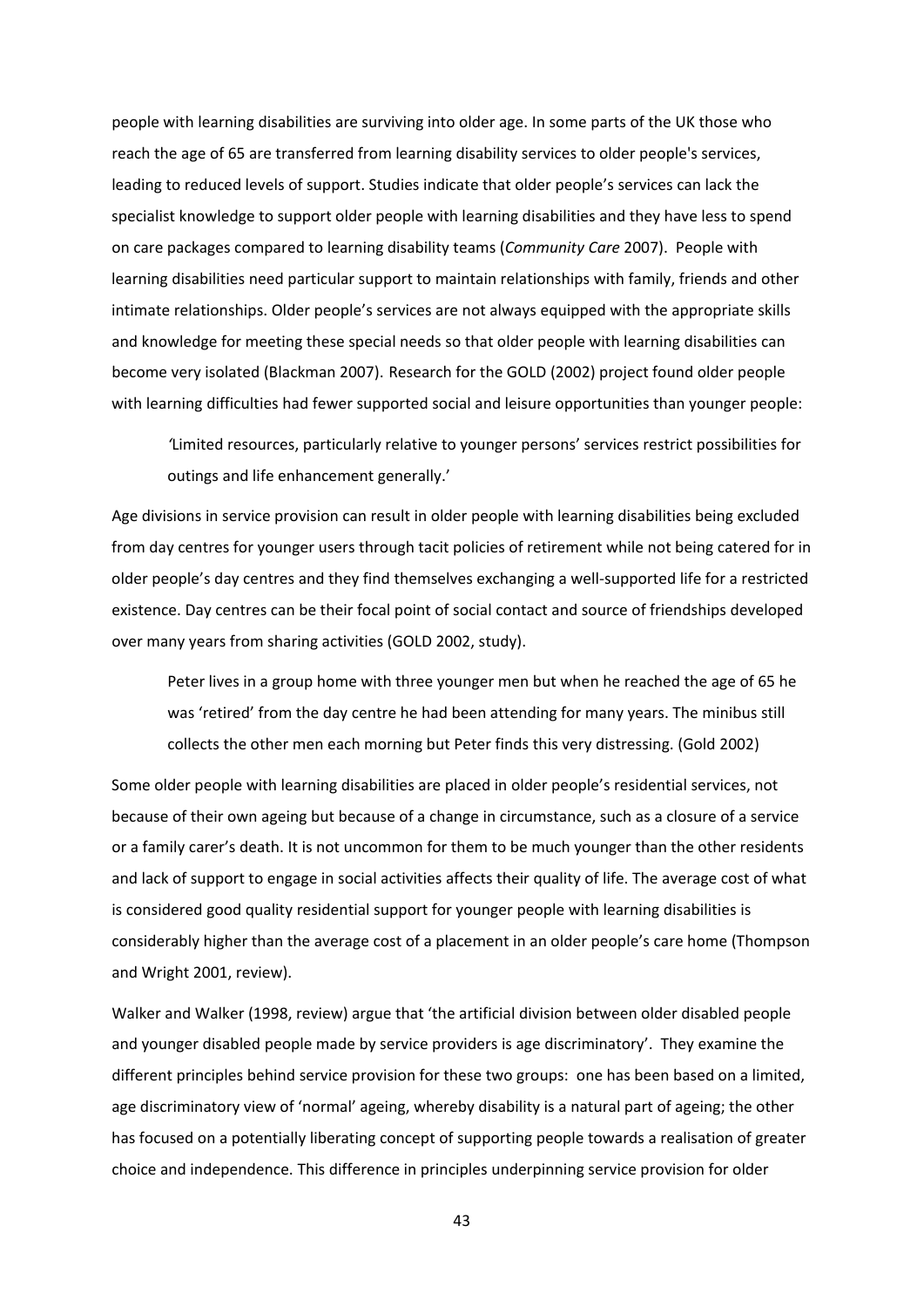people with learning disabilities are surviving into older age. In some parts of the UK those who reach the age of 65 are transferred from learning disability services to older people's services, leading to reduced levels of support. Studies indicate that older people's services can lack the specialist knowledge to support older people with learning disabilities and they have less to spend on care packages compared to learning disability teams (*Community Care* 2007). People with learning disabilities need particular support to maintain relationships with family, friends and other intimate relationships. Older people's services are not always equipped with the appropriate skills and knowledge for meeting these special needs so that older people with learning disabilities can become very isolated (Blackman 2007). Research for the GOLD (2002) project found older people with learning difficulties had fewer supported social and leisure opportunities than younger people:

> 'Limited resources, particularly relative to younger persons' services restrict possibilities for outings and life enhancement generally.'

Age divisions in service provision can result in older people with learning disabilities being excluded from day centres for younger users through tacit policies of retirement while not being catered for in older people's day centres and they find themselves exchanging a well-supported life for a restricted existence. Day centres can be their focal point of social contact and source of friendships developed over many years from sharing activities (GOLD 2002, study).

> Peter lives in a group home with three younger men but when he reached the age of 65 he was 'retired' from the day centre he had been attending for many years. The minibus still collects the other men each morning but Peter finds this very distressing. (Gold 2002)

Some older people with learning disabilities are placed in older people's residential services, not because of their own ageing but because of a change in circumstance, such as a closure of a service or a family carer's death. It is not uncommon for them to be much younger than the other residents and lack of support to engage in social activities affects their quality of life. The average cost of what is considered good quality residential support for younger people with learning disabilities is considerably higher than the average cost of a placement in an older people's care home (Thompson and Wright 2001, review).

Walker and Walker (1998, review) argue that 'the artificial division between older disabled people and younger disabled people made by service providers is age discriminatory'. They examine the different principles behind service provision for these two groups: one has been based on a limited, age discriminatory view of 'normal' ageing, whereby disability is a natural part of ageing; the other has focused on a potentially liberating concept of supporting people towards a realisation of greater choice and independence. This difference in principles underpinning service provision for older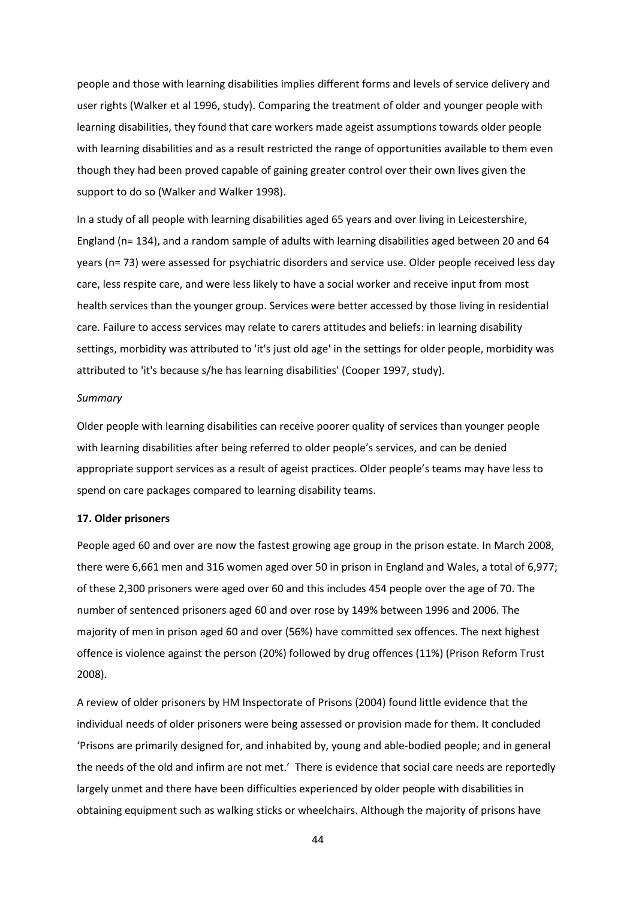people and those with learning disabilities implies different forms and levels of service delivery and user rights (Walker et al 1996, study). Comparing the treatment of older and younger people with learning disabilities, they found that care workers made ageist assumptions towards older people with learning disabilities and as a result restricted the range of opportunities available to them even though they had been proved capable of gaining greater control over their own lives given the support to do so (Walker and Walker 1998).

In a study of all people with learning disabilities aged 65 years and over living in Leicestershire, England (n= 134), and a random sample of adults with learning disabilities aged between 20 and 64 years (n= 73) were assessed for psychiatric disorders and service use. Older people received less day care, less respite care, and were less likely to have a social worker and receive input from most health services than the younger group. Services were better accessed by those living in residential care. Failure to access services may relate to carers attitudes and beliefs: in learning disability settings, morbidity was attributed to 'it's just old age' in the settings for older people, morbidity was attributed to 'it's because s/he has learning disabilities' (Cooper 1997, study).

*Summary*

Older people with learning disabilities can receive poorer quality of services than younger people with learning disabilities after being referred to older people's services, and can be denied appropriate support services as a result of ageist practices. Older people's teams may have less to spend on care packages compared to learning disability teams.

**17. Older prisoners**

People aged 60 and over are now the fastest growing age group in the prison estate. In March 2008, there were 6,661 men and 316 women aged over 50 in prison in England and Wales, a total of 6,977; of these 2,300 prisoners were aged over 60 and this includes 454 people over the age of 70. The number of sentenced prisoners aged 60 and over rose by 149% between 1996 and 2006. The majority of men in prison aged 60 and over (56%) have committed sex offences. The next highest offence is violence against the person (20%) followed by drug offences (11%) (Prison Reform Trust 2008).

A review of older prisoners by HM Inspectorate of Prisons (2004) found little evidence that the individual needs of older prisoners were being assessed or provision made for them. It concluded 'Prisons are primarily designed for, and inhabited by, young and able-bodied people; and in general the needs of the old and infirm are not met.' There is evidence that social care needs are reportedly largely unmet and there have been difficulties experienced by older people with disabilities in obtaining equipment such as walking sticks or wheelchairs. Although the majority of prisons have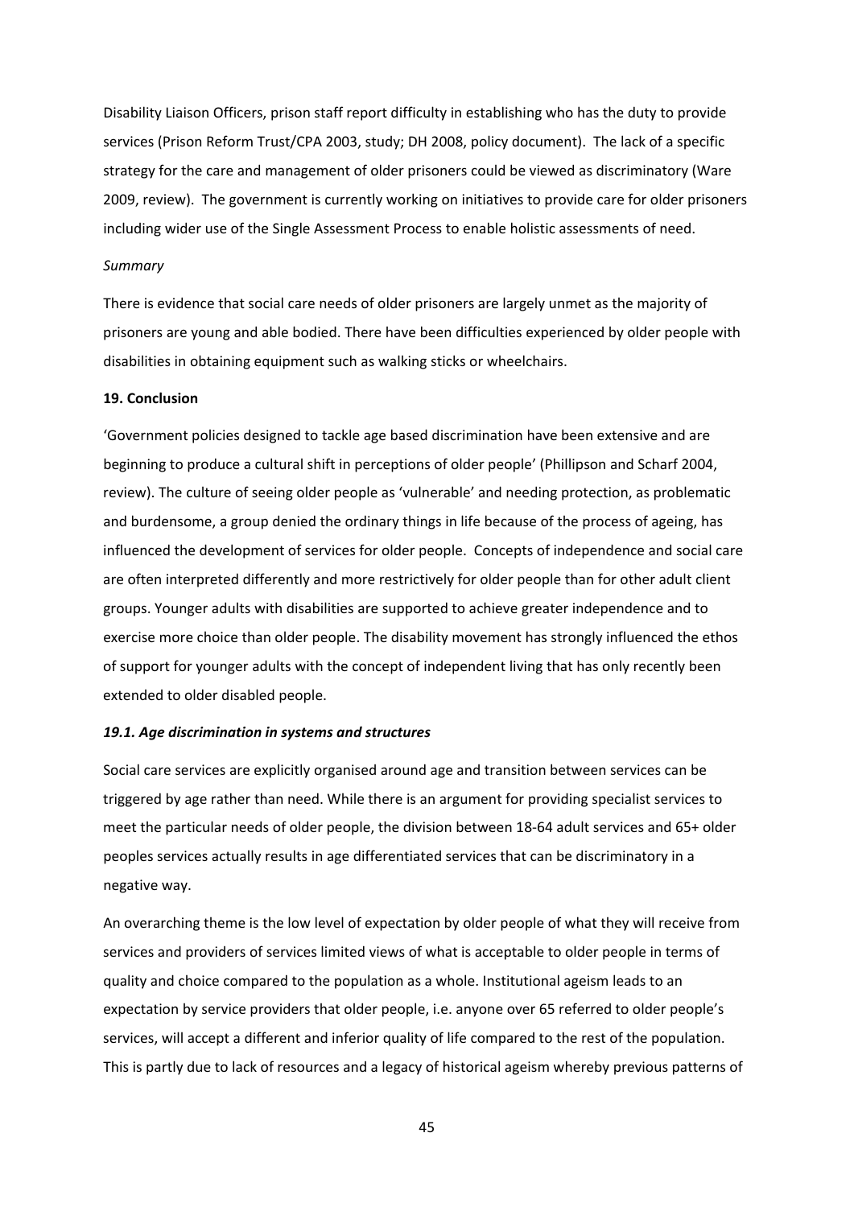Disability Liaison Officers, prison staff report difficulty in establishing who has the duty to provide services (Prison Reform Trust/CPA 2003, study; DH 2008, policy document). The lack of a specific strategy for the care and management of older prisoners could be viewed as discriminatory (Ware 2009, review). The government is currently working on initiatives to provide care for older prisoners including wider use of the Single Assessment Process to enable holistic assessments of need.

*Summary*

There is evidence that social care needs of older prisoners are largely unmet as the majority of prisoners are young and able bodied. There have been difficulties experienced by older people with disabilities in obtaining equipment such as walking sticks or wheelchairs.

**19. Conclusion**

'Government policies designed to tackle age based discrimination have been extensive and are beginning to produce a cultural shift in perceptions of older people' (Phillipson and Scharf 2004, review). The culture of seeing older people as 'vulnerable' and needing protection, as problematic and burdensome, a group denied the ordinary things in life because of the process of ageing, has influenced the development of services for older people. Concepts of independence and social care are often interpreted differently and more restrictively for older people than for other adult client groups. Younger adults with disabilities are supported to achieve greater independence and to exercise more choice than older people. The disability movement has strongly influenced the ethos of support for younger adults with the concept of independent living that has only recently been extended to older disabled people.

***19.1. Age discrimination in systems and structures***

Social care services are explicitly organised around age and transition between services can be triggered by age rather than need. While there is an argument for providing specialist services to meet the particular needs of older people, the division between 18-64 adult services and 65+ older peoples services actually results in age differentiated services that can be discriminatory in a negative way.

An overarching theme is the low level of expectation by older people of what they will receive from services and providers of services limited views of what is acceptable to older people in terms of quality and choice compared to the population as a whole. Institutional ageism leads to an expectation by service providers that older people, i.e. anyone over 65 referred to older people's services, will accept a different and inferior quality of life compared to the rest of the population. This is partly due to lack of resources and a legacy of historical ageism whereby previous patterns of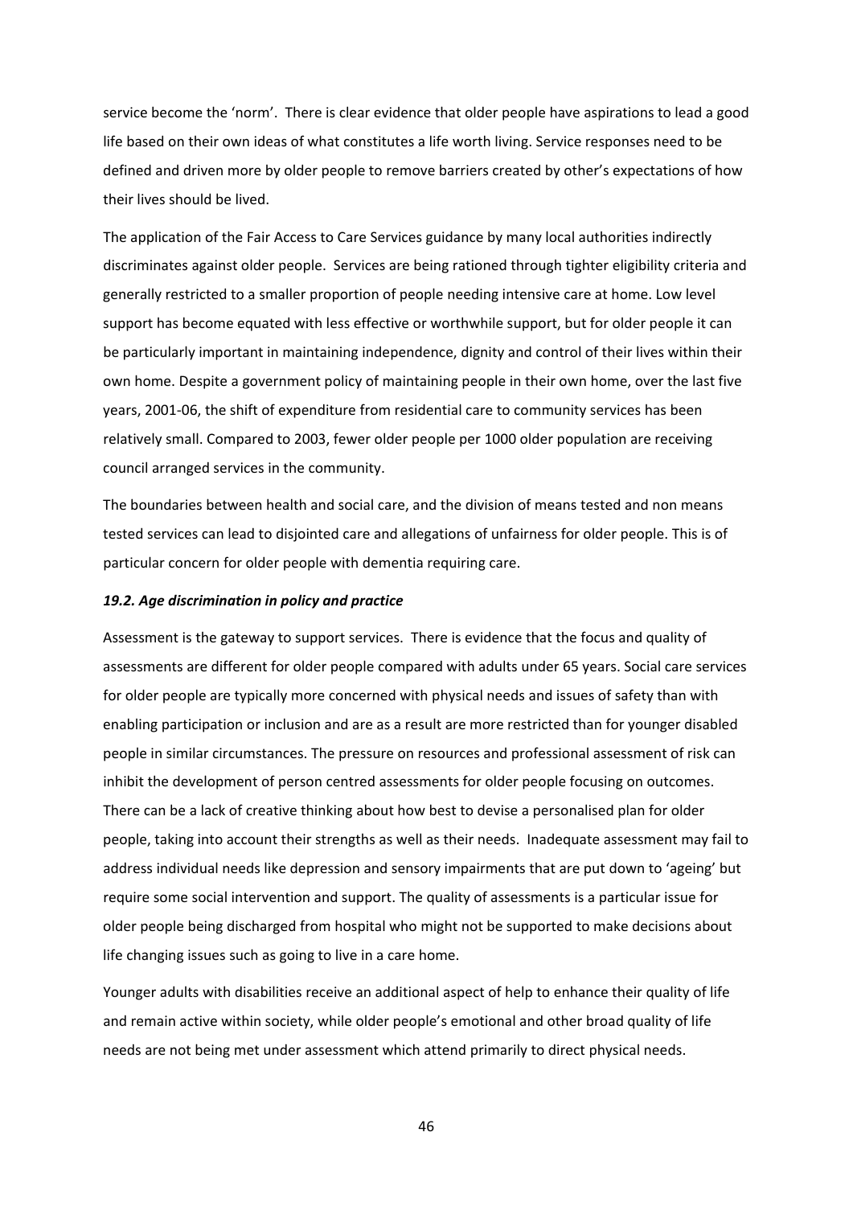service become the 'norm'. There is clear evidence that older people have aspirations to lead a good life based on their own ideas of what constitutes a life worth living. Service responses need to be defined and driven more by older people to remove barriers created by other's expectations of how their lives should be lived.

The application of the Fair Access to Care Services guidance by many local authorities indirectly discriminates against older people. Services are being rationed through tighter eligibility criteria and generally restricted to a smaller proportion of people needing intensive care at home. Low level support has become equated with less effective or worthwhile support, but for older people it can be particularly important in maintaining independence, dignity and control of their lives within their own home. Despite a government policy of maintaining people in their own home, over the last five years, 2001-06, the shift of expenditure from residential care to community services has been relatively small. Compared to 2003, fewer older people per 1000 older population are receiving council arranged services in the community.

The boundaries between health and social care, and the division of means tested and non means tested services can lead to disjointed care and allegations of unfairness for older people. This is of particular concern for older people with dementia requiring care.

### *19.2. Age discrimination in policy and practice*

Assessment is the gateway to support services. There is evidence that the focus and quality of assessments are different for older people compared with adults under 65 years. Social care services for older people are typically more concerned with physical needs and issues of safety than with enabling participation or inclusion and are as a result are more restricted than for younger disabled people in similar circumstances. The pressure on resources and professional assessment of risk can inhibit the development of person centred assessments for older people focusing on outcomes. There can be a lack of creative thinking about how best to devise a personalised plan for older people, taking into account their strengths as well as their needs. Inadequate assessment may fail to address individual needs like depression and sensory impairments that are put down to 'ageing' but require some social intervention and support. The quality of assessments is a particular issue for older people being discharged from hospital who might not be supported to make decisions about life changing issues such as going to live in a care home.

Younger adults with disabilities receive an additional aspect of help to enhance their quality of life and remain active within society, while older people's emotional and other broad quality of life needs are not being met under assessment which attend primarily to direct physical needs.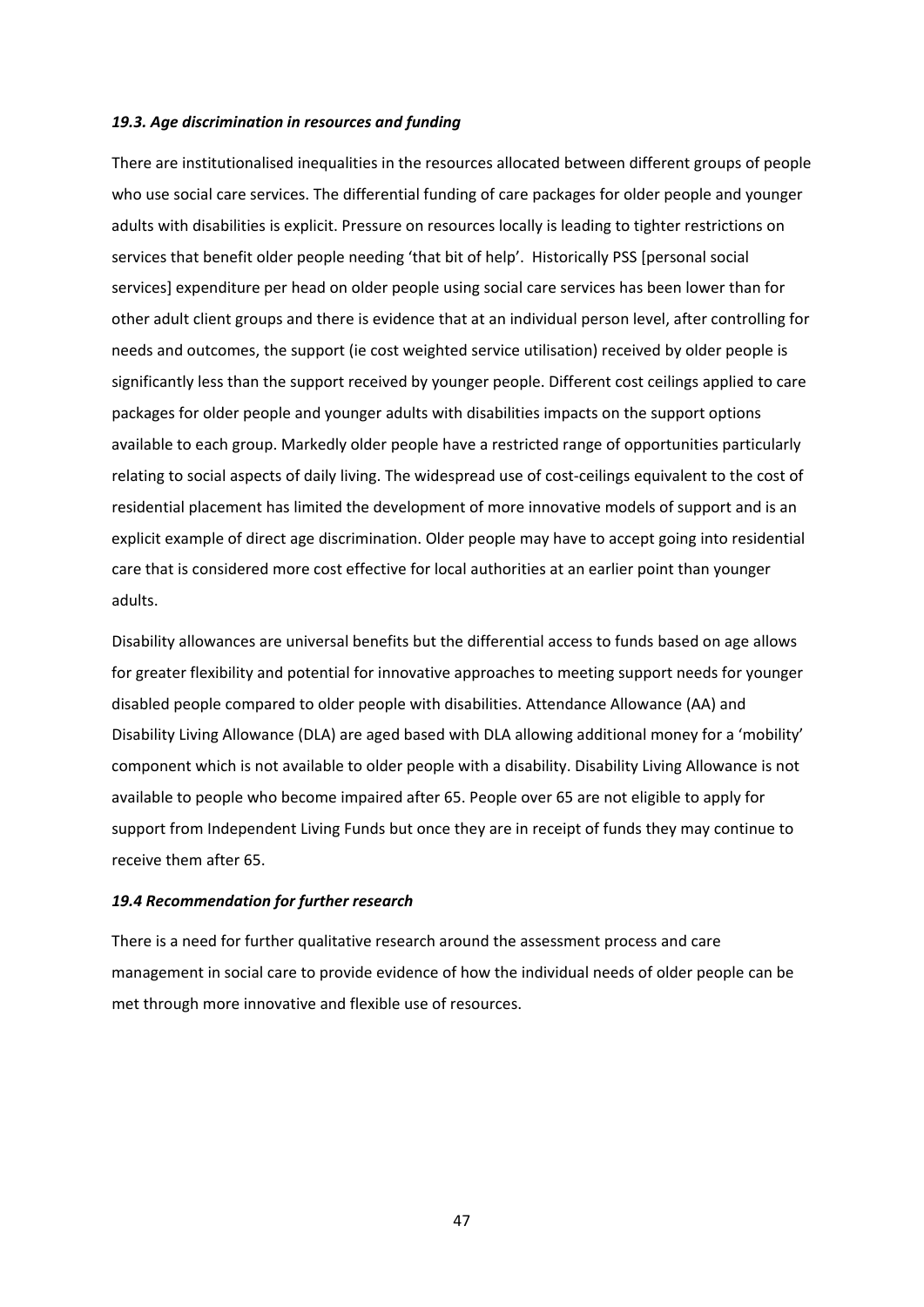### *19.3. Age discrimination in resources and funding*

There are institutionalised inequalities in the resources allocated between different groups of people who use social care services. The differential funding of care packages for older people and younger adults with disabilities is explicit. Pressure on resources locally is leading to tighter restrictions on services that benefit older people needing 'that bit of help'. Historically PSS [personal social services] expenditure per head on older people using social care services has been lower than for other adult client groups and there is evidence that at an individual person level, after controlling for needs and outcomes, the support (ie cost weighted service utilisation) received by older people is significantly less than the support received by younger people. Different cost ceilings applied to care packages for older people and younger adults with disabilities impacts on the support options available to each group. Markedly older people have a restricted range of opportunities particularly relating to social aspects of daily living. The widespread use of cost-ceilings equivalent to the cost of residential placement has limited the development of more innovative models of support and is an explicit example of direct age discrimination. Older people may have to accept going into residential care that is considered more cost effective for local authorities at an earlier point than younger adults.

Disability allowances are universal benefits but the differential access to funds based on age allows for greater flexibility and potential for innovative approaches to meeting support needs for younger disabled people compared to older people with disabilities. Attendance Allowance (AA) and Disability Living Allowance (DLA) are aged based with DLA allowing additional money for a 'mobility' component which is not available to older people with a disability. Disability Living Allowance is not available to people who become impaired after 65. People over 65 are not eligible to apply for support from Independent Living Funds but once they are in receipt of funds they may continue to receive them after 65.

### *19.4 Recommendation for further research*

There is a need for further qualitative research around the assessment process and care management in social care to provide evidence of how the individual needs of older people can be met through more innovative and flexible use of resources.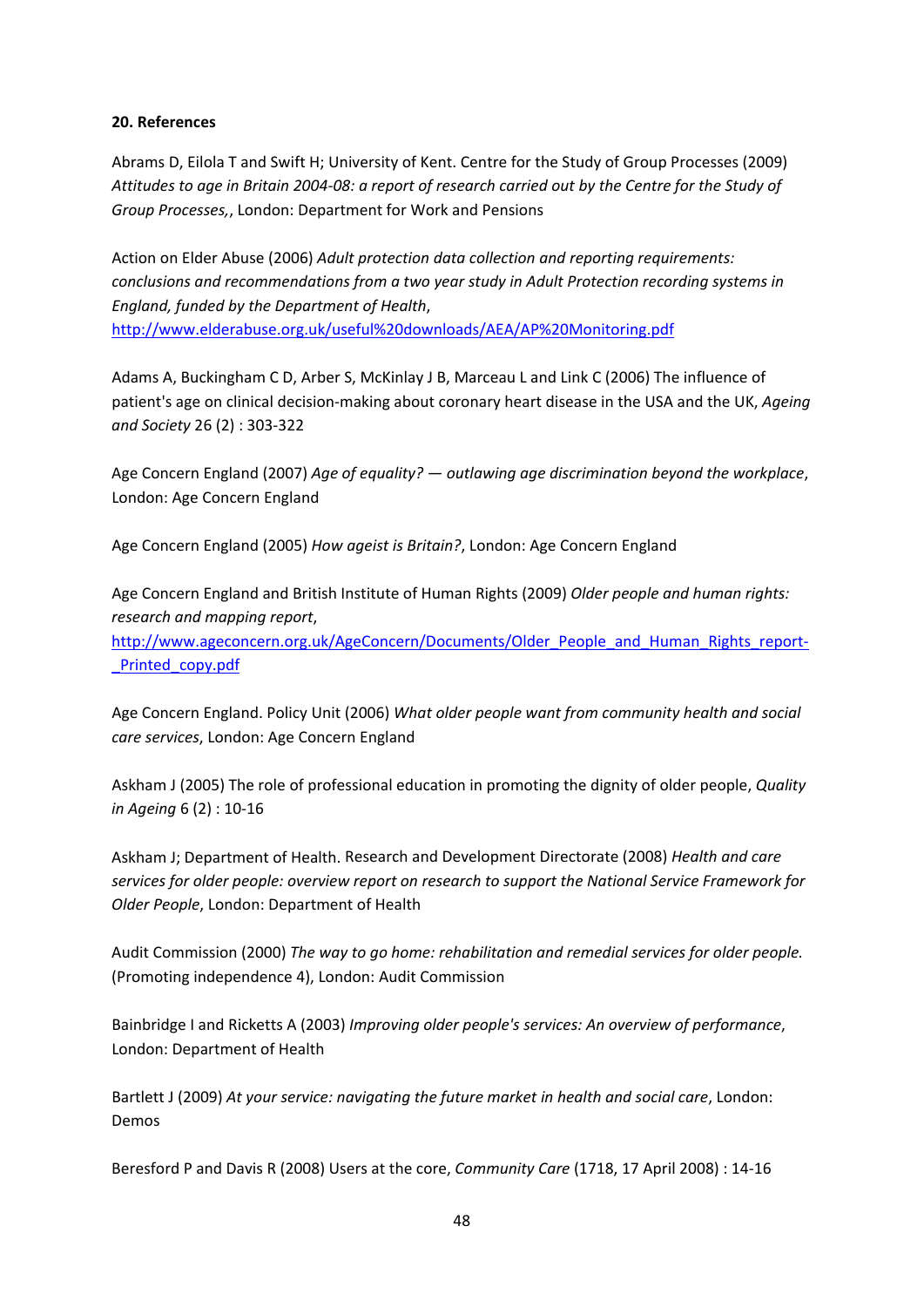**20. References**

Abrams D, Eilola T and Swift H; University of Kent. Centre for the Study of Group Processes (2009) *Attitudes to age in Britain 2004-08: a report of research carried out by the Centre for the Study of Group Processes,*, London: Department for Work and Pensions

Action on Elder Abuse (2006) *Adult protection data collection and reporting requirements: conclusions and recommendations from a two year study in Adult Protection recording systems in England, funded by the Department of Health*, http://www.elderabuse.org.uk/useful%20downloads/AEA/AP%20Monitoring.pdf

Adams A, Buckingham C D, Arber S, McKinlay J B, Marceau L and Link C (2006) The influence of patient's age on clinical decision-making about coronary heart disease in the USA and the UK, *Ageing and Society* 26 (2) : 303-322

Age Concern England (2007) *Age of equality? — outlawing age discrimination beyond the workplace*, London: Age Concern England

Age Concern England (2005) *How ageist is Britain?*, London: Age Concern England

Age Concern England and British Institute of Human Rights (2009) *Older people and human rights: research and mapping report*, http://www.ageconcern.org.uk/AgeConcern/Documents/Older_People_and_Human_Rights_report-_Printed_copy.pdf

Age Concern England. Policy Unit (2006) *What older people want from community health and social care services*, London: Age Concern England

Askham J (2005) The role of professional education in promoting the dignity of older people, *Quality in Ageing* 6 (2) : 10-16

Askham J; Department of Health. Research and Development Directorate (2008) *Health and care services for older people: overview report on research to support the National Service Framework for Older People*, London: Department of Health

Audit Commission (2000) *The way to go home: rehabilitation and remedial services for older people.* (Promoting independence 4), London: Audit Commission

Bainbridge I and Ricketts A (2003) *Improving older people's services: An overview of performance*, London: Department of Health

Bartlett J (2009) *At your service: navigating the future market in health and social care*, London: Demos

Beresford P and Davis R (2008) Users at the core, *Community Care* (1718, 17 April 2008) : 14-16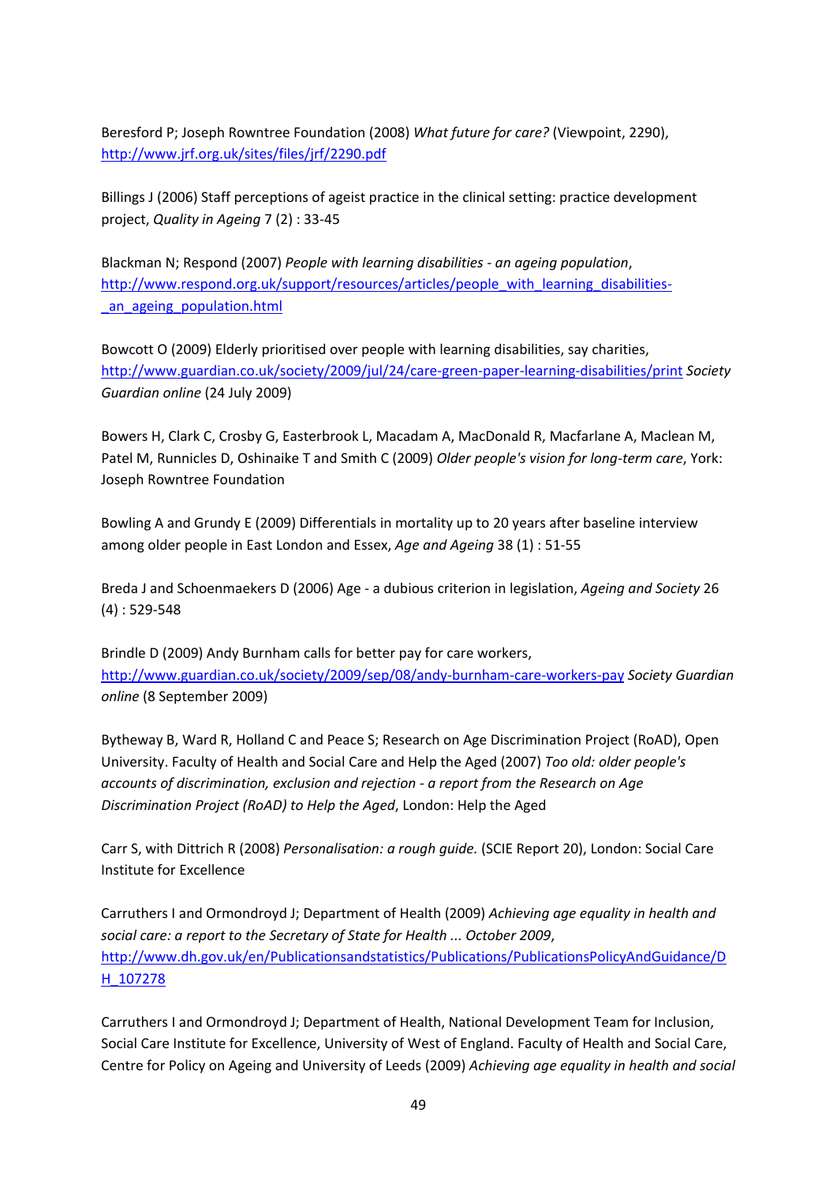Beresford P; Joseph Rowntree Foundation (2008) *What future for care?* (Viewpoint, 2290), http://www.jrf.org.uk/sites/files/jrf/2290.pdf

Billings J (2006) Staff perceptions of ageist practice in the clinical setting: practice development project, *Quality in Ageing* 7 (2) : 33-45

Blackman N; Respond (2007) *People with learning disabilities - an ageing population*, http://www.respond.org.uk/support/resources/articles/people_with_learning_disabilities-_an_ageing_population.html

Bowcott O (2009) Elderly prioritised over people with learning disabilities, say charities, http://www.guardian.co.uk/society/2009/jul/24/care-green-paper-learning-disabilities/print *Society Guardian online* (24 July 2009)

Bowers H, Clark C, Crosby G, Easterbrook L, Macadam A, MacDonald R, Macfarlane A, Maclean M, Patel M, Runnicles D, Oshinaike T and Smith C (2009) *Older people's vision for long-term care*, York: Joseph Rowntree Foundation

Bowling A and Grundy E (2009) Differentials in mortality up to 20 years after baseline interview among older people in East London and Essex, *Age and Ageing* 38 (1) : 51-55

Breda J and Schoenmaekers D (2006) Age - a dubious criterion in legislation, *Ageing and Society* 26 (4) : 529-548

Brindle D (2009) Andy Burnham calls for better pay for care workers, http://www.guardian.co.uk/society/2009/sep/08/andy-burnham-care-workers-pay *Society Guardian online* (8 September 2009)

Bytheway B, Ward R, Holland C and Peace S; Research on Age Discrimination Project (RoAD), Open University. Faculty of Health and Social Care and Help the Aged (2007) *Too old: older people's accounts of discrimination, exclusion and rejection - a report from the Research on Age Discrimination Project (RoAD) to Help the Aged*, London: Help the Aged

Carr S, with Dittrich R (2008) *Personalisation: a rough guide.* (SCIE Report 20), London: Social Care Institute for Excellence

Carruthers I and Ormondroyd J; Department of Health (2009) *Achieving age equality in health and social care: a report to the Secretary of State for Health ... October 2009*, http://www.dh.gov.uk/en/Publicationsandstatistics/Publications/PublicationsPolicyAndGuidance/DH_107278

Carruthers I and Ormondroyd J; Department of Health, National Development Team for Inclusion, Social Care Institute for Excellence, University of West of England. Faculty of Health and Social Care, Centre for Policy on Ageing and University of Leeds (2009) *Achieving age equality in health and social*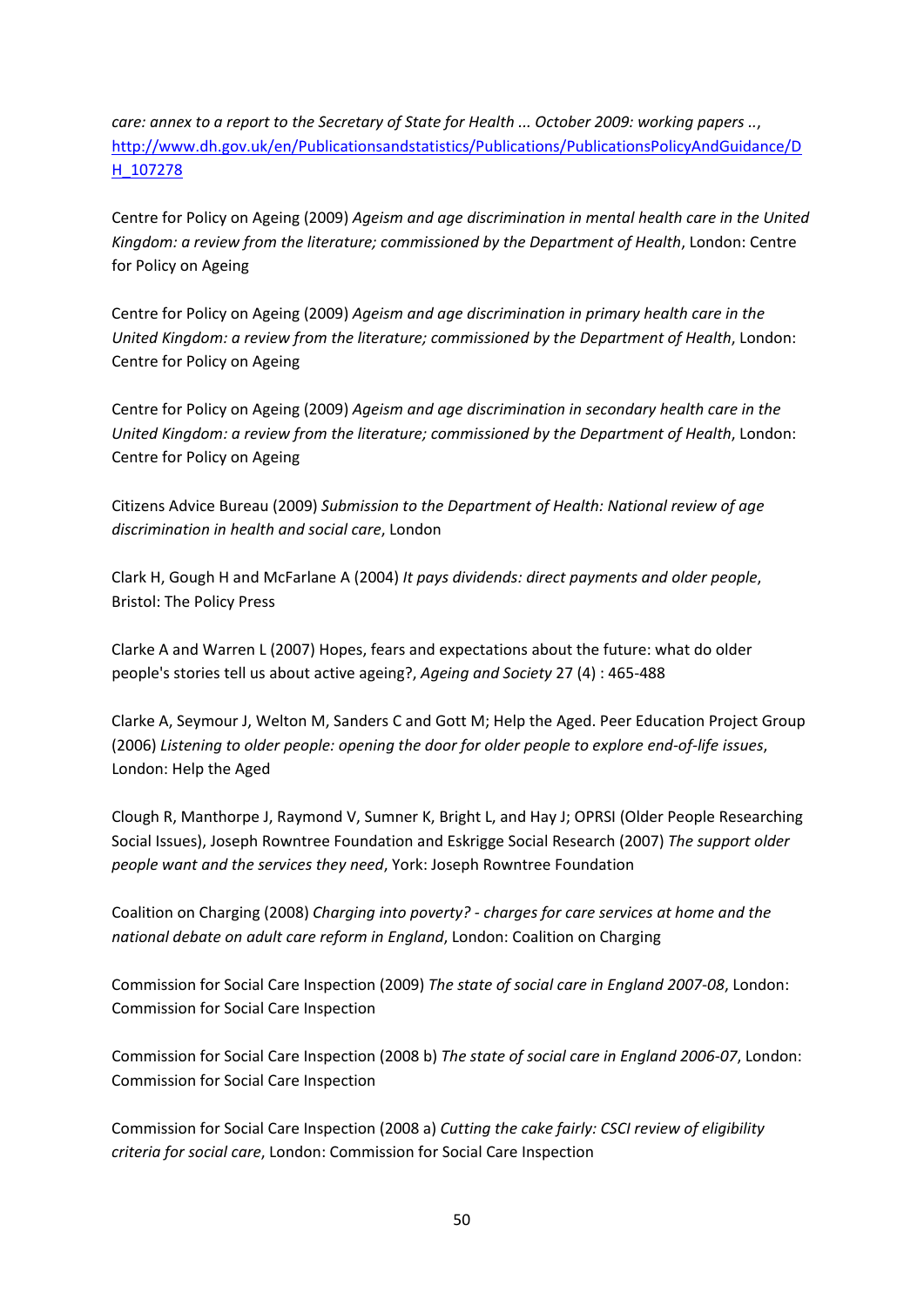*care: annex to a report to the Secretary of State for Health ... October 2009: working papers ..*, http://www.dh.gov.uk/en/Publicationsandstatistics/Publications/PublicationsPolicyAndGuidance/DH_107278

Centre for Policy on Ageing (2009) *Ageism and age discrimination in mental health care in the United Kingdom: a review from the literature; commissioned by the Department of Health*, London: Centre for Policy on Ageing

Centre for Policy on Ageing (2009) *Ageism and age discrimination in primary health care in the United Kingdom: a review from the literature; commissioned by the Department of Health*, London: Centre for Policy on Ageing

Centre for Policy on Ageing (2009) *Ageism and age discrimination in secondary health care in the United Kingdom: a review from the literature; commissioned by the Department of Health*, London: Centre for Policy on Ageing

Citizens Advice Bureau (2009) *Submission to the Department of Health: National review of age discrimination in health and social care*, London

Clark H, Gough H and McFarlane A (2004) *It pays dividends: direct payments and older people*, Bristol: The Policy Press

Clarke A and Warren L (2007) Hopes, fears and expectations about the future: what do older people's stories tell us about active ageing?, *Ageing and Society* 27 (4) : 465-488

Clarke A, Seymour J, Welton M, Sanders C and Gott M; Help the Aged. Peer Education Project Group (2006) *Listening to older people: opening the door for older people to explore end-of-life issues*, London: Help the Aged

Clough R, Manthorpe J, Raymond V, Sumner K, Bright L, and Hay J; OPRSI (Older People Researching Social Issues), Joseph Rowntree Foundation and Eskrigge Social Research (2007) *The support older people want and the services they need*, York: Joseph Rowntree Foundation

Coalition on Charging (2008) *Charging into poverty? - charges for care services at home and the national debate on adult care reform in England*, London: Coalition on Charging

Commission for Social Care Inspection (2009) *The state of social care in England 2007-08*, London: Commission for Social Care Inspection

Commission for Social Care Inspection (2008 b) *The state of social care in England 2006-07*, London: Commission for Social Care Inspection

Commission for Social Care Inspection (2008 a) *Cutting the cake fairly: CSCI review of eligibility criteria for social care*, London: Commission for Social Care Inspection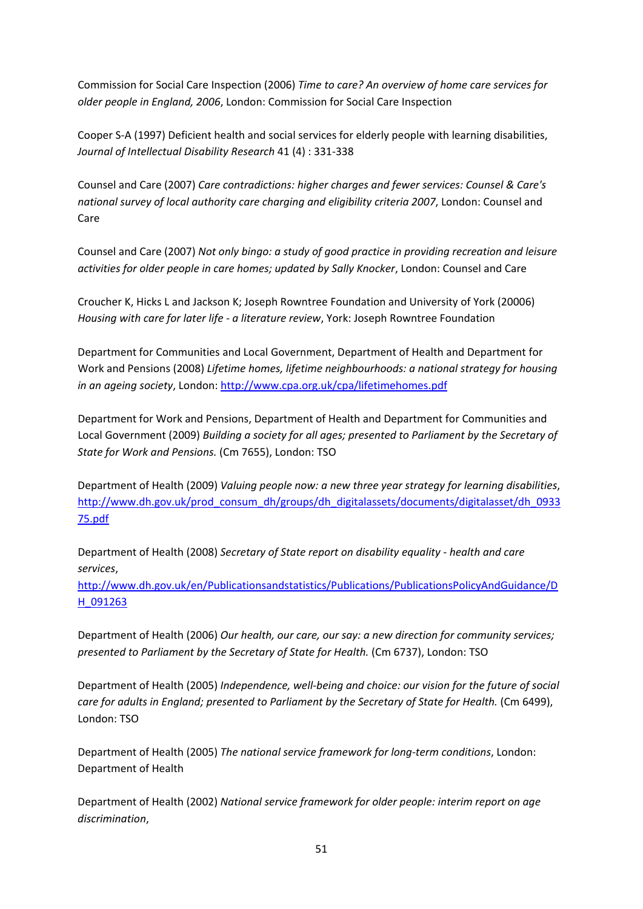Commission for Social Care Inspection (2006) *Time to care? An overview of home care services for older people in England, 2006*, London: Commission for Social Care Inspection

Cooper S-A (1997) Deficient health and social services for elderly people with learning disabilities, *Journal of Intellectual Disability Research* 41 (4) : 331-338

Counsel and Care (2007) *Care contradictions: higher charges and fewer services: Counsel & Care's national survey of local authority care charging and eligibility criteria 2007*, London: Counsel and Care

Counsel and Care (2007) *Not only bingo: a study of good practice in providing recreation and leisure activities for older people in care homes; updated by Sally Knocker*, London: Counsel and Care

Croucher K, Hicks L and Jackson K; Joseph Rowntree Foundation and University of York (20006) *Housing with care for later life - a literature review*, York: Joseph Rowntree Foundation

Department for Communities and Local Government, Department of Health and Department for Work and Pensions (2008) *Lifetime homes, lifetime neighbourhoods: a national strategy for housing in an ageing society*, London: http://www.cpa.org.uk/cpa/lifetimehomes.pdf

Department for Work and Pensions, Department of Health and Department for Communities and Local Government (2009) *Building a society for all ages; presented to Parliament by the Secretary of State for Work and Pensions.* (Cm 7655), London: TSO

Department of Health (2009) *Valuing people now: a new three year strategy for learning disabilities*, http://www.dh.gov.uk/prod_consum_dh/groups/dh_digitalassets/documents/digitalasset/dh_093375.pdf

Department of Health (2008) *Secretary of State report on disability equality - health and care services*, http://www.dh.gov.uk/en/Publicationsandstatistics/Publications/PublicationsPolicyAndGuidance/DH_091263

Department of Health (2006) *Our health, our care, our say: a new direction for community services; presented to Parliament by the Secretary of State for Health.* (Cm 6737), London: TSO

Department of Health (2005) *Independence, well-being and choice: our vision for the future of social care for adults in England; presented to Parliament by the Secretary of State for Health.* (Cm 6499), London: TSO

Department of Health (2005) *The national service framework for long-term conditions*, London: Department of Health

Department of Health (2002) *National service framework for older people: interim report on age discrimination*,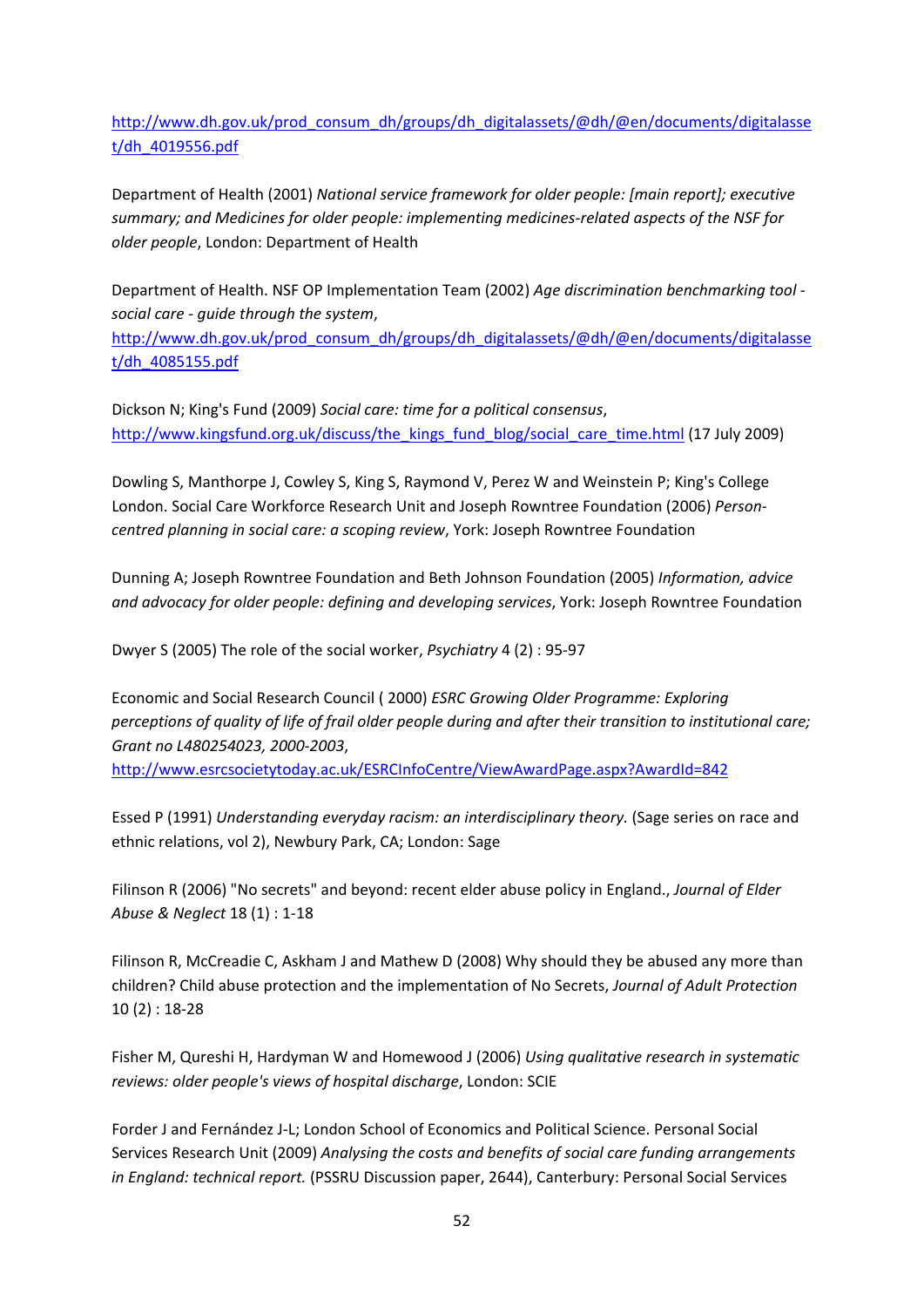http://www.dh.gov.uk/prod_consum_dh/groups/dh_digitalassets/@dh/@en/documents/digitalasset/dh_4019556.pdf

Department of Health (2001) *National service framework for older people: [main report]; executive summary; and Medicines for older people: implementing medicines-related aspects of the NSF for older people*, London: Department of Health

Department of Health. NSF OP Implementation Team (2002) *Age discrimination benchmarking tool - social care - guide through the system*, http://www.dh.gov.uk/prod_consum_dh/groups/dh_digitalassets/@dh/@en/documents/digitalasset/dh_4085155.pdf

Dickson N; King's Fund (2009) *Social care: time for a political consensus*, http://www.kingsfund.org.uk/discuss/the_kings_fund_blog/social_care_time.html (17 July 2009)

Dowling S, Manthorpe J, Cowley S, King S, Raymond V, Perez W and Weinstein P; King's College London. Social Care Workforce Research Unit and Joseph Rowntree Foundation (2006) *Person-centred planning in social care: a scoping review*, York: Joseph Rowntree Foundation

Dunning A; Joseph Rowntree Foundation and Beth Johnson Foundation (2005) *Information, advice and advocacy for older people: defining and developing services*, York: Joseph Rowntree Foundation

Dwyer S (2005) The role of the social worker, *Psychiatry* 4 (2) : 95-97

Economic and Social Research Council ( 2000) *ESRC Growing Older Programme: Exploring perceptions of quality of life of frail older people during and after their transition to institutional care; Grant no L480254023, 2000-2003*, http://www.esrcsocietytoday.ac.uk/ESRCInfoCentre/ViewAwardPage.aspx?AwardId=842

Essed P (1991) *Understanding everyday racism: an interdisciplinary theory.* (Sage series on race and ethnic relations, vol 2), Newbury Park, CA; London: Sage

Filinson R (2006) "No secrets" and beyond: recent elder abuse policy in England., *Journal of Elder Abuse & Neglect* 18 (1) : 1-18

Filinson R, McCreadie C, Askham J and Mathew D (2008) Why should they be abused any more than children? Child abuse protection and the implementation of No Secrets, *Journal of Adult Protection* 10 (2) : 18-28

Fisher M, Qureshi H, Hardyman W and Homewood J (2006) *Using qualitative research in systematic reviews: older people's views of hospital discharge*, London: SCIE

Forder J and Fernández J-L; London School of Economics and Political Science. Personal Social Services Research Unit (2009) *Analysing the costs and benefits of social care funding arrangements in England: technical report.* (PSSRU Discussion paper, 2644), Canterbury: Personal Social Services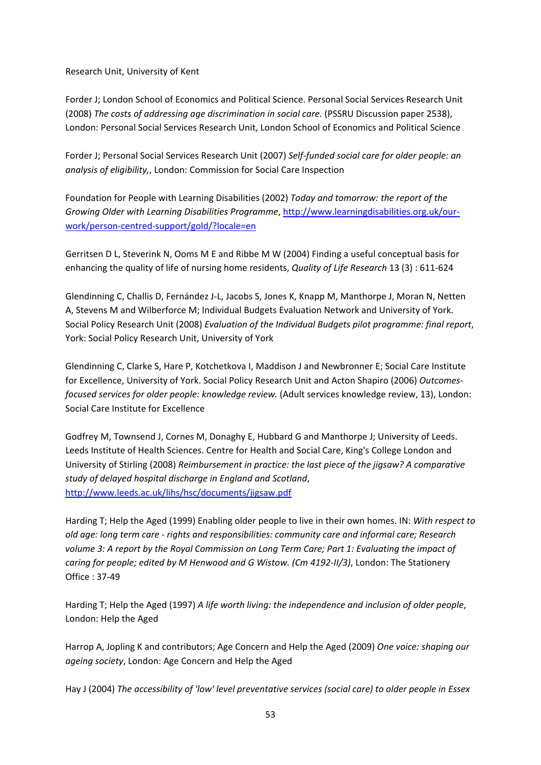Research Unit, University of Kent

Forder J; London School of Economics and Political Science. Personal Social Services Research Unit (2008) *The costs of addressing age discrimination in social care.* (PSSRU Discussion paper 2538), London: Personal Social Services Research Unit, London School of Economics and Political Science

Forder J; Personal Social Services Research Unit (2007) *Self-funded social care for older people: an analysis of eligibility,*, London: Commission for Social Care Inspection

Foundation for People with Learning Disabilities (2002) *Today and tomorrow: the report of the Growing Older with Learning Disabilities Programme*, http://www.learningdisabilities.org.uk/our-work/person-centred-support/gold/?locale=en

Gerritsen D L, Steverink N, Ooms M E and Ribbe M W (2004) Finding a useful conceptual basis for enhancing the quality of life of nursing home residents, *Quality of Life Research* 13 (3) : 611-624

Glendinning C, Challis D, Fernández J-L, Jacobs S, Jones K, Knapp M, Manthorpe J, Moran N, Netten A, Stevens M and Wilberforce M; Individual Budgets Evaluation Network and University of York. Social Policy Research Unit (2008) *Evaluation of the Individual Budgets pilot programme: final report*, York: Social Policy Research Unit, University of York

Glendinning C, Clarke S, Hare P, Kotchetkova I, Maddison J and Newbronner E; Social Care Institute for Excellence, University of York. Social Policy Research Unit and Acton Shapiro (2006) *Outcomes-focused services for older people: knowledge review.* (Adult services knowledge review, 13), London: Social Care Institute for Excellence

Godfrey M, Townsend J, Cornes M, Donaghy E, Hubbard G and Manthorpe J; University of Leeds. Leeds Institute of Health Sciences. Centre for Health and Social Care, King's College London and University of Stirling (2008) *Reimbursement in practice: the last piece of the jigsaw? A comparative study of delayed hospital discharge in England and Scotland*, http://www.leeds.ac.uk/lihs/hsc/documents/jigsaw.pdf

Harding T; Help the Aged (1999) Enabling older people to live in their own homes. IN: *With respect to old age: long term care - rights and responsibilities: community care and informal care; Research volume 3: A report by the Royal Commission on Long Term Care; Part 1: Evaluating the impact of caring for people; edited by M Henwood and G Wistow. (Cm 4192-II/3)*, London: The Stationery Office : 37-49

Harding T; Help the Aged (1997) *A life worth living: the independence and inclusion of older people*, London: Help the Aged

Harrop A, Jopling K and contributors; Age Concern and Help the Aged (2009) *One voice: shaping our ageing society*, London: Age Concern and Help the Aged

Hay J (2004) *The accessibility of 'low' level preventative services (social care) to older people in Essex*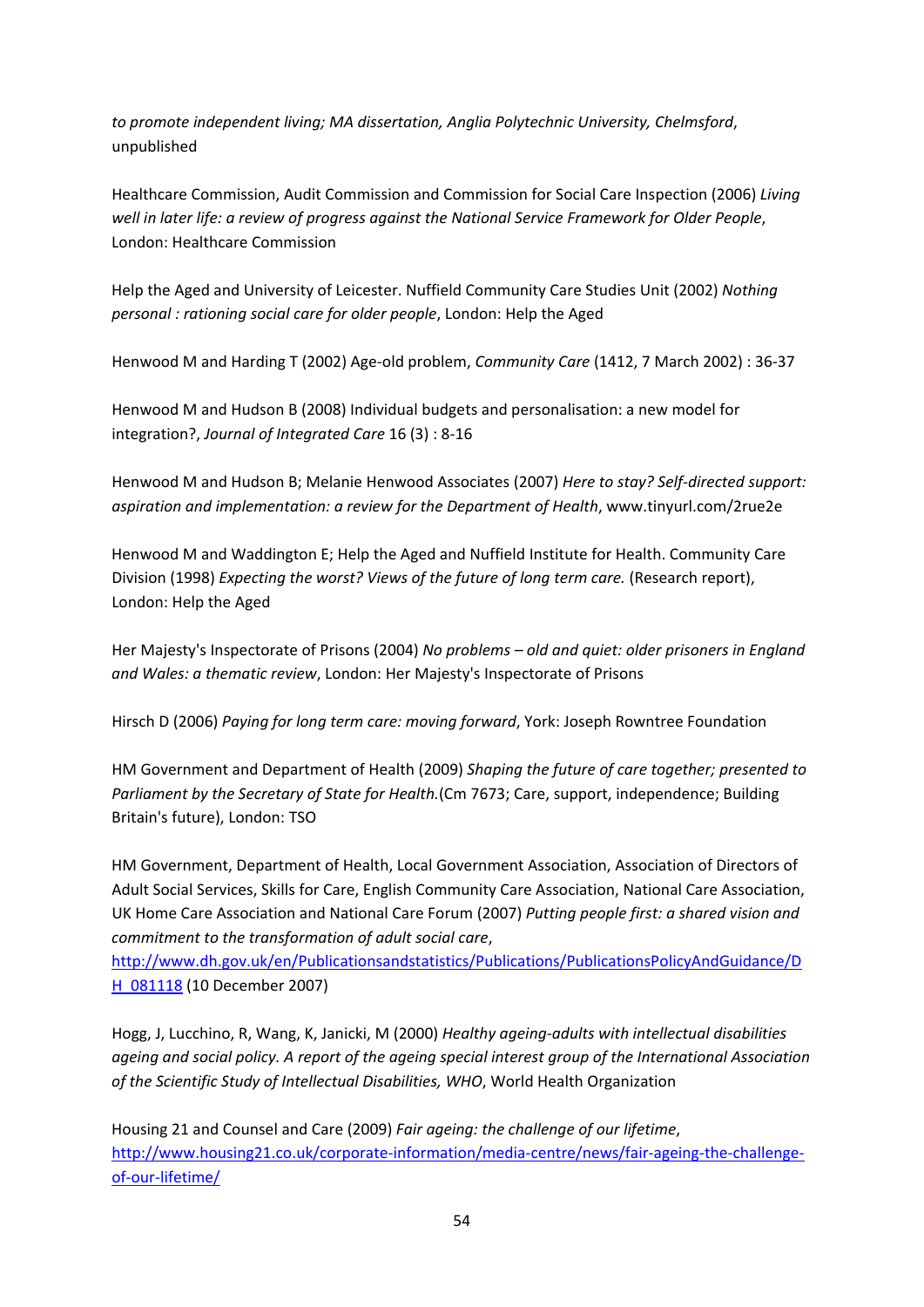*to promote independent living; MA dissertation, Anglia Polytechnic University, Chelmsford*, unpublished

Healthcare Commission, Audit Commission and Commission for Social Care Inspection (2006) *Living well in later life: a review of progress against the National Service Framework for Older People*, London: Healthcare Commission

Help the Aged and University of Leicester. Nuffield Community Care Studies Unit (2002) *Nothing personal : rationing social care for older people*, London: Help the Aged

Henwood M and Harding T (2002) Age-old problem, *Community Care* (1412, 7 March 2002) : 36-37

Henwood M and Hudson B (2008) Individual budgets and personalisation: a new model for integration?, *Journal of Integrated Care* 16 (3) : 8-16

Henwood M and Hudson B; Melanie Henwood Associates (2007) *Here to stay? Self-directed support: aspiration and implementation: a review for the Department of Health*, www.tinyurl.com/2rue2e

Henwood M and Waddington E; Help the Aged and Nuffield Institute for Health. Community Care Division (1998) *Expecting the worst? Views of the future of long term care.* (Research report), London: Help the Aged

Her Majesty's Inspectorate of Prisons (2004) *No problems – old and quiet: older prisoners in England and Wales: a thematic review*, London: Her Majesty's Inspectorate of Prisons

Hirsch D (2006) *Paying for long term care: moving forward*, York: Joseph Rowntree Foundation

HM Government and Department of Health (2009) *Shaping the future of care together; presented to Parliament by the Secretary of State for Health.*(Cm 7673; Care, support, independence; Building Britain's future), London: TSO

HM Government, Department of Health, Local Government Association, Association of Directors of Adult Social Services, Skills for Care, English Community Care Association, National Care Association, UK Home Care Association and National Care Forum (2007) *Putting people first: a shared vision and commitment to the transformation of adult social care*, http://www.dh.gov.uk/en/Publicationsandstatistics/Publications/PublicationsPolicyAndGuidance/DH_081118 (10 December 2007)

Hogg, J, Lucchino, R, Wang, K, Janicki, M (2000) *Healthy ageing-adults with intellectual disabilities ageing and social policy. A report of the ageing special interest group of the International Association of the Scientific Study of Intellectual Disabilities, WHO*, World Health Organization

Housing 21 and Counsel and Care (2009) *Fair ageing: the challenge of our lifetime*, http://www.housing21.co.uk/corporate-information/media-centre/news/fair-ageing-the-challenge-of-our-lifetime/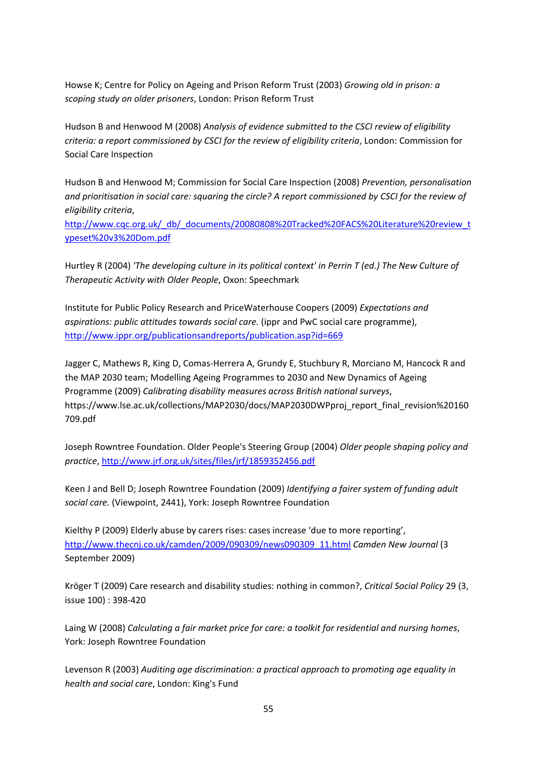Howse K; Centre for Policy on Ageing and Prison Reform Trust (2003) *Growing old in prison: a scoping study on older prisoners*, London: Prison Reform Trust

Hudson B and Henwood M (2008) *Analysis of evidence submitted to the CSCI review of eligibility criteria: a report commissioned by CSCI for the review of eligibility criteria*, London: Commission for Social Care Inspection

Hudson B and Henwood M; Commission for Social Care Inspection (2008) *Prevention, personalisation and prioritisation in social care: squaring the circle? A report commissioned by CSCI for the review of eligibility criteria*, http://www.cqc.org.uk/_db/_documents/20080808%20Tracked%20FACS%20Literature%20review_typeset%20v3%20Dom.pdf

Hurtley R (2004) *'The developing culture in its political context' in Perrin T (ed.) The New Culture of Therapeutic Activity with Older People*, Oxon: Speechmark

Institute for Public Policy Research and PriceWaterhouse Coopers (2009) *Expectations and aspirations: public attitudes towards social care.* (ippr and PwC social care programme), http://www.ippr.org/publicationsandreports/publication.asp?id=669

Jagger C, Mathews R, King D, Comas-Herrera A, Grundy E, Stuchbury R, Morciano M, Hancock R and the MAP 2030 team; Modelling Ageing Programmes to 2030 and New Dynamics of Ageing Programme (2009) *Calibrating disability measures across British national surveys*, https://www.lse.ac.uk/collections/MAP2030/docs/MAP2030DWPproj_report_final_revision%20160709.pdf

Joseph Rowntree Foundation. Older People's Steering Group (2004) *Older people shaping policy and practice*, http://www.jrf.org.uk/sites/files/jrf/1859352456.pdf

Keen J and Bell D; Joseph Rowntree Foundation (2009) *Identifying a fairer system of funding adult social care.* (Viewpoint, 2441), York: Joseph Rowntree Foundation

Kielthy P (2009) Elderly abuse by carers rises: cases increase 'due to more reporting', http://www.thecnj.co.uk/camden/2009/090309/news090309_11.html *Camden New Journal* (3 September 2009)

Kröger T (2009) Care research and disability studies: nothing in common?, *Critical Social Policy* 29 (3, issue 100) : 398-420

Laing W (2008) *Calculating a fair market price for care: a toolkit for residential and nursing homes*, York: Joseph Rowntree Foundation

Levenson R (2003) *Auditing age discrimination: a practical approach to promoting age equality in health and social care*, London: King's Fund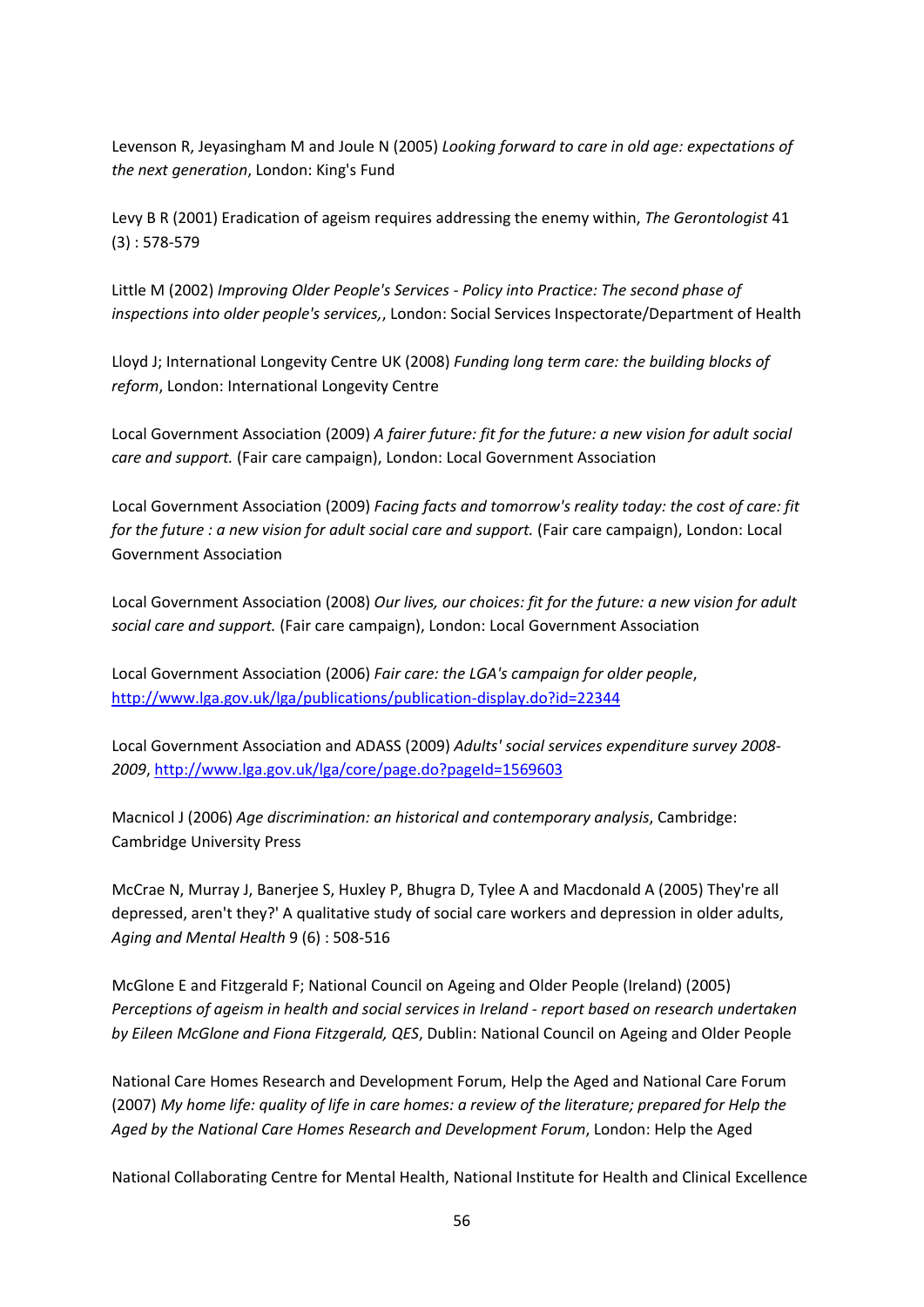Levenson R, Jeyasingham M and Joule N (2005) *Looking forward to care in old age: expectations of the next generation*, London: King's Fund

Levy B R (2001) Eradication of ageism requires addressing the enemy within, *The Gerontologist* 41 (3) : 578-579

Little M (2002) *Improving Older People's Services - Policy into Practice: The second phase of inspections into older people's services,*, London: Social Services Inspectorate/Department of Health

Lloyd J; International Longevity Centre UK (2008) *Funding long term care: the building blocks of reform*, London: International Longevity Centre

Local Government Association (2009) *A fairer future: fit for the future: a new vision for adult social care and support.* (Fair care campaign), London: Local Government Association

Local Government Association (2009) *Facing facts and tomorrow's reality today: the cost of care: fit for the future : a new vision for adult social care and support.* (Fair care campaign), London: Local Government Association

Local Government Association (2008) *Our lives, our choices: fit for the future: a new vision for adult social care and support.* (Fair care campaign), London: Local Government Association

Local Government Association (2006) *Fair care: the LGA's campaign for older people*, http://www.lga.gov.uk/lga/publications/publication-display.do?id=22344

Local Government Association and ADASS (2009) *Adults' social services expenditure survey 2008-2009*, http://www.lga.gov.uk/lga/core/page.do?pageId=1569603

Macnicol J (2006) *Age discrimination: an historical and contemporary analysis*, Cambridge: Cambridge University Press

McCrae N, Murray J, Banerjee S, Huxley P, Bhugra D, Tylee A and Macdonald A (2005) They're all depressed, aren't they?' A qualitative study of social care workers and depression in older adults, *Aging and Mental Health* 9 (6) : 508-516

McGlone E and Fitzgerald F; National Council on Ageing and Older People (Ireland) (2005) *Perceptions of ageism in health and social services in Ireland - report based on research undertaken by Eileen McGlone and Fiona Fitzgerald, QES*, Dublin: National Council on Ageing and Older People

National Care Homes Research and Development Forum, Help the Aged and National Care Forum (2007) *My home life: quality of life in care homes: a review of the literature; prepared for Help the Aged by the National Care Homes Research and Development Forum*, London: Help the Aged

National Collaborating Centre for Mental Health, National Institute for Health and Clinical Excellence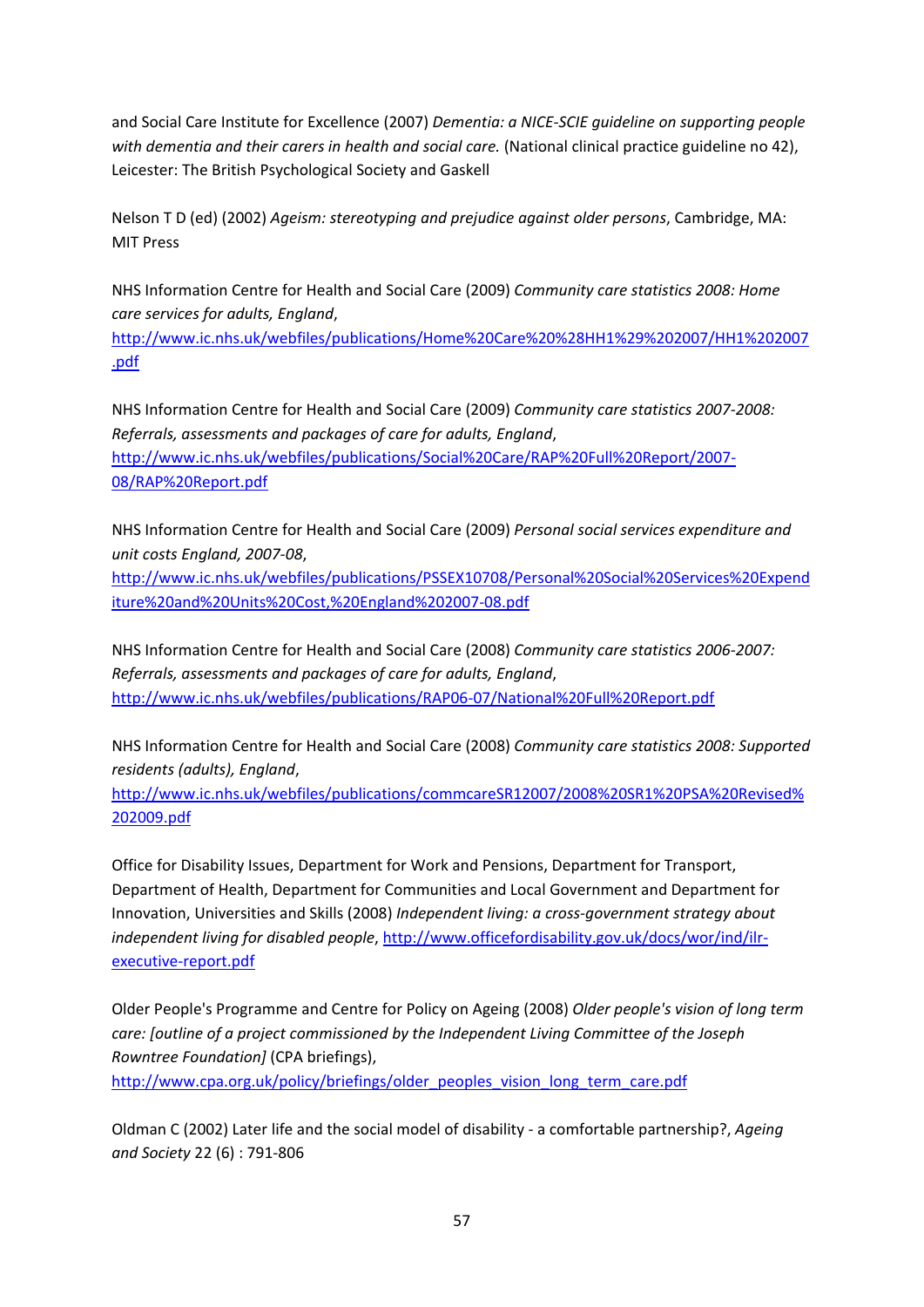and Social Care Institute for Excellence (2007) *Dementia: a NICE-SCIE guideline on supporting people with dementia and their carers in health and social care.* (National clinical practice guideline no 42), Leicester: The British Psychological Society and Gaskell

Nelson T D (ed) (2002) *Ageism: stereotyping and prejudice against older persons*, Cambridge, MA: MIT Press

NHS Information Centre for Health and Social Care (2009) *Community care statistics 2008: Home care services for adults, England*, http://www.ic.nhs.uk/webfiles/publications/Home%20Care%20%28HH1%29%202007/HH1%202007.pdf

NHS Information Centre for Health and Social Care (2009) *Community care statistics 2007-2008: Referrals, assessments and packages of care for adults, England*, http://www.ic.nhs.uk/webfiles/publications/Social%20Care/RAP%20Full%20Report/2007-08/RAP%20Report.pdf

NHS Information Centre for Health and Social Care (2009) *Personal social services expenditure and unit costs England, 2007-08*, http://www.ic.nhs.uk/webfiles/publications/PSSEX10708/Personal%20Social%20Services%20Expenditure%20and%20Units%20Cost,%20England%202007-08.pdf

NHS Information Centre for Health and Social Care (2008) *Community care statistics 2006-2007: Referrals, assessments and packages of care for adults, England*, http://www.ic.nhs.uk/webfiles/publications/RAP06-07/National%20Full%20Report.pdf

NHS Information Centre for Health and Social Care (2008) *Community care statistics 2008: Supported residents (adults), England*, http://www.ic.nhs.uk/webfiles/publications/commcareSR12007/2008%20SR1%20PSA%20Revised%202009.pdf

Office for Disability Issues, Department for Work and Pensions, Department for Transport, Department of Health, Department for Communities and Local Government and Department for Innovation, Universities and Skills (2008) *Independent living: a cross-government strategy about independent living for disabled people*, http://www.officefordisability.gov.uk/docs/wor/ind/ilr-executive-report.pdf

Older People's Programme and Centre for Policy on Ageing (2008) *Older people's vision of long term care: [outline of a project commissioned by the Independent Living Committee of the Joseph Rowntree Foundation]* (CPA briefings), http://www.cpa.org.uk/policy/briefings/older_peoples_vision_long_term_care.pdf

Oldman C (2002) Later life and the social model of disability - a comfortable partnership?, *Ageing and Society* 22 (6) : 791-806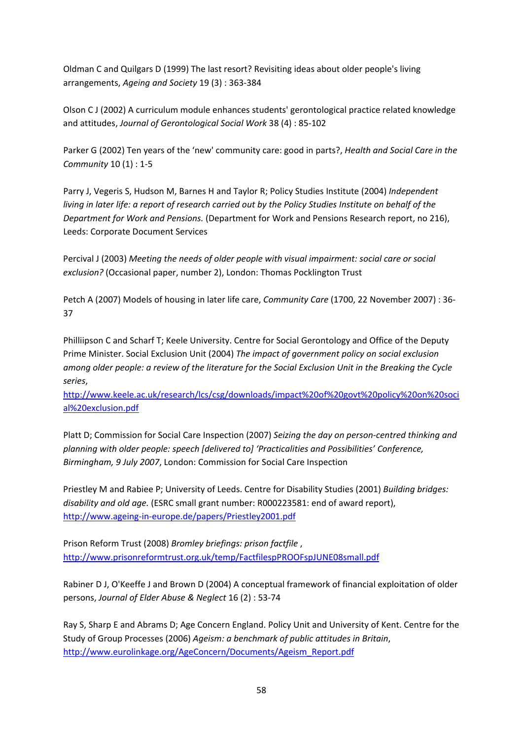Oldman C and Quilgars D (1999) The last resort? Revisiting ideas about older people's living arrangements, *Ageing and Society* 19 (3) : 363-384

Olson C J (2002) A curriculum module enhances students' gerontological practice related knowledge and attitudes, *Journal of Gerontological Social Work* 38 (4) : 85-102

Parker G (2002) Ten years of the 'new' community care: good in parts?, *Health and Social Care in the Community* 10 (1) : 1-5

Parry J, Vegeris S, Hudson M, Barnes H and Taylor R; Policy Studies Institute (2004) *Independent living in later life: a report of research carried out by the Policy Studies Institute on behalf of the Department for Work and Pensions.* (Department for Work and Pensions Research report, no 216), Leeds: Corporate Document Services

Percival J (2003) *Meeting the needs of older people with visual impairment: social care or social exclusion?* (Occasional paper, number 2), London: Thomas Pocklington Trust

Petch A (2007) Models of housing in later life care, *Community Care* (1700, 22 November 2007) : 36-37

Philliipson C and Scharf T; Keele University. Centre for Social Gerontology and Office of the Deputy Prime Minister. Social Exclusion Unit (2004) *The impact of government policy on social exclusion among older people: a review of the literature for the Social Exclusion Unit in the Breaking the Cycle series*, http://www.keele.ac.uk/research/lcs/csg/downloads/impact%20of%20govt%20policy%20on%20social%20exclusion.pdf

Platt D; Commission for Social Care Inspection (2007) *Seizing the day on person-centred thinking and planning with older people: speech [delivered to] 'Practicalities and Possibilities' Conference, Birmingham, 9 July 2007*, London: Commission for Social Care Inspection

Priestley M and Rabiee P; University of Leeds. Centre for Disability Studies (2001) *Building bridges: disability and old age.* (ESRC small grant number: R000223581: end of award report), http://www.ageing-in-europe.de/papers/Priestley2001.pdf

Prison Reform Trust (2008) *Bromley briefings: prison factfile* , http://www.prisonreformtrust.org.uk/temp/FactfilespPROOFspJUNE08small.pdf

Rabiner D J, O'Keeffe J and Brown D (2004) A conceptual framework of financial exploitation of older persons, *Journal of Elder Abuse & Neglect* 16 (2) : 53-74

Ray S, Sharp E and Abrams D; Age Concern England. Policy Unit and University of Kent. Centre for the Study of Group Processes (2006) *Ageism: a benchmark of public attitudes in Britain*, http://www.eurolinkage.org/AgeConcern/Documents/Ageism_Report.pdf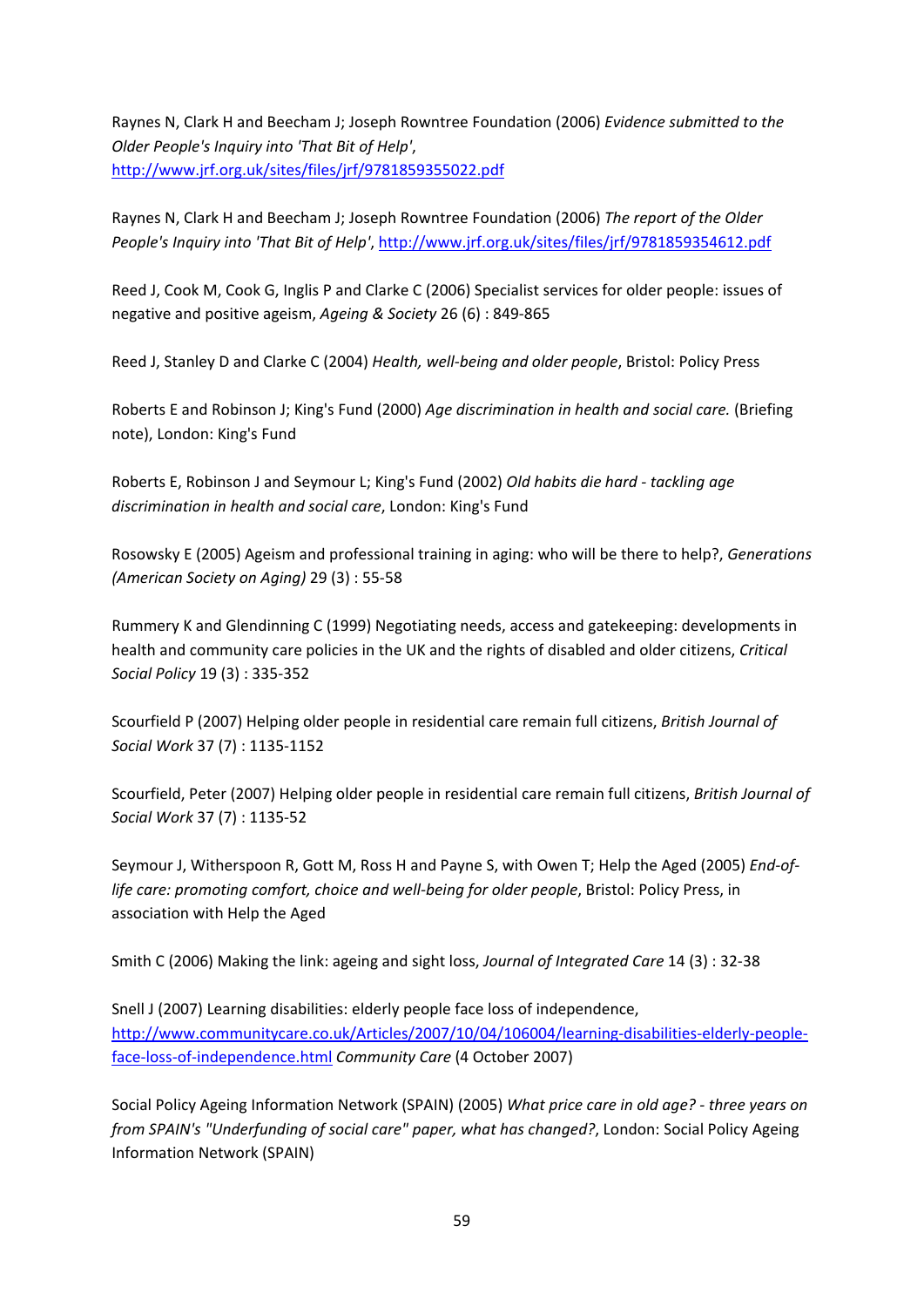Raynes N, Clark H and Beecham J; Joseph Rowntree Foundation (2006) *Evidence submitted to the Older People's Inquiry into 'That Bit of Help'*, http://www.jrf.org.uk/sites/files/jrf/9781859355022.pdf

Raynes N, Clark H and Beecham J; Joseph Rowntree Foundation (2006) *The report of the Older People's Inquiry into 'That Bit of Help'*, http://www.jrf.org.uk/sites/files/jrf/9781859354612.pdf

Reed J, Cook M, Cook G, Inglis P and Clarke C (2006) Specialist services for older people: issues of negative and positive ageism, *Ageing & Society* 26 (6) : 849-865

Reed J, Stanley D and Clarke C (2004) *Health, well-being and older people*, Bristol: Policy Press

Roberts E and Robinson J; King's Fund (2000) *Age discrimination in health and social care.* (Briefing note), London: King's Fund

Roberts E, Robinson J and Seymour L; King's Fund (2002) *Old habits die hard - tackling age discrimination in health and social care*, London: King's Fund

Rosowsky E (2005) Ageism and professional training in aging: who will be there to help?, *Generations (American Society on Aging)* 29 (3) : 55-58

Rummery K and Glendinning C (1999) Negotiating needs, access and gatekeeping: developments in health and community care policies in the UK and the rights of disabled and older citizens, *Critical Social Policy* 19 (3) : 335-352

Scourfield P (2007) Helping older people in residential care remain full citizens, *British Journal of Social Work* 37 (7) : 1135-1152

Scourfield, Peter (2007) Helping older people in residential care remain full citizens, *British Journal of Social Work* 37 (7) : 1135-52

Seymour J, Witherspoon R, Gott M, Ross H and Payne S, with Owen T; Help the Aged (2005) *End-of-life care: promoting comfort, choice and well-being for older people*, Bristol: Policy Press, in association with Help the Aged

Smith C (2006) Making the link: ageing and sight loss, *Journal of Integrated Care* 14 (3) : 32-38

Snell J (2007) Learning disabilities: elderly people face loss of independence, http://www.communitycare.co.uk/Articles/2007/10/04/106004/learning-disabilities-elderly-people-face-loss-of-independence.html *Community Care* (4 October 2007)

Social Policy Ageing Information Network (SPAIN) (2005) *What price care in old age? - three years on from SPAIN's "Underfunding of social care" paper, what has changed?*, London: Social Policy Ageing Information Network (SPAIN)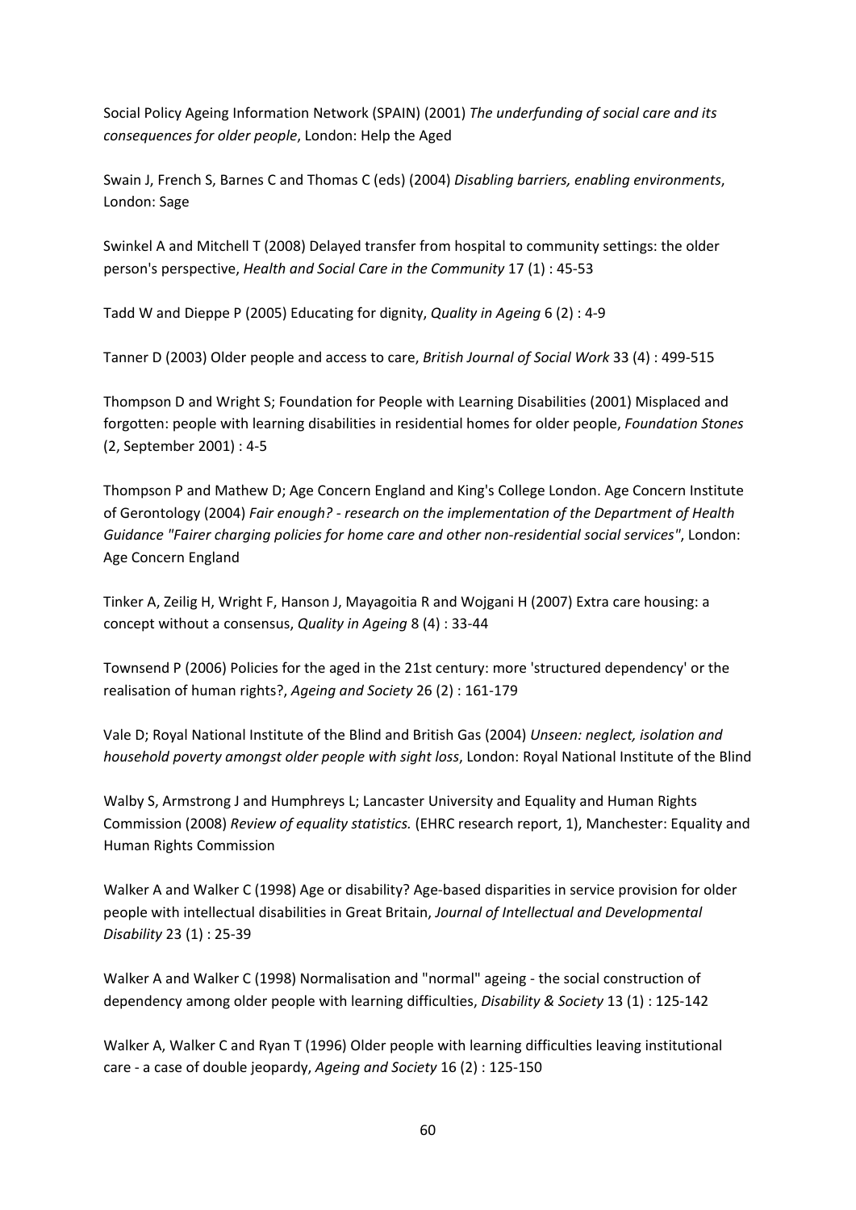Social Policy Ageing Information Network (SPAIN) (2001) *The underfunding of social care and its consequences for older people*, London: Help the Aged

Swain J, French S, Barnes C and Thomas C (eds) (2004) *Disabling barriers, enabling environments*, London: Sage

Swinkel A and Mitchell T (2008) Delayed transfer from hospital to community settings: the older person's perspective, *Health and Social Care in the Community* 17 (1) : 45-53

Tadd W and Dieppe P (2005) Educating for dignity, *Quality in Ageing* 6 (2) : 4-9

Tanner D (2003) Older people and access to care, *British Journal of Social Work* 33 (4) : 499-515

Thompson D and Wright S; Foundation for People with Learning Disabilities (2001) Misplaced and forgotten: people with learning disabilities in residential homes for older people, *Foundation Stones* (2, September 2001) : 4-5

Thompson P and Mathew D; Age Concern England and King's College London. Age Concern Institute of Gerontology (2004) *Fair enough? - research on the implementation of the Department of Health Guidance "Fairer charging policies for home care and other non-residential social services"*, London: Age Concern England

Tinker A, Zeilig H, Wright F, Hanson J, Mayagoitia R and Wojgani H (2007) Extra care housing: a concept without a consensus, *Quality in Ageing* 8 (4) : 33-44

Townsend P (2006) Policies for the aged in the 21st century: more 'structured dependency' or the realisation of human rights?, *Ageing and Society* 26 (2) : 161-179

Vale D; Royal National Institute of the Blind and British Gas (2004) *Unseen: neglect, isolation and household poverty amongst older people with sight loss*, London: Royal National Institute of the Blind

Walby S, Armstrong J and Humphreys L; Lancaster University and Equality and Human Rights Commission (2008) *Review of equality statistics.* (EHRC research report, 1), Manchester: Equality and Human Rights Commission

Walker A and Walker C (1998) Age or disability? Age-based disparities in service provision for older people with intellectual disabilities in Great Britain, *Journal of Intellectual and Developmental Disability* 23 (1) : 25-39

Walker A and Walker C (1998) Normalisation and "normal" ageing - the social construction of dependency among older people with learning difficulties, *Disability & Society* 13 (1) : 125-142

Walker A, Walker C and Ryan T (1996) Older people with learning difficulties leaving institutional care - a case of double jeopardy, *Ageing and Society* 16 (2) : 125-150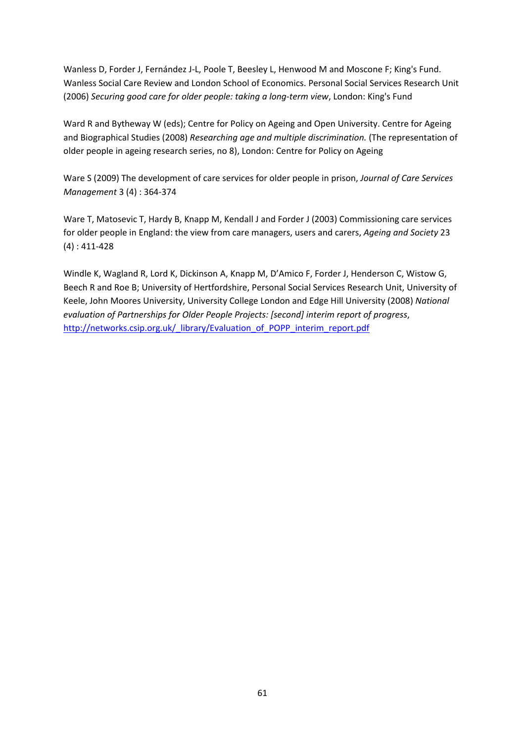Wanless D, Forder J, Fernández J-L, Poole T, Beesley L, Henwood M and Moscone F; King's Fund. Wanless Social Care Review and London School of Economics. Personal Social Services Research Unit (2006) *Securing good care for older people: taking a long-term view*, London: King's Fund

Ward R and Bytheway W (eds); Centre for Policy on Ageing and Open University. Centre for Ageing and Biographical Studies (2008) *Researching age and multiple discrimination.* (The representation of older people in ageing research series, no 8), London: Centre for Policy on Ageing

Ware S (2009) The development of care services for older people in prison, *Journal of Care Services Management* 3 (4) : 364-374

Ware T, Matosevic T, Hardy B, Knapp M, Kendall J and Forder J (2003) Commissioning care services for older people in England: the view from care managers, users and carers, *Ageing and Society* 23 (4) : 411-428

Windle K, Wagland R, Lord K, Dickinson A, Knapp M, D'Amico F, Forder J, Henderson C, Wistow G, Beech R and Roe B; University of Hertfordshire, Personal Social Services Research Unit, University of Keele, John Moores University, University College London and Edge Hill University (2008) *National evaluation of Partnerships for Older People Projects: [second] interim report of progress*, http://networks.csip.org.uk/_library/Evaluation_of_POPP_interim_report.pdf